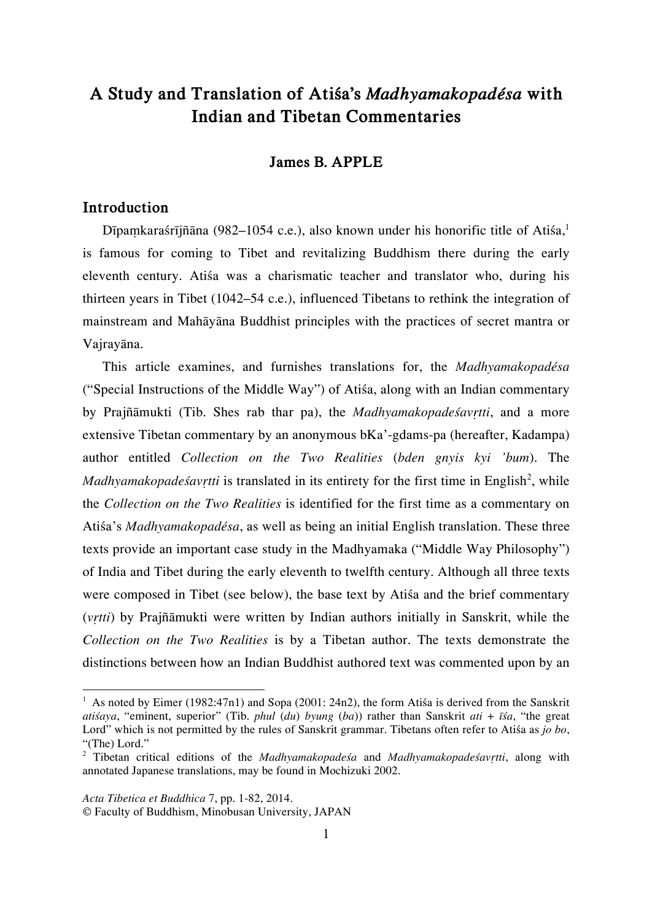# A Study and Translation of Atiśa's *Madhyamakopadésa* with Indian and Tibetan Commentaries

**James B. APPLE**

## Introduction

Dīpaṃkaraśrījñāna (982–1054 c.e.), also known under his honorific title of Atiśa,[1] is famous for coming to Tibet and revitalizing Buddhism there during the early eleventh century. Atiśa was a charismatic teacher and translator who, during his thirteen years in Tibet (1042–54 c.e.), influenced Tibetans to rethink the integration of mainstream and Mahāyāna Buddhist principles with the practices of secret mantra or Vajrayāna.

This article examines, and furnishes translations for, the *Madhyamakopadésa* ("Special Instructions of the Middle Way") of Atiśa, along with an Indian commentary by Prajñāmukti (Tib. Shes rab thar pa), the *Madhyamakopadeśavṛtti*, and a more extensive Tibetan commentary by an anonymous bKa'-gdams-pa (hereafter, Kadampa) author entitled *Collection on the Two Realities* (*bden gnyis kyi 'bum*). The *Madhyamakopadeśavṛtti* is translated in its entirety for the first time in English[2], while the *Collection on the Two Realities* is identified for the first time as a commentary on Atiśa's *Madhyamakopadésa*, as well as being an initial English translation. These three texts provide an important case study in the Madhyamaka ("Middle Way Philosophy") of India and Tibet during the early eleventh to twelfth century. Although all three texts were composed in Tibet (see below), the base text by Atiśa and the brief commentary (*vṛtti*) by Prajñāmukti were written by Indian authors initially in Sanskrit, while the *Collection on the Two Realities* is by a Tibetan author. The texts demonstrate the distinctions between how an Indian Buddhist authored text was commented upon by an

---

[1] As noted by Eimer (1982:47n1) and Sopa (2001: 24n2), the form Atiśa is derived from the Sanskrit *atiśaya*, "eminent, superior" (Tib. *phul* (*du*) *byung* (*ba*)) rather than Sanskrit *ati* + *īśa*, "the great Lord" which is not permitted by the rules of Sanskrit grammar. Tibetans often refer to Atiśa as *jo bo*, "(The) Lord."

[2] Tibetan critical editions of the *Madhyamakopadeśa* and *Madhyamakopadeśavṛtti*, along with annotated Japanese translations, may be found in Mochizuki 2002.

*Acta Tibetica et Buddhica* 7, pp. 1-82, 2014.
© Faculty of Buddhism, Minobusan University, JAPAN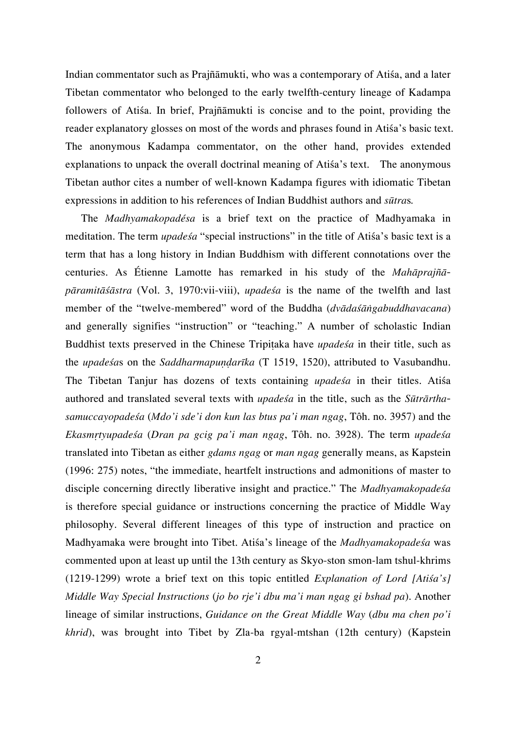Indian commentator such as Prajñāmukti, who was a contemporary of Atiśa, and a later Tibetan commentator who belonged to the early twelfth-century lineage of Kadampa followers of Atiśa. In brief, Prajñāmukti is concise and to the point, providing the reader explanatory glosses on most of the words and phrases found in Atiśa's basic text. The anonymous Kadampa commentator, on the other hand, provides extended explanations to unpack the overall doctrinal meaning of Atiśa's text. The anonymous Tibetan author cites a number of well-known Kadampa figures with idiomatic Tibetan expressions in addition to his references of Indian Buddhist authors and *sūtras.*

The *Madhyamakopadésa* is a brief text on the practice of Madhyamaka in meditation. The term *upadeśa* "special instructions" in the title of Atiśa's basic text is a term that has a long history in Indian Buddhism with different connotations over the centuries. As Étienne Lamotte has remarked in his study of the *Mahāprajñā-pāramitāśāstra* (Vol. 3, 1970:vii-viii), *upadeśa* is the name of the twelfth and last member of the "twelve-membered" word of the Buddha (*dvādaśāṅgabuddhavacana*) and generally signifies "instruction" or "teaching." A number of scholastic Indian Buddhist texts preserved in the Chinese Tripiṭaka have *upadeśa* in their title, such as the *upadeśa*s on the *Saddharmapuṇḍarīka* (T 1519, 1520), attributed to Vasubandhu. The Tibetan Tanjur has dozens of texts containing *upadeśa* in their titles. Atiśa authored and translated several texts with *upadeśa* in the title, such as the *Sūtrārtha-samuccayopadeśa* (*Mdo'i sde'i don kun las btus pa'i man ngag*, Tôh. no. 3957) and the *Ekasmṛtyupadeśa* (*Dran pa gcig pa'i man ngag*, Tôh. no. 3928). The term *upadeśa* translated into Tibetan as either *gdams ngag* or *man ngag* generally means, as Kapstein (1996: 275) notes, "the immediate, heartfelt instructions and admonitions of master to disciple concerning directly liberative insight and practice." The *Madhyamakopadeśa* is therefore special guidance or instructions concerning the practice of Middle Way philosophy. Several different lineages of this type of instruction and practice on Madhyamaka were brought into Tibet. Atiśa's lineage of the *Madhyamakopadeśa* was commented upon at least up until the 13th century as Skyo-ston smon-lam tshul-khrims (1219-1299) wrote a brief text on this topic entitled *Explanation of Lord [Atiśa's] Middle Way Special Instructions* (*jo bo rje'i dbu ma'i man ngag gi bshad pa*). Another lineage of similar instructions, *Guidance on the Great Middle Way* (*dbu ma chen po'i khrid*), was brought into Tibet by Zla-ba rgyal-mtshan (12th century) (Kapstein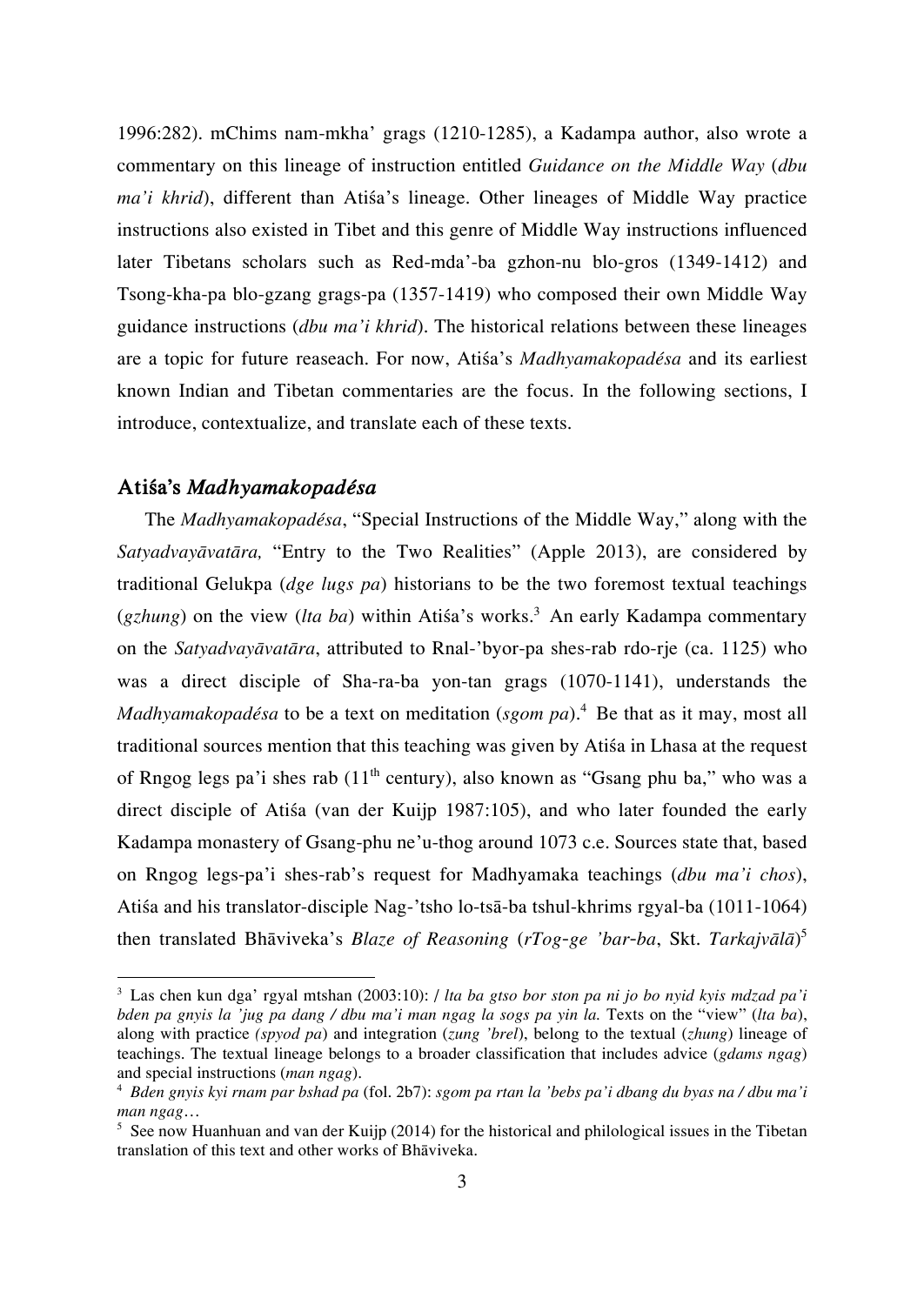1996:282). mChims nam-mkha' grags (1210-1285), a Kadampa author, also wrote a commentary on this lineage of instruction entitled *Guidance on the Middle Way* (*dbu ma'i khrid*), different than Atiśa's lineage. Other lineages of Middle Way practice instructions also existed in Tibet and this genre of Middle Way instructions influenced later Tibetans scholars such as Red-mda'-ba gzhon-nu blo-gros (1349-1412) and Tsong-kha-pa blo-gzang grags-pa (1357-1419) who composed their own Middle Way guidance instructions (*dbu ma'i khrid*). The historical relations between these lineages are a topic for future reaseach. For now, Atiśa's *Madhyamakopadésa* and its earliest known Indian and Tibetan commentaries are the focus. In the following sections, I introduce, contextualize, and translate each of these texts.

## Atiśa's *Madhyamakopadésa*

The *Madhyamakopadésa*, "Special Instructions of the Middle Way," along with the *Satyadvayāvatāra,* "Entry to the Two Realities" (Apple 2013), are considered by traditional Gelukpa (*dge lugs pa*) historians to be the two foremost textual teachings (*gzhung*) on the view (*lta ba*) within Atiśa's works.[3] An early Kadampa commentary on the *Satyadvayāvatāra*, attributed to Rnal-'byor-pa shes-rab rdo-rje (ca. 1125) who was a direct disciple of Sha-ra-ba yon-tan grags (1070-1141), understands the *Madhyamakopadésa* to be a text on meditation (*sgom pa*).[4] Be that as it may, most all traditional sources mention that this teaching was given by Atiśa in Lhasa at the request of Rngog legs pa'i shes rab (11th century), also known as "Gsang phu ba," who was a direct disciple of Atiśa (van der Kuijp 1987:105), and who later founded the early Kadampa monastery of Gsang-phu ne'u-thog around 1073 c.e. Sources state that, based on Rngog legs-pa'i shes-rab's request for Madhyamaka teachings (*dbu ma'i chos*), Atiśa and his translator-disciple Nag-'tsho lo-tsā-ba tshul-khrims rgyal-ba (1011-1064) then translated Bhāviveka's *Blaze of Reasoning* (*rTog-ge 'bar-ba*, Skt. *Tarkajvālā*)[5]

---

[3] Las chen kun dga' rgyal mtshan (2003:10): / *lta ba gtso bor ston pa ni jo bo nyid kyis mdzad pa'i bden pa gnyis la 'jug pa dang / dbu ma'i man ngag la sogs pa yin la.* Texts on the "view" (*lta ba*), along with practice *(spyod pa*) and integration (*zung 'brel*), belong to the textual (*zhung*) lineage of teachings. The textual lineage belongs to a broader classification that includes advice (*gdams ngag*) and special instructions (*man ngag*).

[4] *Bden gnyis kyi rnam par bshad pa* (fol. 2b7): *sgom pa rtan la 'bebs pa'i dbang du byas na / dbu ma'i man ngag…*

[5] See now Huanhuan and van der Kuijp (2014) for the historical and philological issues in the Tibetan translation of this text and other works of Bhāviveka.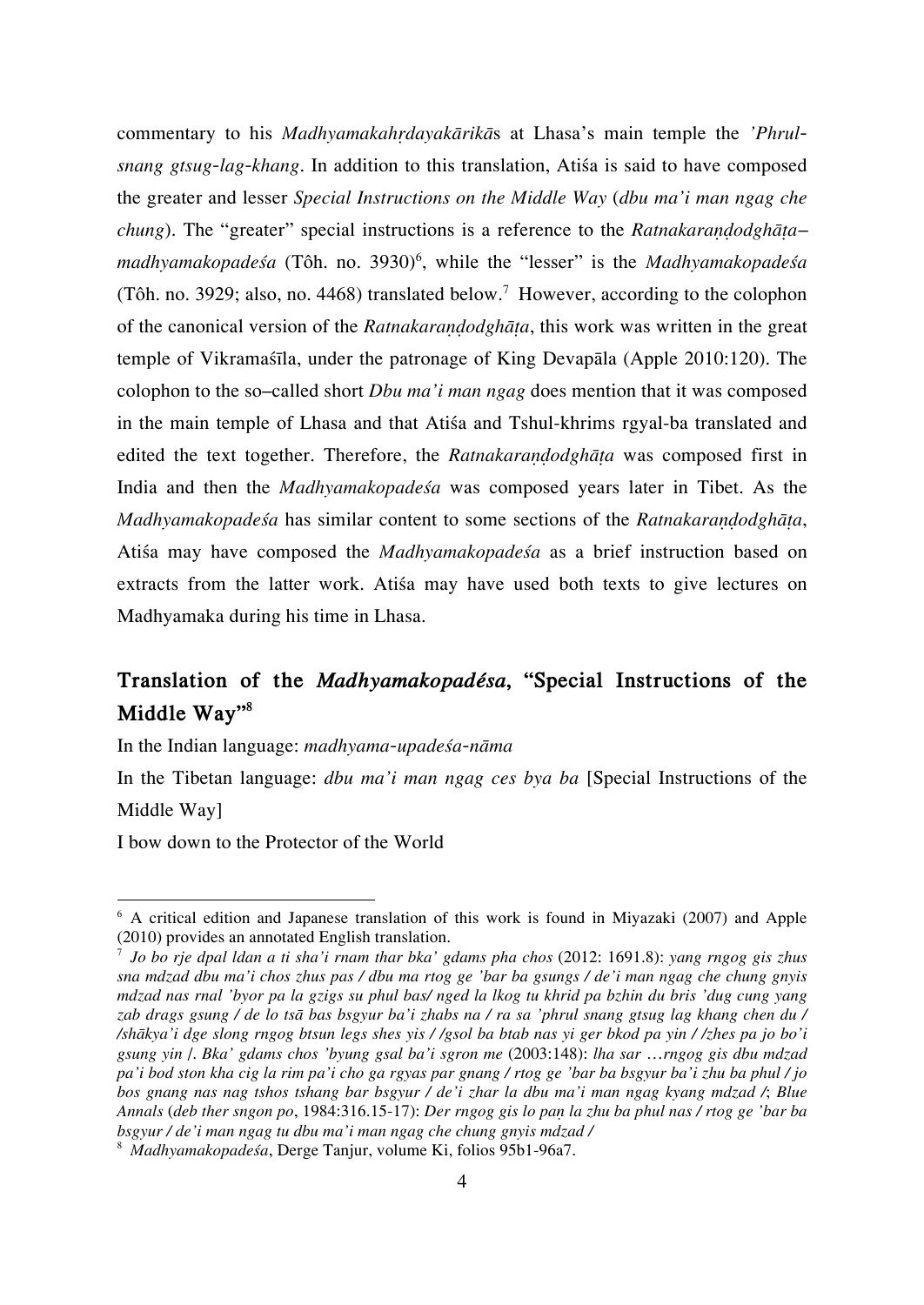commentary to his *Madhyamakahṛdayakārikā*s at Lhasa's main temple the *'Phrul-snang gtsug-lag-khang*. In addition to this translation, Atiśa is said to have composed the greater and lesser *Special Instructions on the Middle Way* (*dbu ma'i man ngag che chung*). The "greater" special instructions is a reference to the *Ratnakaraṇḍodghāṭa–madhyamakopadeśa* (Tôh. no. 3930)[6], while the "lesser" is the *Madhyamakopadeśa* (Tôh. no. 3929; also, no. 4468) translated below.[7] However, according to the colophon of the canonical version of the *Ratnakaraṇḍodghāṭa*, this work was written in the great temple of Vikramaśīla, under the patronage of King Devapāla (Apple 2010:120). The colophon to the so–called short *Dbu ma'i man ngag* does mention that it was composed in the main temple of Lhasa and that Atiśa and Tshul-khrims rgyal-ba translated and edited the text together. Therefore, the *Ratnakaraṇḍodghāṭa* was composed first in India and then the *Madhyamakopadeśa* was composed years later in Tibet. As the *Madhyamakopadeśa* has similar content to some sections of the *Ratnakaraṇḍodghāṭa*, Atiśa may have composed the *Madhyamakopadeśa* as a brief instruction based on extracts from the latter work. Atiśa may have used both texts to give lectures on Madhyamaka during his time in Lhasa.

## Translation of the *Madhyamakopadésa*, "Special Instructions of the Middle Way"[8]

In the Indian language: *madhyama-upadeśa-nāma*

In the Tibetan language: *dbu ma'i man ngag ces bya ba* [Special Instructions of the Middle Way]

I bow down to the Protector of the World

---

[6] A critical edition and Japanese translation of this work is found in Miyazaki (2007) and Apple (2010) provides an annotated English translation.

[7] *Jo bo rje dpal ldan a ti sha'i rnam thar bka' gdams pha chos* (2012: 1691.8): *yang rngog gis zhus sna mdzad dbu ma'i chos zhus pas / dbu ma rtog ge 'bar ba gsungs / de'i man ngag che chung gnyis mdzad nas rnal 'byor pa la gzigs su phul bas/ nged la lkog tu khrid pa bzhin du bris 'dug cung yang zab drags gsung / de lo tsā bas bsgyur ba'i zhabs na / ra sa 'phrul snang gtsug lag khang chen du / /shākya'i dge slong rngog btsun legs shes yis / /gsol ba btab nas yi ger bkod pa yin / /zhes pa jo bo'i gsung yin /*. *Bka' gdams chos 'byung gsal ba'i sgron me* (2003:148): *lha sar …rngog gis dbu mdzad pa'i bod ston kha cig la rim pa'i cho ga rgyas par gnang / rtog ge 'bar ba bsgyur ba'i zhu ba phul / jo bos gnang nas nag tshos tshang bar bsgyur / de'i zhar la dbu ma'i man ngag kyang mdzad /*; *Blue Annals* (*deb ther sngon po*, 1984:316.15-17): *Der rngog gis lo paṇ la zhu ba phul nas / rtog ge 'bar ba bsgyur / de'i man ngag tu dbu ma'i man ngag che chung gnyis mdzad /*

[8] *Madhyamakopadeśa*, Derge Tanjur, volume Ki, folios 95b1-96a7.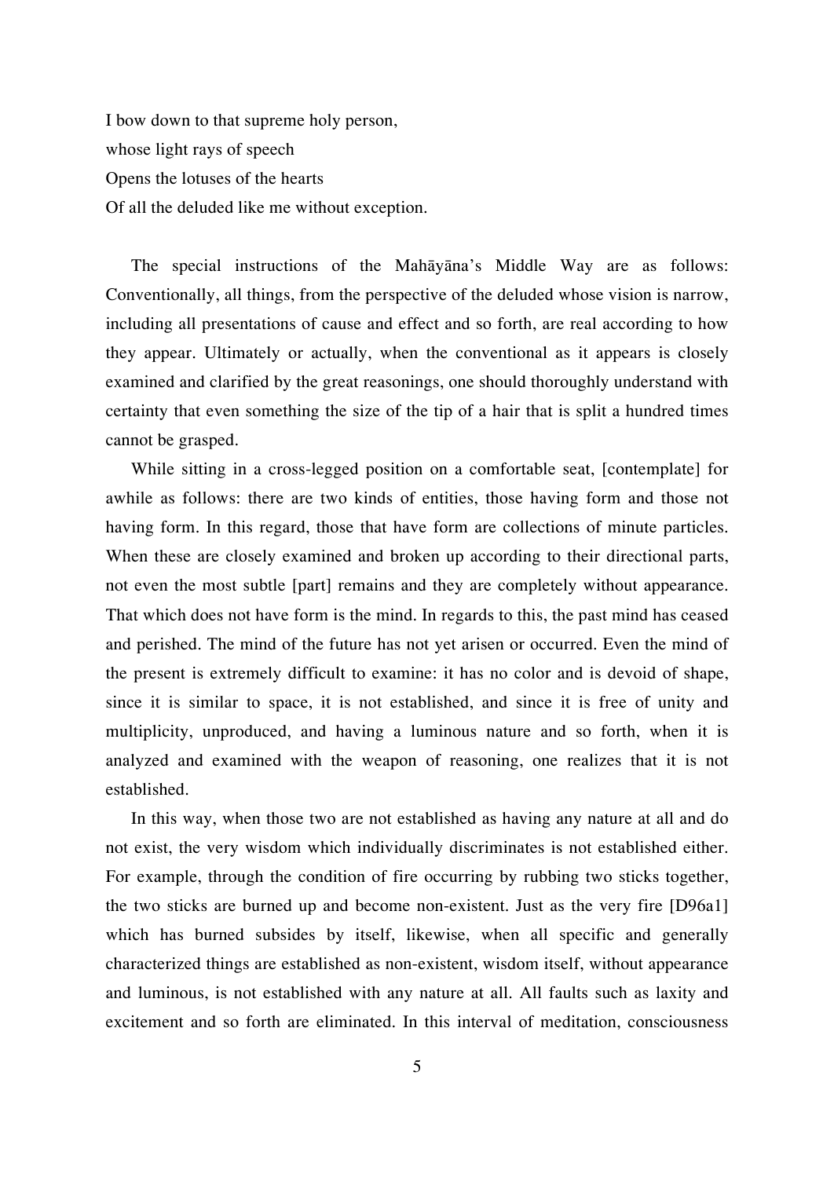I bow down to that supreme holy person,
whose light rays of speech
Opens the lotuses of the hearts
Of all the deluded like me without exception.

The special instructions of the Mahāyāna's Middle Way are as follows: Conventionally, all things, from the perspective of the deluded whose vision is narrow, including all presentations of cause and effect and so forth, are real according to how they appear. Ultimately or actually, when the conventional as it appears is closely examined and clarified by the great reasonings, one should thoroughly understand with certainty that even something the size of the tip of a hair that is split a hundred times cannot be grasped.

While sitting in a cross-legged position on a comfortable seat, [contemplate] for awhile as follows: there are two kinds of entities, those having form and those not having form. In this regard, those that have form are collections of minute particles. When these are closely examined and broken up according to their directional parts, not even the most subtle [part] remains and they are completely without appearance. That which does not have form is the mind. In regards to this, the past mind has ceased and perished. The mind of the future has not yet arisen or occurred. Even the mind of the present is extremely difficult to examine: it has no color and is devoid of shape, since it is similar to space, it is not established, and since it is free of unity and multiplicity, unproduced, and having a luminous nature and so forth, when it is analyzed and examined with the weapon of reasoning, one realizes that it is not established.

In this way, when those two are not established as having any nature at all and do not exist, the very wisdom which individually discriminates is not established either. For example, through the condition of fire occurring by rubbing two sticks together, the two sticks are burned up and become non-existent. Just as the very fire [D96a1] which has burned subsides by itself, likewise, when all specific and generally characterized things are established as non-existent, wisdom itself, without appearance and luminous, is not established with any nature at all. All faults such as laxity and excitement and so forth are eliminated. In this interval of meditation, consciousness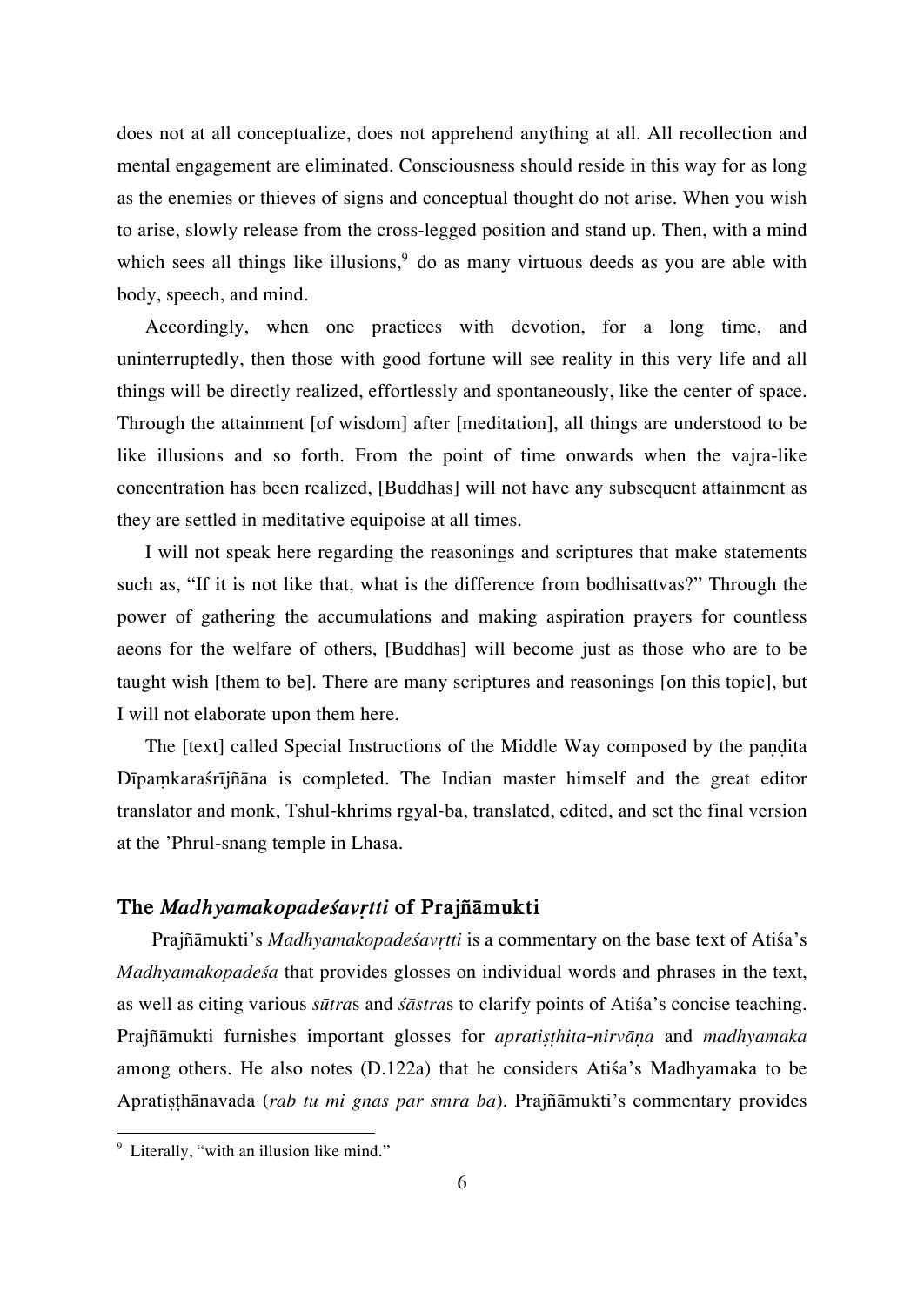does not at all conceptualize, does not apprehend anything at all. All recollection and mental engagement are eliminated. Consciousness should reside in this way for as long as the enemies or thieves of signs and conceptual thought do not arise. When you wish to arise, slowly release from the cross-legged position and stand up. Then, with a mind which sees all things like illusions,[9] do as many virtuous deeds as you are able with body, speech, and mind.

Accordingly, when one practices with devotion, for a long time, and uninterruptedly, then those with good fortune will see reality in this very life and all things will be directly realized, effortlessly and spontaneously, like the center of space. Through the attainment [of wisdom] after [meditation], all things are understood to be like illusions and so forth. From the point of time onwards when the vajra-like concentration has been realized, [Buddhas] will not have any subsequent attainment as they are settled in meditative equipoise at all times.

I will not speak here regarding the reasonings and scriptures that make statements such as, "If it is not like that, what is the difference from bodhisattvas?" Through the power of gathering the accumulations and making aspiration prayers for countless aeons for the welfare of others, [Buddhas] will become just as those who are to be taught wish [them to be]. There are many scriptures and reasonings [on this topic], but I will not elaborate upon them here.

The [text] called Special Instructions of the Middle Way composed by the paṇḍita Dīpaṃkaraśrījñāna is completed. The Indian master himself and the great editor translator and monk, Tshul-khrims rgyal-ba, translated, edited, and set the final version at the 'Phrul-snang temple in Lhasa.

## The *Madhyamakopadeśavṛtti* of Prajñāmukti

Prajñāmukti's *Madhyamakopadeśavṛtti* is a commentary on the base text of Atiśa's *Madhyamakopadeśa* that provides glosses on individual words and phrases in the text, as well as citing various *sūtra*s and *śāstra*s to clarify points of Atiśa's concise teaching. Prajñāmukti furnishes important glosses for *apratiṣṭhita-nirvāṇa* and *madhyamaka* among others. He also notes (D.122a) that he considers Atiśa's Madhyamaka to be Apratiṣṭhānavada (*rab tu mi gnas par smra ba*). Prajñāmukti's commentary provides

[9] Literally, "with an illusion like mind."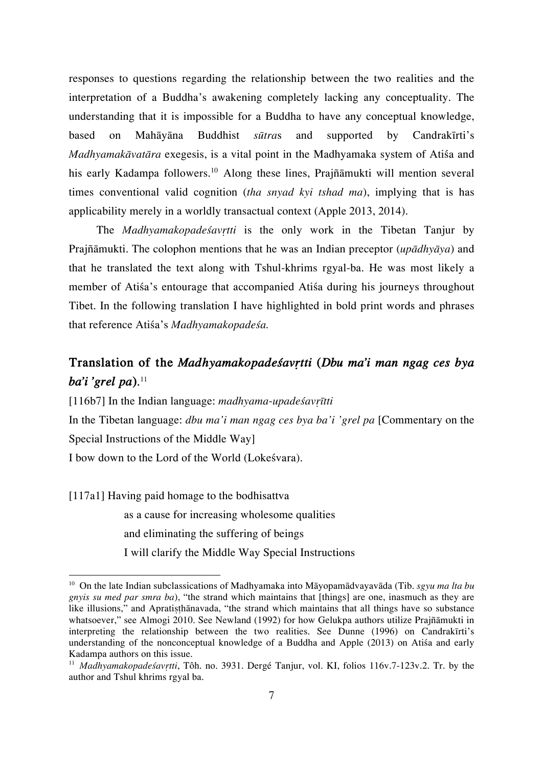responses to questions regarding the relationship between the two realities and the interpretation of a Buddha's awakening completely lacking any conceptuality. The understanding that it is impossible for a Buddha to have any conceptual knowledge, based on Mahāyāna Buddhist *sūtra*s and supported by Candrakīrti's *Madhyamakāvatāra* exegesis, is a vital point in the Madhyamaka system of Atiśa and his early Kadampa followers.[10] Along these lines, Prajñāmukti will mention several times conventional valid cognition (*tha snyad kyi tshad ma*), implying that is has applicability merely in a worldly transactual context (Apple 2013, 2014).

The *Madhyamakopadeśavṛtti* is the only work in the Tibetan Tanjur by Prajñāmukti. The colophon mentions that he was an Indian preceptor (*upādhyāya*) and that he translated the text along with Tshul-khrims rgyal-ba. He was most likely a member of Atiśa's entourage that accompanied Atiśa during his journeys throughout Tibet. In the following translation I have highlighted in bold print words and phrases that reference Atiśa's *Madhyamakopadeśa.*

## Translation of the *Madhyamakopadeśavṛtti* (*Dbu ma'i man ngag ces bya ba'i 'grel pa*).[11]

[116b7] In the Indian language: *madhyama-upadeśavṛītti*

In the Tibetan language: *dbu ma'i man ngag ces bya ba'i 'grel pa* [Commentary on the Special Instructions of the Middle Way]

I bow down to the Lord of the World (Lokeśvara).

[117a1] Having paid homage to the bodhisattva

as a cause for increasing wholesome qualities

and eliminating the suffering of beings

I will clarify the Middle Way Special Instructions

---

[10] On the late Indian subclassications of Madhyamaka into Māyopamādvayavāda (Tib. *sgyu ma lta bu gnyis su med par smra ba*), "the strand which maintains that [things] are one, inasmuch as they are like illusions," and Apratiṣṭhānavada, "the strand which maintains that all things have so substance whatsoever," see Almogi 2010. See Newland (1992) for how Gelukpa authors utilize Prajñāmukti in interpreting the relationship between the two realities. See Dunne (1996) on Candrakīrti's understanding of the nonconceptual knowledge of a Buddha and Apple (2013) on Atiśa and early Kadampa authors on this issue.

[11] *Madhyamakopadeśavṛtti*, Tôh. no. 3931. Dergé Tanjur, vol. KI, folios 116v.7-123v.2. Tr. by the author and Tshul khrims rgyal ba.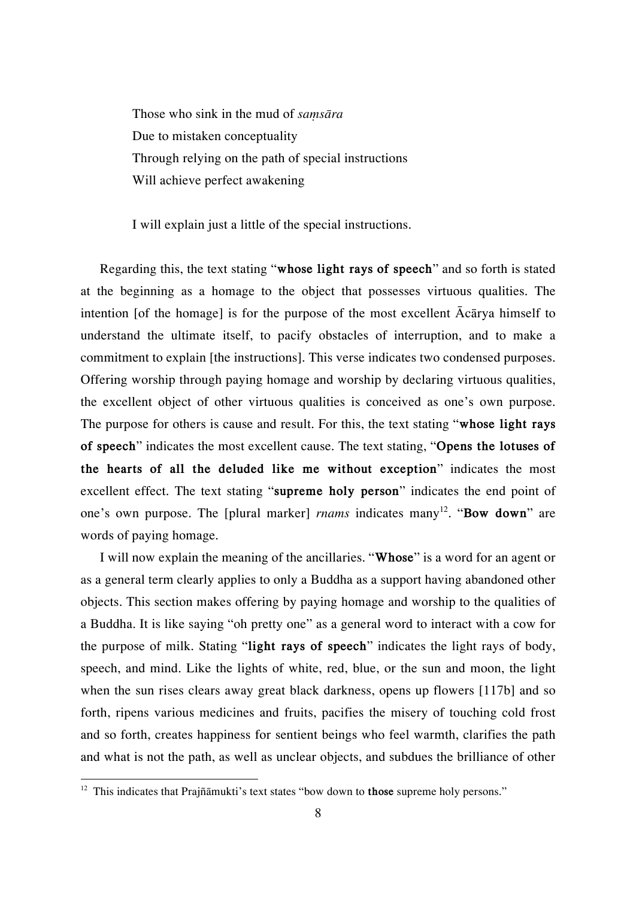Those who sink in the mud of *saṃsāra*  
Due to mistaken conceptuality  
Through relying on the path of special instructions  
Will achieve perfect awakening

I will explain just a little of the special instructions.

Regarding this, the text stating "**whose light rays of speech**" and so forth is stated at the beginning as a homage to the object that possesses virtuous qualities. The intention [of the homage] is for the purpose of the most excellent Ācārya himself to understand the ultimate itself, to pacify obstacles of interruption, and to make a commitment to explain [the instructions]. This verse indicates two condensed purposes. Offering worship through paying homage and worship by declaring virtuous qualities, the excellent object of other virtuous qualities is conceived as one's own purpose. The purpose for others is cause and result. For this, the text stating "**whose light rays of speech**" indicates the most excellent cause. The text stating, "**Opens the lotuses of the hearts of all the deluded like me without exception**" indicates the most excellent effect. The text stating "**supreme holy person**" indicates the end point of one's own purpose. The [plural marker] *rnams* indicates many[12]. "**Bow down**" are words of paying homage.

I will now explain the meaning of the ancillaries. "**Whose**" is a word for an agent or as a general term clearly applies to only a Buddha as a support having abandoned other objects. This section makes offering by paying homage and worship to the qualities of a Buddha. It is like saying "oh pretty one" as a general word to interact with a cow for the purpose of milk. Stating "**light rays of speech**" indicates the light rays of body, speech, and mind. Like the lights of white, red, blue, or the sun and moon, the light when the sun rises clears away great black darkness, opens up flowers [117b] and so forth, ripens various medicines and fruits, pacifies the misery of touching cold frost and so forth, creates happiness for sentient beings who feel warmth, clarifies the path and what is not the path, as well as unclear objects, and subdues the brilliance of other

[12] This indicates that Prajñāmukti's text states "bow down to **those** supreme holy persons."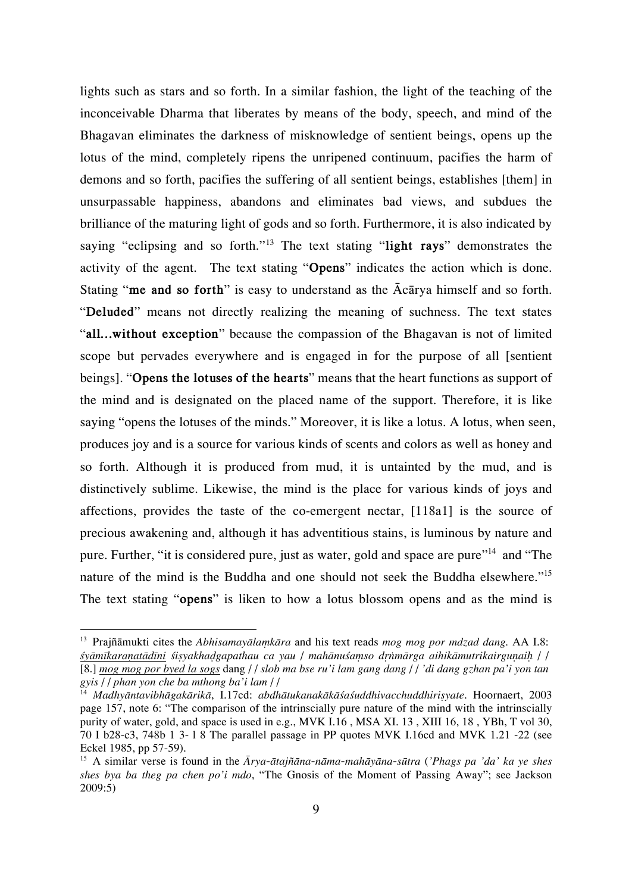lights such as stars and so forth. In a similar fashion, the light of the teaching of the inconceivable Dharma that liberates by means of the body, speech, and mind of the Bhagavan eliminates the darkness of misknowledge of sentient beings, opens up the lotus of the mind, completely ripens the unripened continuum, pacifies the harm of demons and so forth, pacifies the suffering of all sentient beings, establishes [them] in unsurpassable happiness, abandons and eliminates bad views, and subdues the brilliance of the maturing light of gods and so forth. Furthermore, it is also indicated by saying "eclipsing and so forth."[13] The text stating "**light rays**" demonstrates the activity of the agent. The text stating "**Opens**" indicates the action which is done. Stating "**me and so forth**" is easy to understand as the Ācārya himself and so forth. "**Deluded**" means not directly realizing the meaning of suchness. The text states "**all…without exception**" because the compassion of the Bhagavan is not of limited scope but pervades everywhere and is engaged in for the purpose of all [sentient beings]. "**Opens the lotuses of the hearts**" means that the heart functions as support of the mind and is designated on the placed name of the support. Therefore, it is like saying "opens the lotuses of the minds." Moreover, it is like a lotus. A lotus, when seen, produces joy and is a source for various kinds of scents and colors as well as honey and so forth. Although it is produced from mud, it is untainted by the mud, and is distinctively sublime. Likewise, the mind is the place for various kinds of joys and affections, provides the taste of the co-emergent nectar, [118a1] is the source of precious awakening and, although it has adventitious stains, is luminous by nature and pure. Further, "it is considered pure, just as water, gold and space are pure"[14] and "The nature of the mind is the Buddha and one should not seek the Buddha elsewhere."[15] The text stating "**opens**" is liken to how a lotus blossom opens and as the mind is

---

[13] Prajñāmukti cites the *Abhisamayālaṃkāra* and his text reads *mog mog por mdzad dang*. AA I.8: *śyāmīkaraṇatādīni śiṣyakhaḍgapathau ca yau / mahānuśaṃso dṛṅmārga aihikāmutrikairguṇaiḥ / /* [8.] *mog mog por byed la sogs* dang / / *slob ma bse ru'i lam gang dang / / 'di dang gzhan pa'i yon tan gyis / / phan yon che ba mthong ba'i lam / /*

[14] *Madhyāntavibhāgakārikā*, I.17cd: *abdhātukanakākāśaśuddhivacchuddhiriṣyate*. Hoornaert, 2003 page 157, note 6: "The comparison of the intrinscially pure nature of the mind with the intrinscially purity of water, gold, and space is used in e.g., MVK I.16 , MSA XI. 13 , XIII 16, 18 , YBh, T vol 30, 70 I b28-c3, 748b 1 3- 1 8 The parallel passage in PP quotes MVK I.16cd and MVK 1.21 -22 (see Eckel 1985, pp 57-59).

[15] A similar verse is found in the *Ārya-ātajñāna-nāma-mahāyāna-sūtra* (*'Phags pa 'da' ka ye shes shes bya ba theg pa chen po'i mdo*, "The Gnosis of the Moment of Passing Away"; see Jackson 2009:5)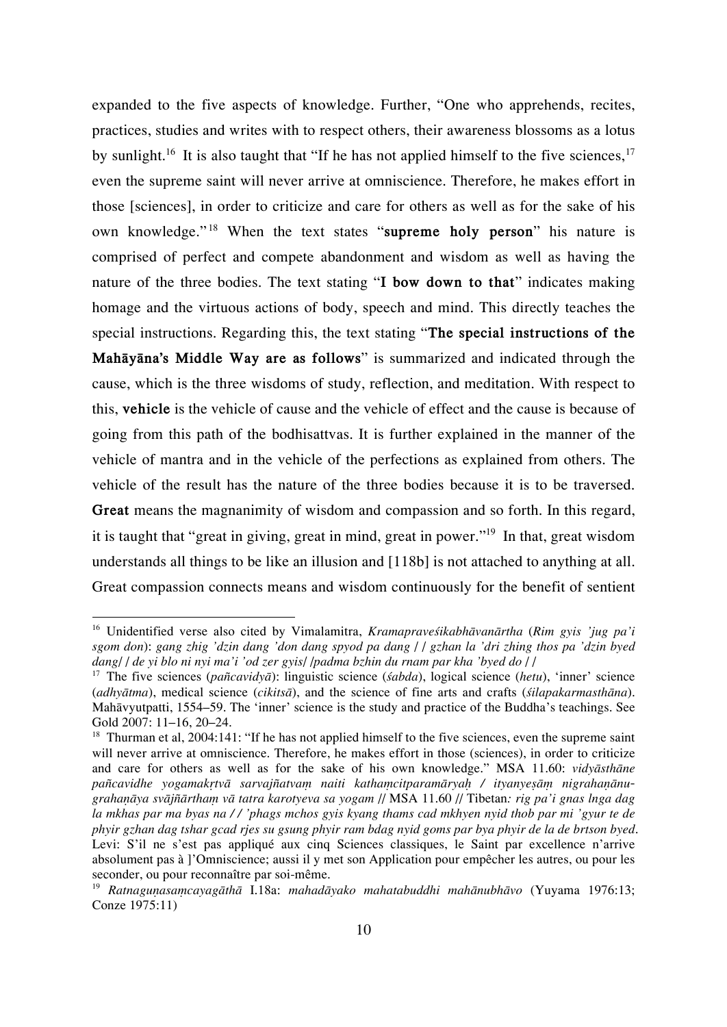expanded to the five aspects of knowledge. Further, "One who apprehends, recites, practices, studies and writes with to respect others, their awareness blossoms as a lotus by sunlight.[16] It is also taught that "If he has not applied himself to the five sciences,[17] even the supreme saint will never arrive at omniscience. Therefore, he makes effort in those [sciences], in order to criticize and care for others as well as for the sake of his own knowledge."[18] When the text states "**supreme holy person**" his nature is comprised of perfect and compete abandonment and wisdom as well as having the nature of the three bodies. The text stating "**I bow down to that**" indicates making homage and the virtuous actions of body, speech and mind. This directly teaches the special instructions. Regarding this, the text stating "**The special instructions of the Mahāyāna's Middle Way are as follows**" is summarized and indicated through the cause, which is the three wisdoms of study, reflection, and meditation. With respect to this, **vehicle** is the vehicle of cause and the vehicle of effect and the cause is because of going from this path of the bodhisattvas. It is further explained in the manner of the vehicle of mantra and in the vehicle of the perfections as explained from others. The vehicle of the result has the nature of the three bodies because it is to be traversed. **Great** means the magnanimity of wisdom and compassion and so forth. In this regard, it is taught that "great in giving, great in mind, great in power."[19] In that, great wisdom understands all things to be like an illusion and [118b] is not attached to anything at all. Great compassion connects means and wisdom continuously for the benefit of sentient

---

[16] Unidentified verse also cited by Vimalamitra, *Kramapraveśikabhāvanārtha* (*Rim gyis 'jug pa'i sgom don*): *gang zhig 'dzin dang 'don dang spyod pa dang / / gzhan la 'dri zhing thos pa 'dzin byed dang/ / de yi blo ni nyi ma'i 'od zer gyis/ /padma bzhin du rnam par kha 'byed do / /*

[17] The five sciences (*pañcavidyā*): linguistic science (*śabda*), logical science (*hetu*), 'inner' science (*adhyātma*), medical science (*cikitsā*), and the science of fine arts and crafts (*śilapakarmasthāna*). Mahāvyutpatti, 1554–59. The 'inner' science is the study and practice of the Buddha's teachings. See Gold 2007: 11–16, 20–24.

[18] Thurman et al, 2004:141: "If he has not applied himself to the five sciences, even the supreme saint will never arrive at omniscience. Therefore, he makes effort in those (sciences), in order to criticize and care for others as well as for the sake of his own knowledge." MSA 11.60: *vidyāsthāne pañcavidhe yogamakṛtvā sarvajñatvaṃ naiti kathaṃcitparamāryaḥ / ityanyeṣāṃ nigrahaṇānu-grahaṇāya svājñārthaṃ vā tatra karotyeva sa yogam* // MSA 11.60 // Tibetan*: rig pa'i gnas lnga dag la mkhas par ma byas na / / 'phags mchos gyis kyang thams cad mkhyen nyid thob par mi 'gyur te de phyir gzhan dag tshar gcad rjes su gsung phyir ram bdag nyid goms par bya phyir de la de brtson byed*. Levi: S'il ne s'est pas appliqué aux cinq Sciences classiques, le Saint par excellence n'arrive absolument pas à ]'Omniscience; aussi il y met son Application pour empêcher les autres, ou pour les seconder, ou pour reconnaître par soi-même.

[19] *Ratnaguṇasaṃcayagāthā* I.18a: *mahadāyako mahatabuddhi mahānubhāvo* (Yuyama 1976:13; Conze 1975:11)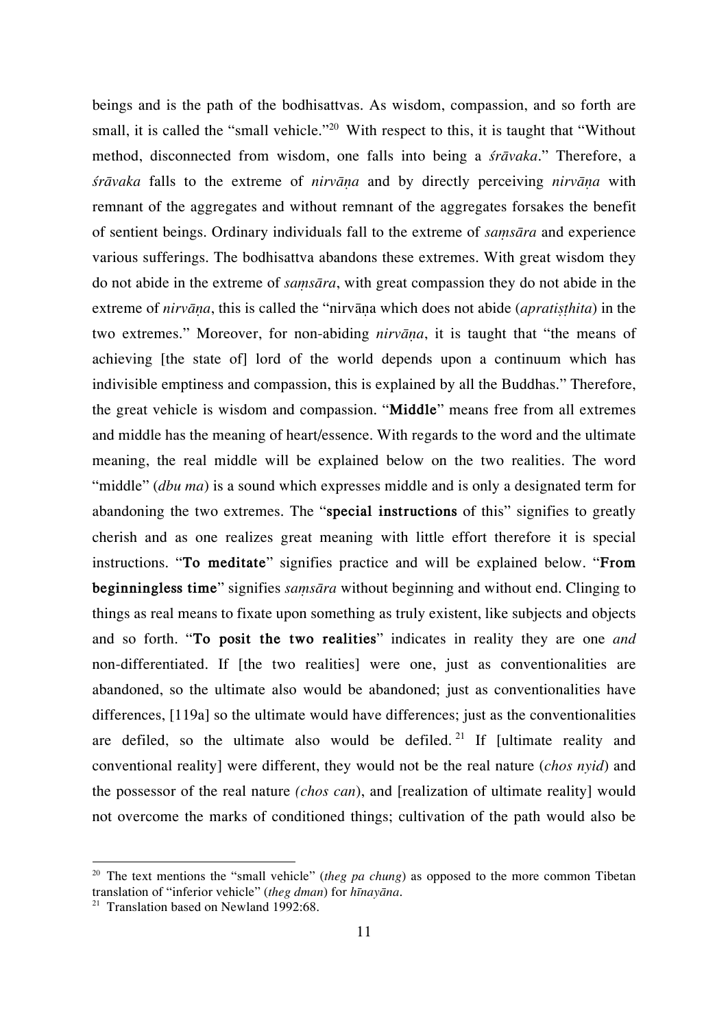beings and is the path of the bodhisattvas. As wisdom, compassion, and so forth are small, it is called the "small vehicle."[20] With respect to this, it is taught that "Without method, disconnected from wisdom, one falls into being a *śrāvaka*." Therefore, a *śrāvaka* falls to the extreme of *nirvāṇa* and by directly perceiving *nirvāṇa* with remnant of the aggregates and without remnant of the aggregates forsakes the benefit of sentient beings. Ordinary individuals fall to the extreme of *saṃsāra* and experience various sufferings. The bodhisattva abandons these extremes. With great wisdom they do not abide in the extreme of *saṃsāra*, with great compassion they do not abide in the extreme of *nirvāṇa*, this is called the "nirvāṇa which does not abide (*apratiṣṭhita*) in the two extremes." Moreover, for non-abiding *nirvāṇa*, it is taught that "the means of achieving [the state of] lord of the world depends upon a continuum which has indivisible emptiness and compassion, this is explained by all the Buddhas." Therefore, the great vehicle is wisdom and compassion. "**Middle**" means free from all extremes and middle has the meaning of heart/essence. With regards to the word and the ultimate meaning, the real middle will be explained below on the two realities. The word "middle" (*dbu ma*) is a sound which expresses middle and is only a designated term for abandoning the two extremes. The "**special instructions** of this" signifies to greatly cherish and as one realizes great meaning with little effort therefore it is special instructions. "**To meditate**" signifies practice and will be explained below. "**From beginningless time**" signifies *saṃsāra* without beginning and without end. Clinging to things as real means to fixate upon something as truly existent, like subjects and objects and so forth. "**To posit the two realities**" indicates in reality they are one *and* non-differentiated. If [the two realities] were one, just as conventionalities are abandoned, so the ultimate also would be abandoned; just as conventionalities have differences, [119a] so the ultimate would have differences; just as the conventionalities are defiled, so the ultimate also would be defiled.[21] If [ultimate reality and conventional reality] were different, they would not be the real nature (*chos nyid*) and the possessor of the real nature *(chos can*), and [realization of ultimate reality] would not overcome the marks of conditioned things; cultivation of the path would also be

---

[20] The text mentions the "small vehicle" (*theg pa chung*) as opposed to the more common Tibetan translation of "inferior vehicle" (*theg dman*) for *hīnayāna*.

[21] Translation based on Newland 1992:68.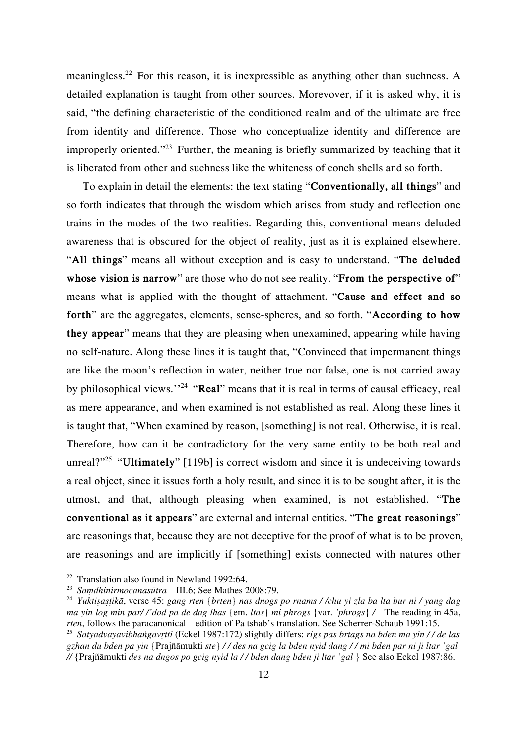meaningless.[22] For this reason, it is inexpressible as anything other than suchness. A detailed explanation is taught from other sources. Morevover, if it is asked why, it is said, "the defining characteristic of the conditioned realm and of the ultimate are free from identity and difference. Those who conceptualize identity and difference are improperly oriented."[23] Further, the meaning is briefly summarized by teaching that it is liberated from other and suchness like the whiteness of conch shells and so forth.

To explain in detail the elements: the text stating "**Conventionally, all things**" and so forth indicates that through the wisdom which arises from study and reflection one trains in the modes of the two realities. Regarding this, conventional means deluded awareness that is obscured for the object of reality, just as it is explained elsewhere. "**All things**" means all without exception and is easy to understand. "**The deluded whose vision is narrow**" are those who do not see reality. "**From the perspective of**" means what is applied with the thought of attachment. "**Cause and effect and so forth**" are the aggregates, elements, sense-spheres, and so forth. "**According to how they appear**" means that they are pleasing when unexamined, appearing while having no self-nature. Along these lines it is taught that, "Convinced that impermanent things are like the moon's reflection in water, neither true nor false, one is not carried away by philosophical views.''[24] "**Real**" means that it is real in terms of causal efficacy, real as mere appearance, and when examined is not established as real. Along these lines it is taught that, "When examined by reason, [something] is not real. Otherwise, it is real. Therefore, how can it be contradictory for the very same entity to be both real and unreal?"[25] "**Ultimately**" [119b] is correct wisdom and since it is undeceiving towards a real object, since it issues forth a holy result, and since it is to be sought after, it is the utmost, and that, although pleasing when examined, is not established. "**The conventional as it appears**" are external and internal entities. "**The great reasonings**" are reasonings that, because they are not deceptive for the proof of what is to be proven, are reasonings and are implicitly if [something] exists connected with natures other

---

[22] Translation also found in Newland 1992:64.

[23] *Saṃdhinirmocanasūtra* III.6; See Mathes 2008:79.

[24] *Yuktiṣaṣṭikā*, verse 45: *gang rten* {*brten*} *nas dngos po rnams / /chu yi zla ba lta bur ni / yang dag ma yin log min par/ /'dod pa de dag lhas* {em. *ltas*} *mi phrogs* {var. *'phrogs*} / The reading in 45a, *rten*, follows the paracanonical edition of Pa tshab's translation. See Scherrer-Schaub 1991:15.

[25] *Satyadvayavibhaṅgavṛtti* (Eckel 1987:172) slightly differs: *rigs pas brtags na bden ma yin / / de las gzhan du bden pa yin* {Prajñāmukti *ste*} / / *des na gcig la bden nyid dang / / mi bden par ni ji ltar 'gal* // {Prajñāmukti *des na dngos po gcig nyid la / / bden dang bden ji ltar 'gal* } See also Eckel 1987:86.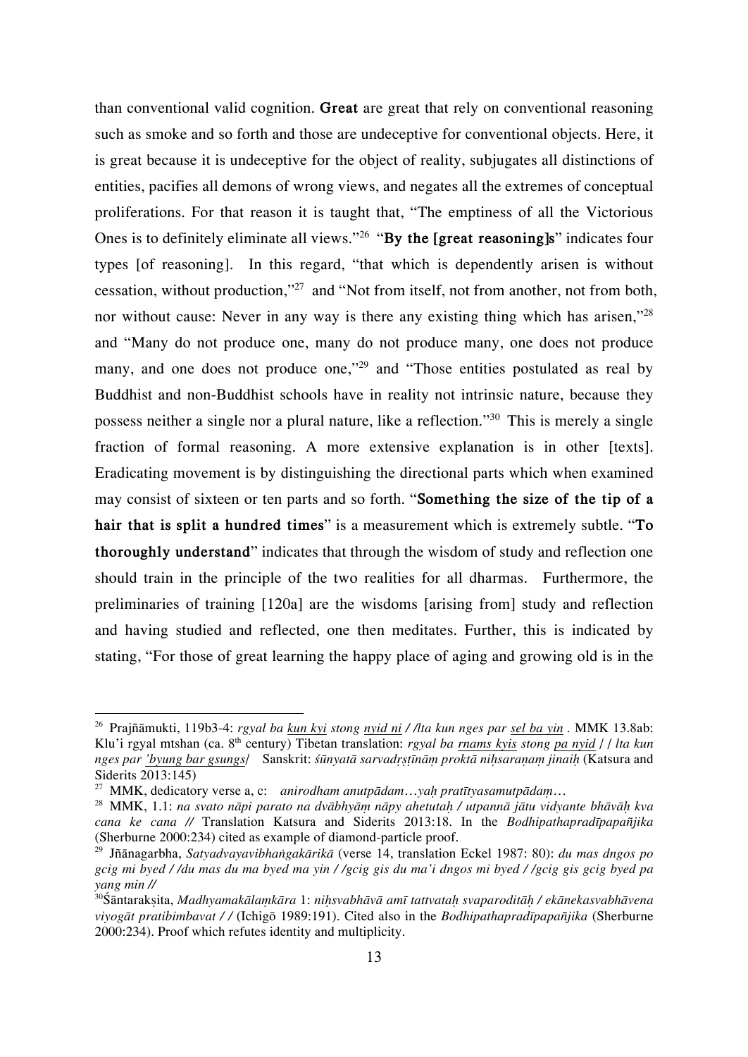than conventional valid cognition. **Great** are great that rely on conventional reasoning such as smoke and so forth and those are undeceptive for conventional objects. Here, it is great because it is undeceptive for the object of reality, subjugates all distinctions of entities, pacifies all demons of wrong views, and negates all the extremes of conceptual proliferations. For that reason it is taught that, "The emptiness of all the Victorious Ones is to definitely eliminate all views."[26] "**By the [great reasoning]s**" indicates four types [of reasoning]. In this regard, "that which is dependently arisen is without cessation, without production,"[27] and "Not from itself, not from another, not from both, nor without cause: Never in any way is there any existing thing which has arisen,"[28] and "Many do not produce one, many do not produce many, one does not produce many, and one does not produce one,"[29] and "Those entities postulated as real by Buddhist and non-Buddhist schools have in reality not intrinsic nature, because they possess neither a single nor a plural nature, like a reflection."[30] This is merely a single fraction of formal reasoning. A more extensive explanation is in other [texts]. Eradicating movement is by distinguishing the directional parts which when examined may consist of sixteen or ten parts and so forth. "**Something the size of the tip of a hair that is split a hundred times**" is a measurement which is extremely subtle. "**To thoroughly understand**" indicates that through the wisdom of study and reflection one should train in the principle of the two realities for all dharmas. Furthermore, the preliminaries of training [120a] are the wisdoms [arising from] study and reflection and having studied and reflected, one then meditates. Further, this is indicated by stating, "For those of great learning the happy place of aging and growing old is in the

---

[26] Prajñāmukti, 119b3-4: *rgyal ba <u>kun kyi</u> stong <u>nyid ni</u> / /lta kun nges par <u>sel ba yin</u>* . MMK 13.8ab: Klu'i rgyal mtshan (ca. 8th century) Tibetan translation: *rgyal ba <u>rnams kyis</u> stong <u>pa nyid</u> / / lta kun nges par <u>'byung bar gsungs</u>/* Sanskrit: *śūnyatā sarvadṛṣṭīnāṃ proktā niḥsaraṇaṃ jinaiḥ* (Katsura and Siderits 2013:145)

[27] MMK, dedicatory verse a, c: *anirodham anutpādam…yaḥ pratītyasamutpādaṃ…*

[28] MMK, 1.1: *na svato nāpi parato na dvābhyāṃ nāpy ahetutaḥ / utpannā jātu vidyante bhāvāḥ kva cana ke cana //* Translation Katsura and Siderits 2013:18. In the *Bodhipathapradīpapañjika* (Sherburne 2000:234) cited as example of diamond-particle proof.

[29] Jñānagarbha, *Satyadvayavibhaṅgakārikā* (verse 14, translation Eckel 1987: 80): *du mas dngos po gcig mi byed / /du mas du ma byed ma yin / /gcig gis du ma'i dngos mi byed / /gcig gis gcig byed pa yang min //*

[30] Śāntarakṣita, *Madhyamakālaṃkāra* 1: *niḥsvabhāvā amī tattvataḥ svaparoditāḥ / ekānekasvabhāvena viyogāt pratibimbavat / /* (Ichigō 1989:191). Cited also in the *Bodhipathapradīpapañjika* (Sherburne 2000:234). Proof which refutes identity and multiplicity.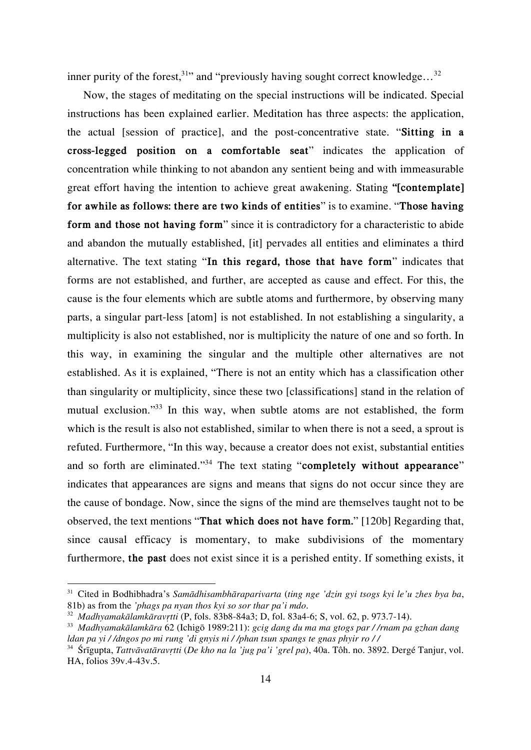inner purity of the forest,[31]" and "previously having sought correct knowledge…[32]

Now, the stages of meditating on the special instructions will be indicated. Special instructions has been explained earlier. Meditation has three aspects: the application, the actual [session of practice], and the post-concentrative state. "**Sitting in a cross-legged position on a comfortable seat**" indicates the application of concentration while thinking to not abandon any sentient being and with immeasurable great effort having the intention to achieve great awakening. Stating "**[contemplate] for awhile as follows: there are two kinds of entities**" is to examine. "**Those having form and those not having form**" since it is contradictory for a characteristic to abide and abandon the mutually established, [it] pervades all entities and eliminates a third alternative. The text stating "**In this regard, those that have form**" indicates that forms are not established, and further, are accepted as cause and effect. For this, the cause is the four elements which are subtle atoms and furthermore, by observing many parts, a singular part-less [atom] is not established. In not establishing a singularity, a multiplicity is also not established, nor is multiplicity the nature of one and so forth. In this way, in examining the singular and the multiple other alternatives are not established. As it is explained, "There is not an entity which has a classification other than singularity or multiplicity, since these two [classifications] stand in the relation of mutual exclusion."[33] In this way, when subtle atoms are not established, the form which is the result is also not established, similar to when there is not a seed, a sprout is refuted. Furthermore, "In this way, because a creator does not exist, substantial entities and so forth are eliminated."[34] The text stating "**completely without appearance**" indicates that appearances are signs and means that signs do not occur since they are the cause of bondage. Now, since the signs of the mind are themselves taught not to be observed, the text mentions "**That which does not have form.**" [120b] Regarding that, since causal efficacy is momentary, to make subdivisions of the momentary furthermore, **the past** does not exist since it is a perished entity. If something exists, it

---

[31] Cited in Bodhibhadra's *Samādhisambhāraparivarta* (*ting nge 'dzin gyi tsogs kyi le'u zhes bya ba*, 81b) as from the *'phags pa nyan thos kyi so sor thar pa'i mdo*.

[32] *Madhyamakālamkāravṛtti* (P, fols. 83b8-84a3; D, fol. 83a4-6; S, vol. 62, p. 973.7-14).

[33] *Madhyamakālamkāra* 62 (Ichigō 1989:211): *gcig dang du ma ma gtogs par / /rnam pa gzhan dang ldan pa yi / /dngos po mi rung 'di gnyis ni / /phan tsun spangs te gnas phyir ro / /*

[34] Śrīgupta, *Tattvāvatāravṛtti* (*De kho na la 'jug pa'i 'grel pa*), 40a. Tôh. no. 3892. Dergé Tanjur, vol. HA, folios 39v.4-43v.5.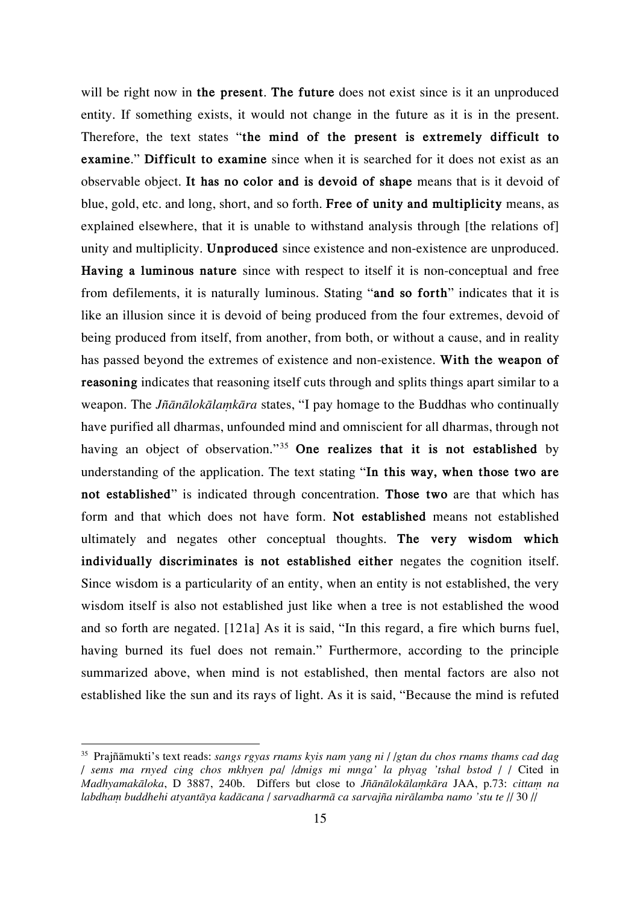will be right now in **the present**. **The future** does not exist since is it an unproduced entity. If something exists, it would not change in the future as it is in the present. Therefore, the text states "**the mind of the present is extremely difficult to examine**." **Difficult to examine** since when it is searched for it does not exist as an observable object. **It has no color and is devoid of shape** means that is it devoid of blue, gold, etc. and long, short, and so forth. **Free of unity and multiplicity** means, as explained elsewhere, that it is unable to withstand analysis through [the relations of] unity and multiplicity. **Unproduced** since existence and non-existence are unproduced. **Having a luminous nature** since with respect to itself it is non-conceptual and free from defilements, it is naturally luminous. Stating "**and so forth**" indicates that it is like an illusion since it is devoid of being produced from the four extremes, devoid of being produced from itself, from another, from both, or without a cause, and in reality has passed beyond the extremes of existence and non-existence. **With the weapon of reasoning** indicates that reasoning itself cuts through and splits things apart similar to a weapon. The *Jñānālokālaṃkāra* states, "I pay homage to the Buddhas who continually have purified all dharmas, unfounded mind and omniscient for all dharmas, through not having an object of observation."[35] **One realizes that it is not established** by understanding of the application. The text stating "**In this way, when those two are not established**" is indicated through concentration. **Those two** are that which has form and that which does not have form. **Not established** means not established ultimately and negates other conceptual thoughts. **The very wisdom which individually discriminates is not established either** negates the cognition itself. Since wisdom is a particularity of an entity, when an entity is not established, the very wisdom itself is also not established just like when a tree is not established the wood and so forth are negated. [121a] As it is said, "In this regard, a fire which burns fuel, having burned its fuel does not remain." Furthermore, according to the principle summarized above, when mind is not established, then mental factors are also not established like the sun and its rays of light. As it is said, "Because the mind is refuted

---

[35] Prajñāmukti's text reads: *sangs rgyas rnams kyis nam yang ni / /gtan du chos rnams thams cad dag / sems ma rnyed cing chos mkhyen pa/ /dmigs mi mnga' la phyag 'tshal bstod / /* Cited in *Madhyamakāloka*, D 3887, 240b. Differs but close to *Jñānālokālaṃkāra* JAA, p.73: *cittaṃ na labdhaṃ buddhehi atyantāya kadācana / sarvadharmā ca sarvajña nirālamba namo 'stu te // 30 //*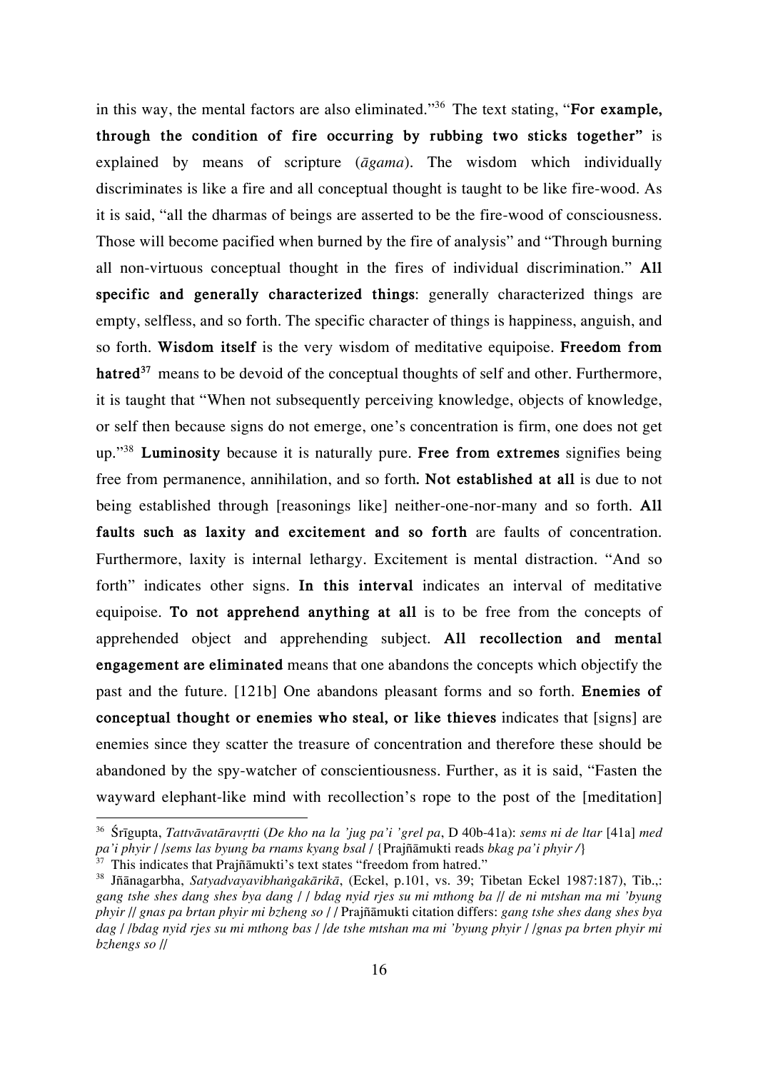in this way, the mental factors are also eliminated."[36] The text stating, "**For example, through the condition of fire occurring by rubbing two sticks together"** is explained by means of scripture (*āgama*). The wisdom which individually discriminates is like a fire and all conceptual thought is taught to be like fire-wood. As it is said, "all the dharmas of beings are asserted to be the fire-wood of consciousness. Those will become pacified when burned by the fire of analysis" and "Through burning all non-virtuous conceptual thought in the fires of individual discrimination." **All specific and generally characterized things**: generally characterized things are empty, selfless, and so forth. The specific character of things is happiness, anguish, and so forth. **Wisdom itself** is the very wisdom of meditative equipoise. **Freedom from hatred**[37] means to be devoid of the conceptual thoughts of self and other. Furthermore, it is taught that "When not subsequently perceiving knowledge, objects of knowledge, or self then because signs do not emerge, one's concentration is firm, one does not get up."[38] **Luminosity** because it is naturally pure. **Free from extremes** signifies being free from permanence, annihilation, and so forth**. Not established at all** is due to not being established through [reasonings like] neither-one-nor-many and so forth. **All faults such as laxity and excitement and so forth** are faults of concentration. Furthermore, laxity is internal lethargy. Excitement is mental distraction. "And so forth" indicates other signs. **In this interval** indicates an interval of meditative equipoise. **To not apprehend anything at all** is to be free from the concepts of apprehended object and apprehending subject. **All recollection and mental engagement are eliminated** means that one abandons the concepts which objectify the past and the future. [121b] One abandons pleasant forms and so forth. **Enemies of conceptual thought or enemies who steal, or like thieves** indicates that [signs] are enemies since they scatter the treasure of concentration and therefore these should be abandoned by the spy-watcher of conscientiousness. Further, as it is said, "Fasten the wayward elephant-like mind with recollection's rope to the post of the [meditation]

---

[36] Śrīgupta, *Tattvāvatāravṛtti* (*De kho na la 'jug pa'i 'grel pa*, D 40b-41a): *sems ni de ltar* [41a] *med pa'i phyir / /sems las byung ba rnams kyang bsal /* {Prajñāmukti reads *bkag pa'i phyir /*}

[37] This indicates that Prajñāmukti's text states "freedom from hatred."

[38] Jñānagarbha, *Satyadvayavibhaṅgakārikā*, (Eckel, p.101, vs. 39; Tibetan Eckel 1987:187), Tib.,: *gang tshe shes dang shes bya dang / / bdag nyid rjes su mi mthong ba // de ni mtshan ma mi 'byung phyir // gnas pa brtan phyir mi bzheng so / /* Prajñāmukti citation differs: *gang tshe shes dang shes bya dag / /bdag nyid rjes su mi mthong bas / /de tshe mtshan ma mi 'byung phyir / /gnas pa brten phyir mi bzhengs so //*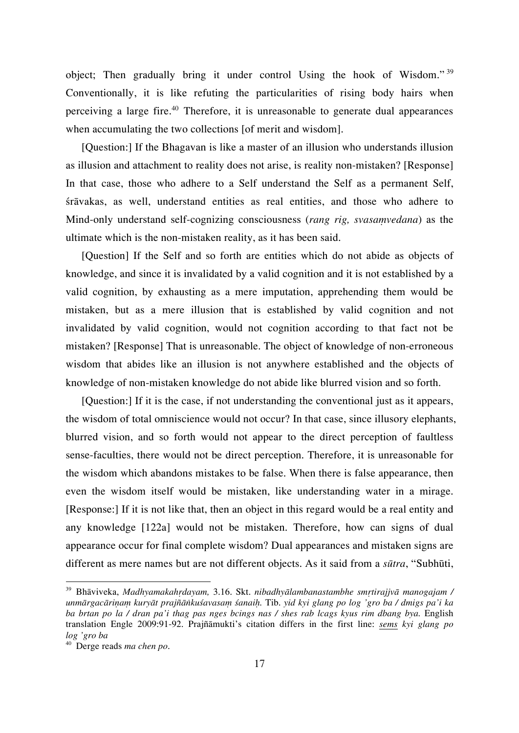object; Then gradually bring it under control Using the hook of Wisdom."[39] Conventionally, it is like refuting the particularities of rising body hairs when perceiving a large fire.[40] Therefore, it is unreasonable to generate dual appearances when accumulating the two collections [of merit and wisdom].

[Question:] If the Bhagavan is like a master of an illusion who understands illusion as illusion and attachment to reality does not arise, is reality non-mistaken? [Response] In that case, those who adhere to a Self understand the Self as a permanent Self, śrāvakas, as well, understand entities as real entities, and those who adhere to Mind-only understand self-cognizing consciousness (*rang rig, svasaṃvedana*) as the ultimate which is the non-mistaken reality, as it has been said.

[Question] If the Self and so forth are entities which do not abide as objects of knowledge, and since it is invalidated by a valid cognition and it is not established by a valid cognition, by exhausting as a mere imputation, apprehending them would be mistaken, but as a mere illusion that is established by valid cognition and not invalidated by valid cognition, would not cognition according to that fact not be mistaken? [Response] That is unreasonable. The object of knowledge of non-erroneous wisdom that abides like an illusion is not anywhere established and the objects of knowledge of non-mistaken knowledge do not abide like blurred vision and so forth.

[Question:] If it is the case, if not understanding the conventional just as it appears, the wisdom of total omniscience would not occur? In that case, since illusory elephants, blurred vision, and so forth would not appear to the direct perception of faultless sense-faculties, there would not be direct perception. Therefore, it is unreasonable for the wisdom which abandons mistakes to be false. When there is false appearance, then even the wisdom itself would be mistaken, like understanding water in a mirage. [Response:] If it is not like that, then an object in this regard would be a real entity and any knowledge [122a] would not be mistaken. Therefore, how can signs of dual appearance occur for final complete wisdom? Dual appearances and mistaken signs are different as mere names but are not different objects. As it said from a *sūtra*, "Subhūti,

---

[39] Bhāviveka, *Madhyamakahṛdayam,* 3.16. Skt. *nibadhyālambanastambhe smṛtirajjvā manogajam / unmārgacāriṇaṃ kuryāt prajñāṅkuśavasaṃ śanaiḥ.* Tib. *yid kyi glang po log 'gro ba / dmigs pa'i ka ba brtan po la / dran pa'i thag pas nges bcings nas / shes rab lcags kyus rim dbang bya.* English translation Engle 2009:91-92. Prajñāmukti's citation differs in the first line: *sems kyi glang po log 'gro ba*

[40] Derge reads *ma chen po*.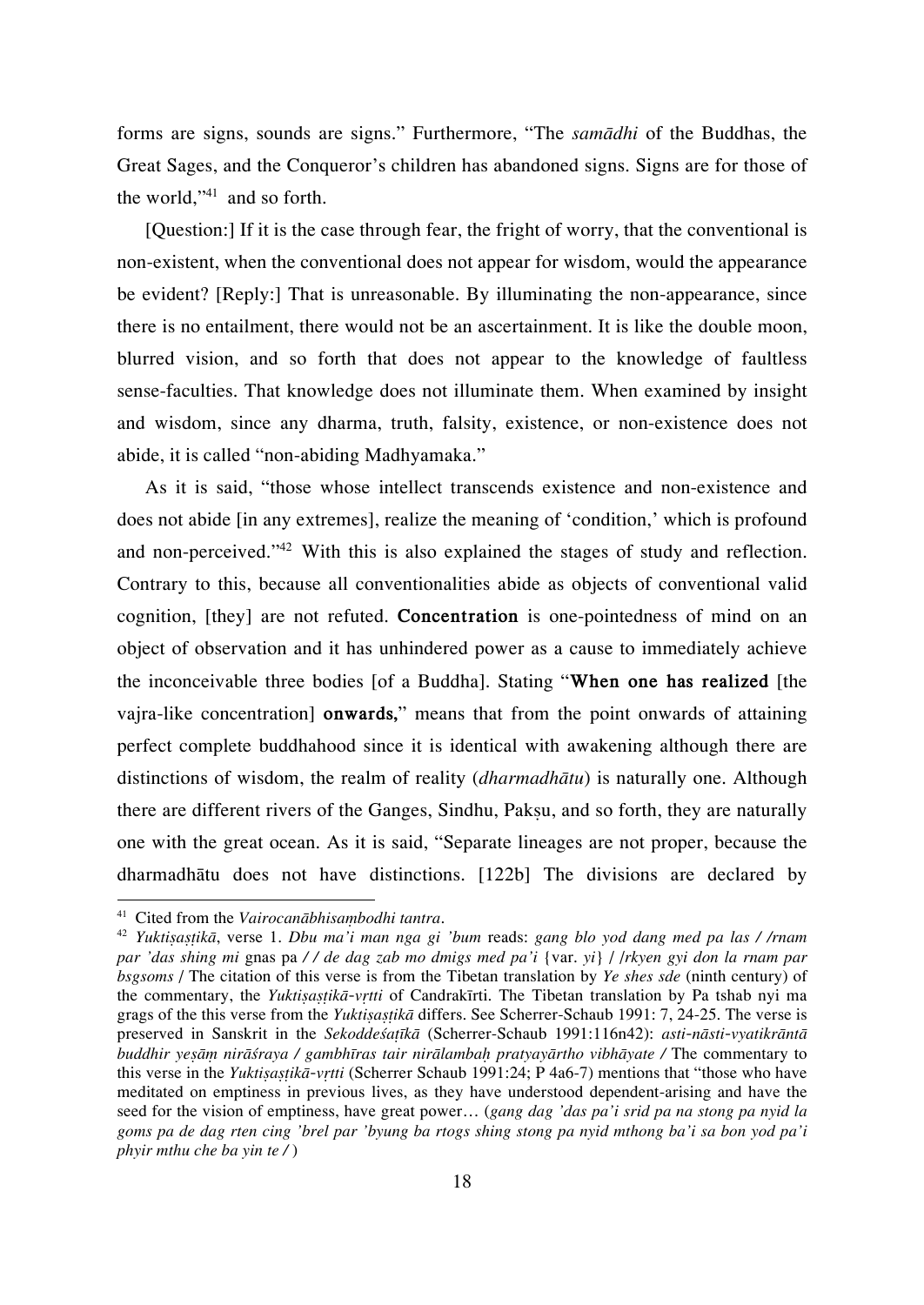forms are signs, sounds are signs." Furthermore, "The *samādhi* of the Buddhas, the Great Sages, and the Conqueror's children has abandoned signs. Signs are for those of the world,"[41] and so forth.

[Question:] If it is the case through fear, the fright of worry, that the conventional is non-existent, when the conventional does not appear for wisdom, would the appearance be evident? [Reply:] That is unreasonable. By illuminating the non-appearance, since there is no entailment, there would not be an ascertainment. It is like the double moon, blurred vision, and so forth that does not appear to the knowledge of faultless sense-faculties. That knowledge does not illuminate them. When examined by insight and wisdom, since any dharma, truth, falsity, existence, or non-existence does not abide, it is called "non-abiding Madhyamaka."

As it is said, "those whose intellect transcends existence and non-existence and does not abide [in any extremes], realize the meaning of 'condition,' which is profound and non-perceived."[42] With this is also explained the stages of study and reflection. Contrary to this, because all conventionalities abide as objects of conventional valid cognition, [they] are not refuted. **Concentration** is one-pointedness of mind on an object of observation and it has unhindered power as a cause to immediately achieve the inconceivable three bodies [of a Buddha]. Stating "**When one has realized** [the vajra-like concentration] **onwards,**" means that from the point onwards of attaining perfect complete buddhahood since it is identical with awakening although there are distinctions of wisdom, the realm of reality (*dharmadhātu*) is naturally one. Although there are different rivers of the Ganges, Sindhu, Pakṣu, and so forth, they are naturally one with the great ocean. As it is said, "Separate lineages are not proper, because the dharmadhātu does not have distinctions. [122b] The divisions are declared by

---

[41] Cited from the *Vairocanābhisaṃbodhi tantra*.

[42] *Yuktiṣaṣṭikā*, verse 1. *Dbu ma'i man nga gi 'bum* reads: *gang blo yod dang med pa las / /rnam par 'das shing mi* gnas pa */ / de dag zab mo dmigs med pa'i* {var. *yi*} / /*rkyen gyi don la rnam par bsgsoms* / The citation of this verse is from the Tibetan translation by *Ye shes sde* (ninth century) of the commentary, the *Yuktiṣaṣṭikā-vṛtti* of Candrakīrti. The Tibetan translation by Pa tshab nyi ma grags of the this verse from the *Yuktiṣaṣṭikā* differs. See Scherrer-Schaub 1991: 7, 24-25. The verse is preserved in Sanskrit in the *Sekoddeśaṭīkā* (Scherrer-Schaub 1991:116n42): *asti-nāsti-vyatikrāntā buddhir yeṣāṃ nirāśraya / gambhīras tair nirālambaḥ pratyayārtho vibhāyate /* The commentary to this verse in the *Yuktiṣaṣṭikā-vṛtti* (Scherrer Schaub 1991:24; P 4a6-7) mentions that "those who have meditated on emptiness in previous lives, as they have understood dependent-arising and have the seed for the vision of emptiness, have great power… (*gang dag 'das pa'i srid pa na stong pa nyid la goms pa de dag rten cing 'brel par 'byung ba rtogs shing stong pa nyid mthong ba'i sa bon yod pa'i phyir mthu che ba yin te /* )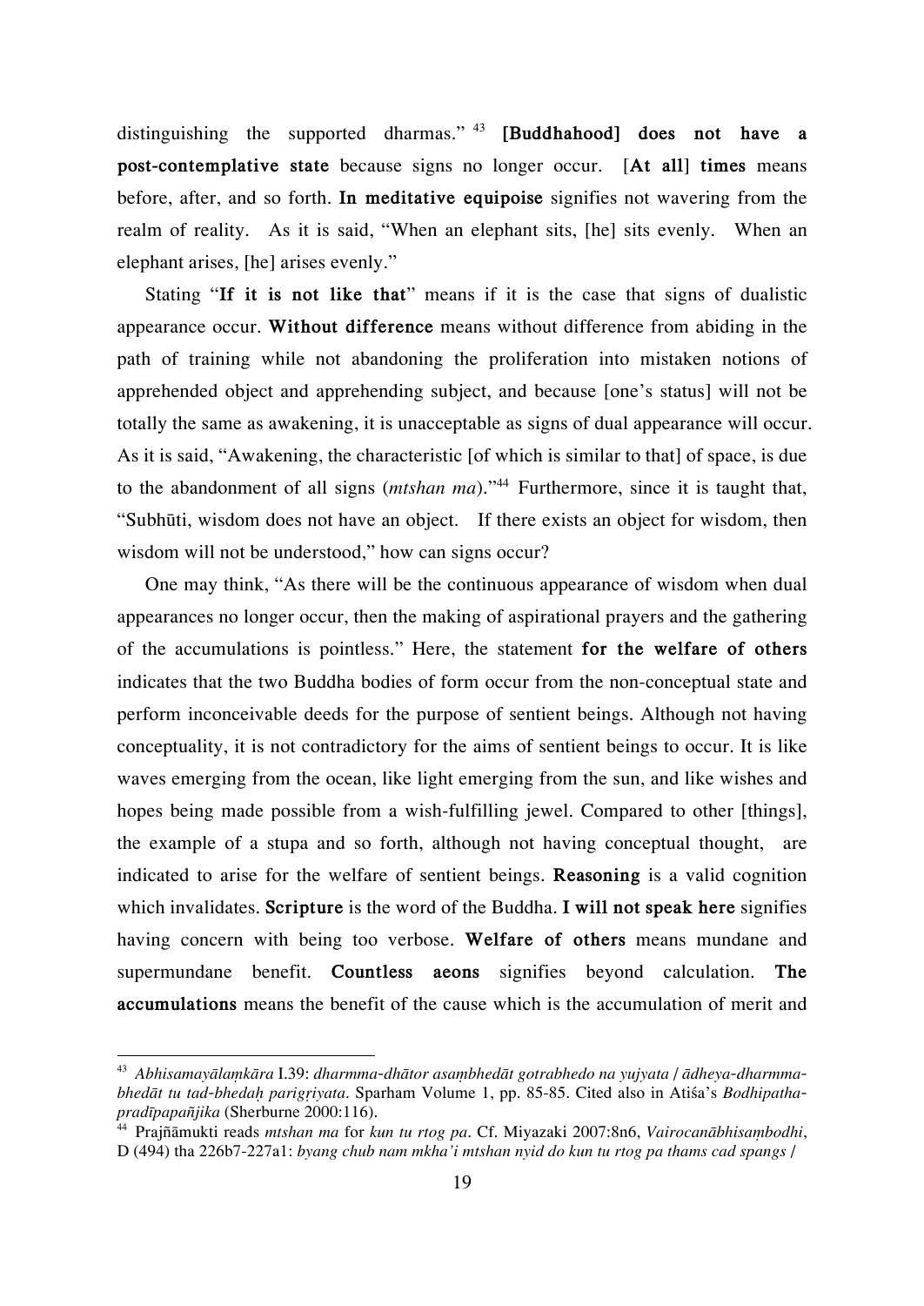distinguishing the supported dharmas."[43] **[Buddhahood] does not have a post-contemplative state** because signs no longer occur. [**At all**] **times** means before, after, and so forth. **In meditative equipoise** signifies not wavering from the realm of reality. As it is said, "When an elephant sits, [he] sits evenly. When an elephant arises, [he] arises evenly."

Stating "**If it is not like that**" means if it is the case that signs of dualistic appearance occur. **Without difference** means without difference from abiding in the path of training while not abandoning the proliferation into mistaken notions of apprehended object and apprehending subject, and because [one's status] will not be totally the same as awakening, it is unacceptable as signs of dual appearance will occur. As it is said, "Awakening, the characteristic [of which is similar to that] of space, is due to the abandonment of all signs (*mtshan ma*)."[44] Furthermore, since it is taught that, "Subhūti, wisdom does not have an object. If there exists an object for wisdom, then wisdom will not be understood," how can signs occur?

One may think, "As there will be the continuous appearance of wisdom when dual appearances no longer occur, then the making of aspirational prayers and the gathering of the accumulations is pointless." Here, the statement **for the welfare of others** indicates that the two Buddha bodies of form occur from the non-conceptual state and perform inconceivable deeds for the purpose of sentient beings. Although not having conceptuality, it is not contradictory for the aims of sentient beings to occur. It is like waves emerging from the ocean, like light emerging from the sun, and like wishes and hopes being made possible from a wish-fulfilling jewel. Compared to other [things], the example of a stupa and so forth, although not having conceptual thought, are indicated to arise for the welfare of sentient beings. **Reasoning** is a valid cognition which invalidates. **Scripture** is the word of the Buddha. **I will not speak here** signifies having concern with being too verbose. **Welfare of others** means mundane and supermundane benefit. **Countless aeons** signifies beyond calculation. **The accumulations** means the benefit of the cause which is the accumulation of merit and

---

[43] *Abhisamayālaṃkāra* I.39: *dharmma-dhātor asaṃbhedāt gotrabhedo na yujyata / ādheya-dharmma-bhedāt tu tad-bhedaḥ parigṛiyata*. Sparham Volume 1, pp. 85-85. Cited also in Atiśa's *Bodhipatha-pradīpapañjika* (Sherburne 2000:116).

[44] Prajñāmukti reads *mtshan ma* for *kun tu rtog pa*. Cf. Miyazaki 2007:8n6, *Vairocanābhisaṃbodhi*, D (494) tha 226b7-227a1: *byang chub nam mkha'i mtshan nyid do kun tu rtog pa thams cad spangs /*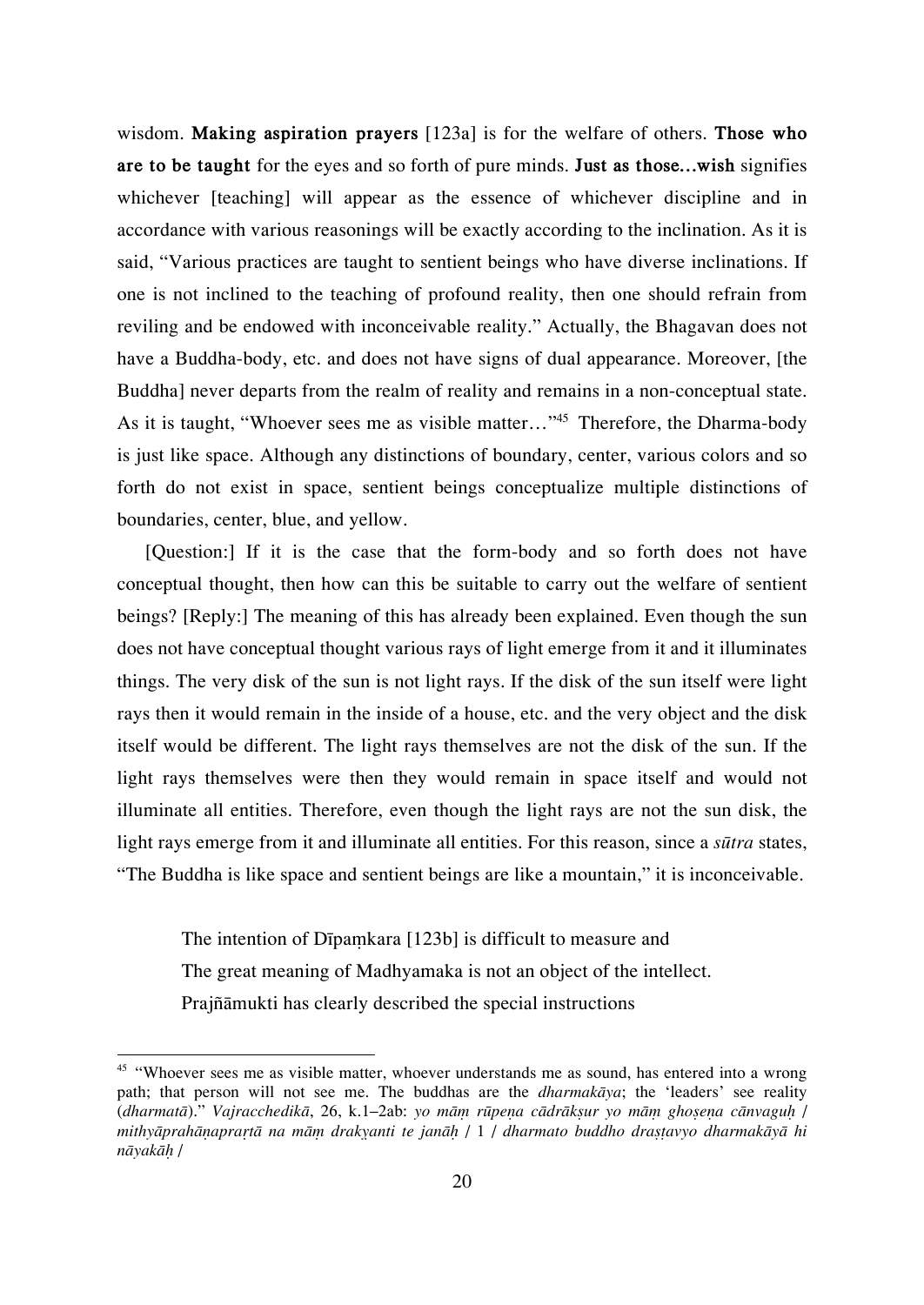wisdom. **Making aspiration prayers** [123a] is for the welfare of others. **Those who are to be taught** for the eyes and so forth of pure minds. **Just as those…wish** signifies whichever [teaching] will appear as the essence of whichever discipline and in accordance with various reasonings will be exactly according to the inclination. As it is said, "Various practices are taught to sentient beings who have diverse inclinations. If one is not inclined to the teaching of profound reality, then one should refrain from reviling and be endowed with inconceivable reality." Actually, the Bhagavan does not have a Buddha-body, etc. and does not have signs of dual appearance. Moreover, [the Buddha] never departs from the realm of reality and remains in a non-conceptual state. As it is taught, "Whoever sees me as visible matter…"[45] Therefore, the Dharma-body is just like space. Although any distinctions of boundary, center, various colors and so forth do not exist in space, sentient beings conceptualize multiple distinctions of boundaries, center, blue, and yellow.

[Question:] If it is the case that the form-body and so forth does not have conceptual thought, then how can this be suitable to carry out the welfare of sentient beings? [Reply:] The meaning of this has already been explained. Even though the sun does not have conceptual thought various rays of light emerge from it and it illuminates things. The very disk of the sun is not light rays. If the disk of the sun itself were light rays then it would remain in the inside of a house, etc. and the very object and the disk itself would be different. The light rays themselves are not the disk of the sun. If the light rays themselves were then they would remain in space itself and would not illuminate all entities. Therefore, even though the light rays are not the sun disk, the light rays emerge from it and illuminate all entities. For this reason, since a *sūtra* states, "The Buddha is like space and sentient beings are like a mountain," it is inconceivable.

> The intention of Dīpaṃkara [123b] is difficult to measure and
> The great meaning of Madhyamaka is not an object of the intellect.
> Prajñāmukti has clearly described the special instructions

---

[45] "Whoever sees me as visible matter, whoever understands me as sound, has entered into a wrong path; that person will not see me. The buddhas are the *dharmakāya*; the 'leaders' see reality (*dharmatā*)." *Vajracchedikā*, 26, k.1–2ab: *yo māṃ rūpeṇa cādrākṣur yo māṃ ghoṣeṇa cānvaguḥ / mithyāprahāṇaprarṭā na māṃ drakṣyanti te janāḥ / 1 / dharmato buddho draṣṭavyo dharmakāyā hi nāyakāḥ /*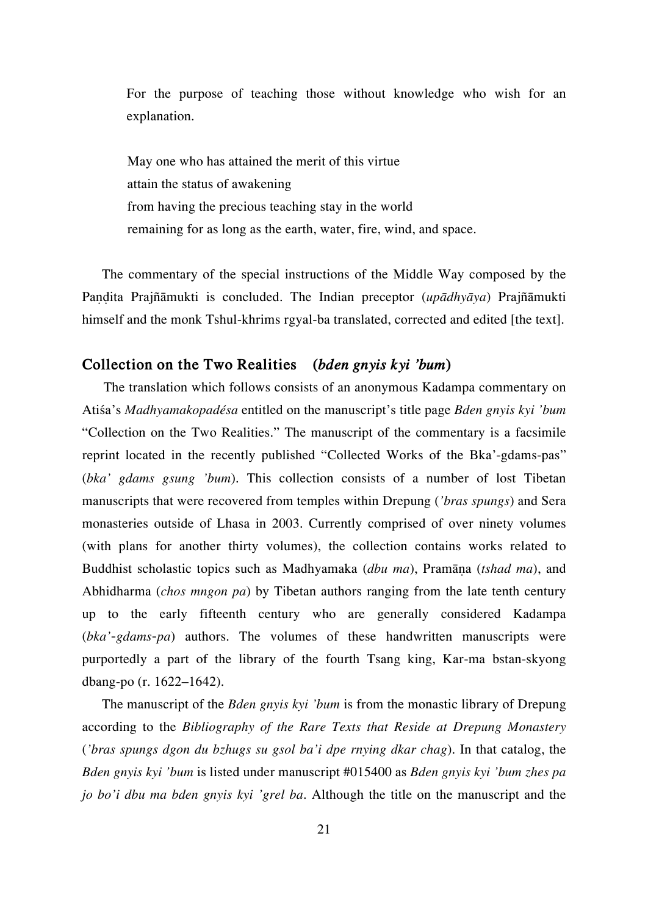For the purpose of teaching those without knowledge who wish for an explanation.

May one who has attained the merit of this virtue
attain the status of awakening
from having the precious teaching stay in the world
remaining for as long as the earth, water, fire, wind, and space.

The commentary of the special instructions of the Middle Way composed by the Paṇḍita Prajñāmukti is concluded. The Indian preceptor (*upādhyāya*) Prajñāmukti himself and the monk Tshul-khrims rgyal-ba translated, corrected and edited [the text].

## Collection on the Two Realities (*bden gnyis kyi 'bum*)

The translation which follows consists of an anonymous Kadampa commentary on Atiśa's *Madhyamakopadésa* entitled on the manuscript's title page *Bden gnyis kyi 'bum* "Collection on the Two Realities." The manuscript of the commentary is a facsimile reprint located in the recently published "Collected Works of the Bka'-gdams-pas" (*bka' gdams gsung 'bum*). This collection consists of a number of lost Tibetan manuscripts that were recovered from temples within Drepung (*'bras spungs*) and Sera monasteries outside of Lhasa in 2003. Currently comprised of over ninety volumes (with plans for another thirty volumes), the collection contains works related to Buddhist scholastic topics such as Madhyamaka (*dbu ma*), Pramāṇa (*tshad ma*), and Abhidharma (*chos mngon pa*) by Tibetan authors ranging from the late tenth century up to the early fifteenth century who are generally considered Kadampa (*bka'-gdams-pa*) authors. The volumes of these handwritten manuscripts were purportedly a part of the library of the fourth Tsang king, Kar-ma bstan-skyong dbang-po (r. 1622–1642).

The manuscript of the *Bden gnyis kyi 'bum* is from the monastic library of Drepung according to the *Bibliography of the Rare Texts that Reside at Drepung Monastery* (*'bras spungs dgon du bzhugs su gsol ba'i dpe rnying dkar chag*). In that catalog, the *Bden gnyis kyi 'bum* is listed under manuscript #015400 as *Bden gnyis kyi 'bum zhes pa jo bo'i dbu ma bden gnyis kyi 'grel ba*. Although the title on the manuscript and the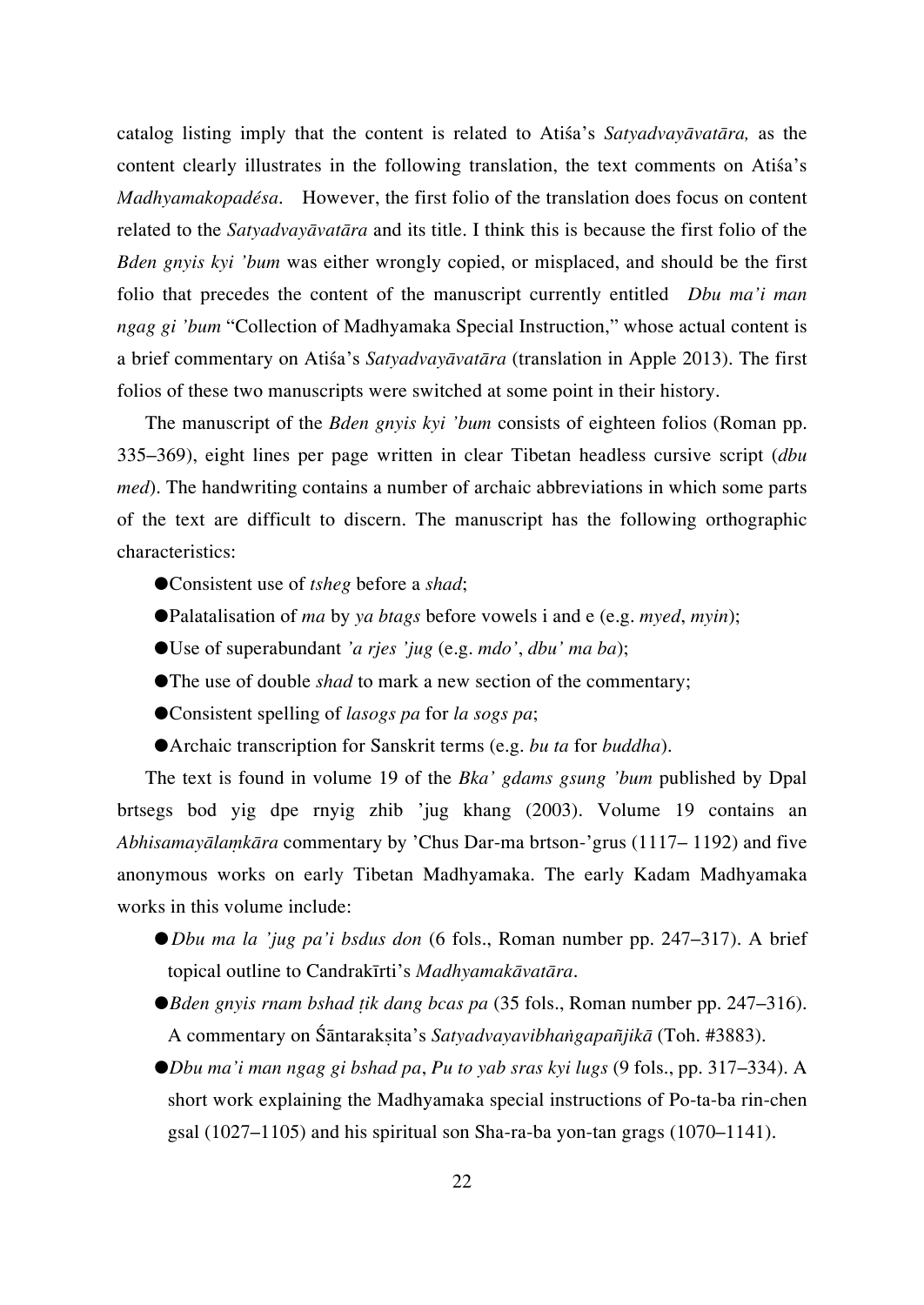catalog listing imply that the content is related to Atiśa's *Satyadvayāvatāra,* as the content clearly illustrates in the following translation, the text comments on Atiśa's *Madhyamakopadésa*. However, the first folio of the translation does focus on content related to the *Satyadvayāvatāra* and its title. I think this is because the first folio of the *Bden gnyis kyi 'bum* was either wrongly copied, or misplaced, and should be the first folio that precedes the content of the manuscript currently entitled *Dbu ma'i man ngag gi 'bum* "Collection of Madhyamaka Special Instruction," whose actual content is a brief commentary on Atiśa's *Satyadvayāvatāra* (translation in Apple 2013). The first folios of these two manuscripts were switched at some point in their history.

The manuscript of the *Bden gnyis kyi 'bum* consists of eighteen folios (Roman pp. 335–369), eight lines per page written in clear Tibetan headless cursive script (*dbu med*). The handwriting contains a number of archaic abbreviations in which some parts of the text are difficult to discern. The manuscript has the following orthographic characteristics:

- Consistent use of *tsheg* before a *shad*;
- Palatalisation of *ma* by *ya btags* before vowels i and e (e.g. *myed*, *myin*);
- Use of superabundant *'a rjes 'jug* (e.g. *mdo'*, *dbu' ma ba*);
- The use of double *shad* to mark a new section of the commentary;
- Consistent spelling of *lasogs pa* for *la sogs pa*;
- Archaic transcription for Sanskrit terms (e.g. *bu ta* for *buddha*).

The text is found in volume 19 of the *Bka' gdams gsung 'bum* published by Dpal brtsegs bod yig dpe rnyig zhib 'jug khang (2003). Volume 19 contains an *Abhisamayālaṃkāra* commentary by 'Chus Dar-ma brtson-'grus (1117– 1192) and five anonymous works on early Tibetan Madhyamaka. The early Kadam Madhyamaka works in this volume include:

- *Dbu ma la 'jug pa'i bsdus don* (6 fols., Roman number pp. 247–317). A brief topical outline to Candrakīrti's *Madhyamakāvatāra*.
- *Bden gnyis rnam bshad ṭik dang bcas pa* (35 fols., Roman number pp. 247–316). A commentary on Śāntarakṣita's *Satyadvayavibhaṅgapañjikā* (Toh. #3883).
- *Dbu ma'i man ngag gi bshad pa*, *Pu to yab sras kyi lugs* (9 fols., pp. 317–334). A short work explaining the Madhyamaka special instructions of Po-ta-ba rin-chen gsal (1027–1105) and his spiritual son Sha-ra-ba yon-tan grags (1070–1141).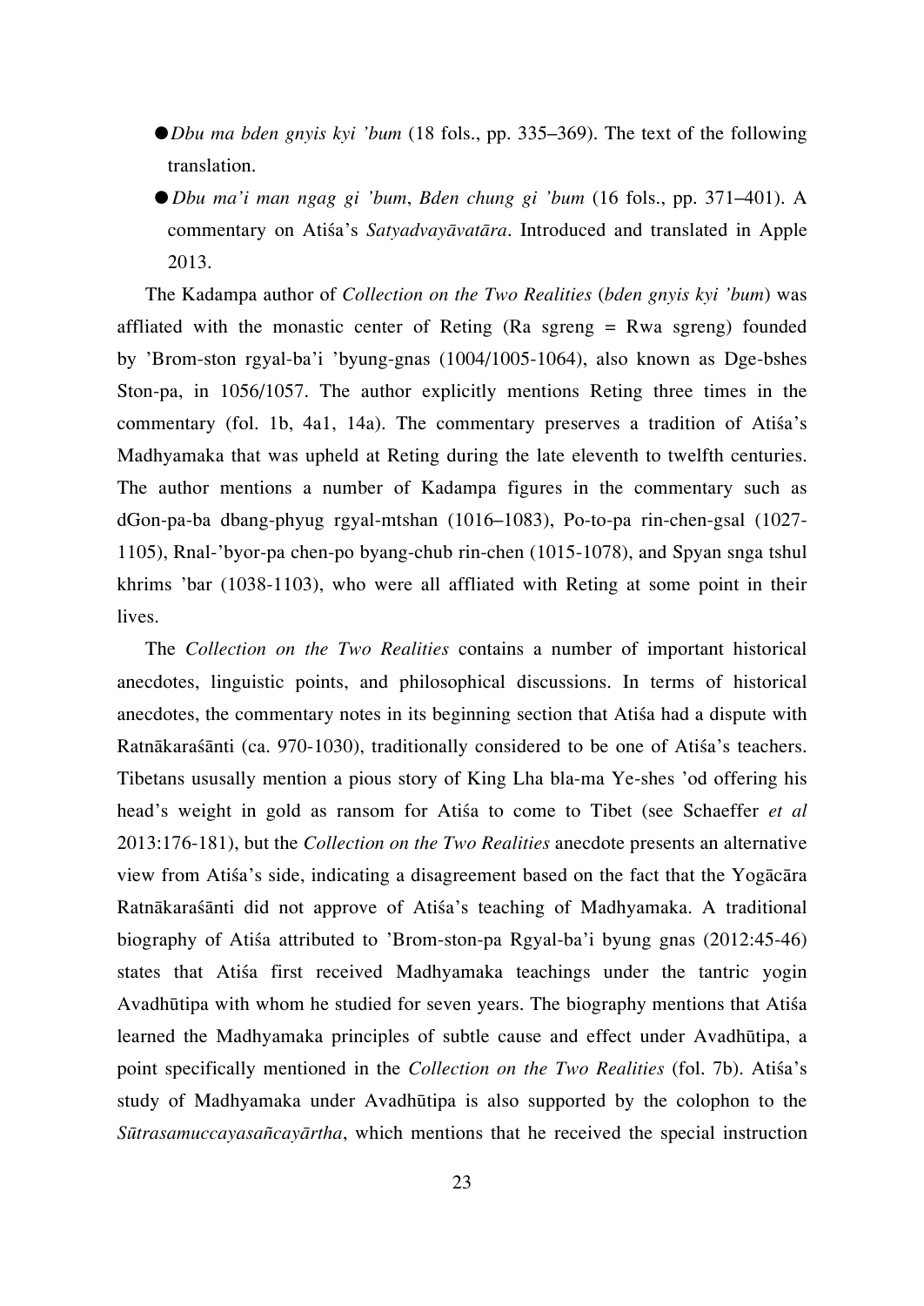- *Dbu ma bden gnyis kyi 'bum* (18 fols., pp. 335–369). The text of the following translation.
- *Dbu ma'i man ngag gi 'bum*, *Bden chung gi 'bum* (16 fols., pp. 371–401). A commentary on Atiśa's *Satyadvayāvatāra*. Introduced and translated in Apple 2013.

The Kadampa author of *Collection on the Two Realities* (*bden gnyis kyi 'bum*) was affliated with the monastic center of Reting (Ra sgreng = Rwa sgreng) founded by 'Brom-ston rgyal-ba'i 'byung-gnas (1004/1005-1064), also known as Dge-bshes Ston-pa, in 1056/1057. The author explicitly mentions Reting three times in the commentary (fol. 1b, 4a1, 14a). The commentary preserves a tradition of Atiśa's Madhyamaka that was upheld at Reting during the late eleventh to twelfth centuries. The author mentions a number of Kadampa figures in the commentary such as dGon-pa-ba dbang-phyug rgyal-mtshan (1016–1083), Po-to-pa rin-chen-gsal (1027-1105), Rnal-'byor-pa chen-po byang-chub rin-chen (1015-1078), and Spyan snga tshul khrims 'bar (1038-1103), who were all affliated with Reting at some point in their lives.

The *Collection on the Two Realities* contains a number of important historical anecdotes, linguistic points, and philosophical discussions. In terms of historical anecdotes, the commentary notes in its beginning section that Atiśa had a dispute with Ratnākaraśānti (ca. 970-1030), traditionally considered to be one of Atiśa's teachers. Tibetans ususally mention a pious story of King Lha bla-ma Ye-shes 'od offering his head's weight in gold as ransom for Atiśa to come to Tibet (see Schaeffer *et al* 2013:176-181), but the *Collection on the Two Realities* anecdote presents an alternative view from Atiśa's side, indicating a disagreement based on the fact that the Yogācāra Ratnākaraśānti did not approve of Atiśa's teaching of Madhyamaka. A traditional biography of Atiśa attributed to 'Brom-ston-pa Rgyal-ba'i byung gnas (2012:45-46) states that Atiśa first received Madhyamaka teachings under the tantric yogin Avadhūtipa with whom he studied for seven years. The biography mentions that Atiśa learned the Madhyamaka principles of subtle cause and effect under Avadhūtipa, a point specifically mentioned in the *Collection on the Two Realities* (fol. 7b). Atiśa's study of Madhyamaka under Avadhūtipa is also supported by the colophon to the *Sūtrasamuccayasañcayārtha*, which mentions that he received the special instruction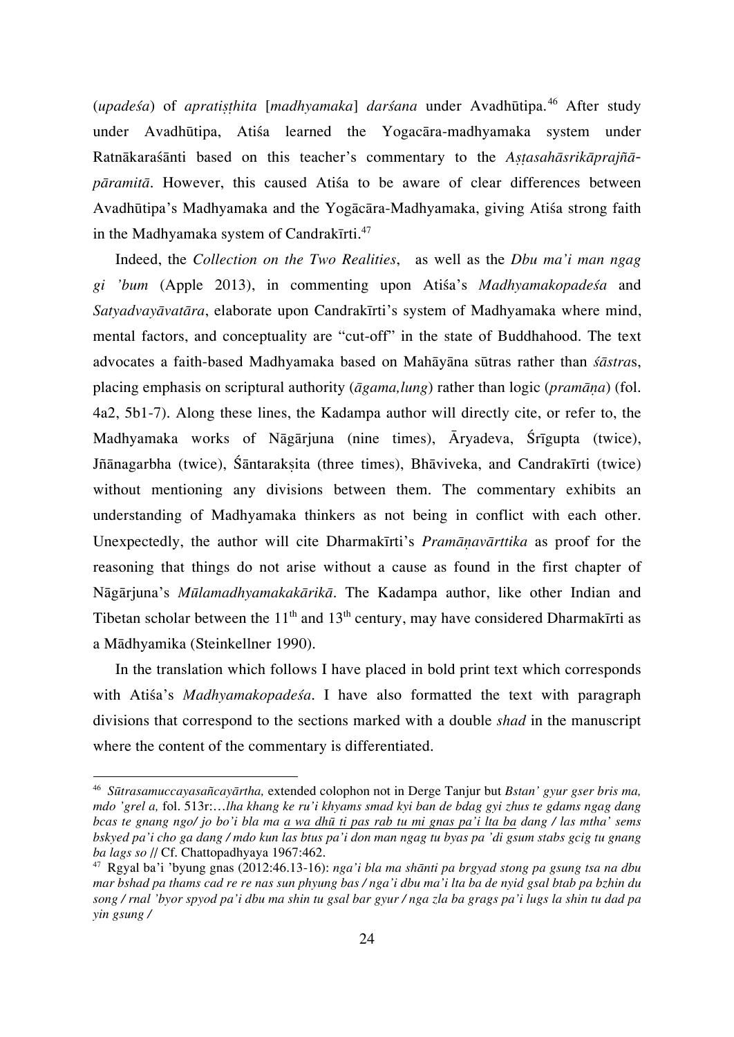(*upadeśa*) of *apratiṣṭhita* [*madhyamaka*] *darśana* under Avadhūtipa.[46] After study under Avadhūtipa, Atiśa learned the Yogacāra-madhyamaka system under Ratnākaraśānti based on this teacher's commentary to the *Aṣṭasahāsrikāprajñāpāramitā*. However, this caused Atiśa to be aware of clear differences between Avadhūtipa's Madhyamaka and the Yogācāra-Madhyamaka, giving Atiśa strong faith in the Madhyamaka system of Candrakīrti.[47]

Indeed, the *Collection on the Two Realities*, as well as the *Dbu ma'i man ngag gi 'bum* (Apple 2013), in commenting upon Atiśa's *Madhyamakopadeśa* and *Satyadvayāvatāra*, elaborate upon Candrakīrti's system of Madhyamaka where mind, mental factors, and conceptuality are "cut-off" in the state of Buddhahood. The text advocates a faith-based Madhyamaka based on Mahāyāna sūtras rather than *śāstra*s, placing emphasis on scriptural authority (*āgama,lung*) rather than logic (*pramāṇa*) (fol. 4a2, 5b1-7). Along these lines, the Kadampa author will directly cite, or refer to, the Madhyamaka works of Nāgārjuna (nine times), Āryadeva, Śrīgupta (twice), Jñānagarbha (twice), Śāntarakṣita (three times), Bhāviveka, and Candrakīrti (twice) without mentioning any divisions between them. The commentary exhibits an understanding of Madhyamaka thinkers as not being in conflict with each other. Unexpectedly, the author will cite Dharmakīrti's *Pramāṇavārttika* as proof for the reasoning that things do not arise without a cause as found in the first chapter of Nāgārjuna's *Mūlamadhyamakakārikā*. The Kadampa author, like other Indian and Tibetan scholar between the 11th and 13th century, may have considered Dharmakīrti as a Mādhyamika (Steinkellner 1990).

In the translation which follows I have placed in bold print text which corresponds with Atiśa's *Madhyamakopadeśa*. I have also formatted the text with paragraph divisions that correspond to the sections marked with a double *shad* in the manuscript where the content of the commentary is differentiated.

---

[46] *Sūtrasamuccayasañcayārtha,* extended colophon not in Derge Tanjur but *Bstan' gyur gser bris ma, mdo 'grel a,* fol. 513r:…*lha khang ke ru'i khyams smad kyi ban de bdag gyi zhus te gdams ngag dang bcas te gnang ngo/ jo bo'i bla ma a wa dhū ti pas rab tu mi gnas pa'i lta ba dang / las mtha' sems bskyed pa'i cho ga dang / mdo kun las btus pa'i don man ngag tu byas pa 'di gsum stabs gcig tu gnang ba lags so* // Cf. Chattopadhyaya 1967:462.

[47] Rgyal ba'i 'byung gnas (2012:46.13-16): *nga'i bla ma shānti pa brgyad stong pa gsung tsa na dbu mar bshad pa thams cad re re nas sun phyung bas / nga'i dbu ma'i lta ba de nyid gsal btab pa bzhin du song / rnal 'byor spyod pa'i dbu ma shin tu gsal bar gyur / nga zla ba grags pa'i lugs la shin tu dad pa yin gsung /*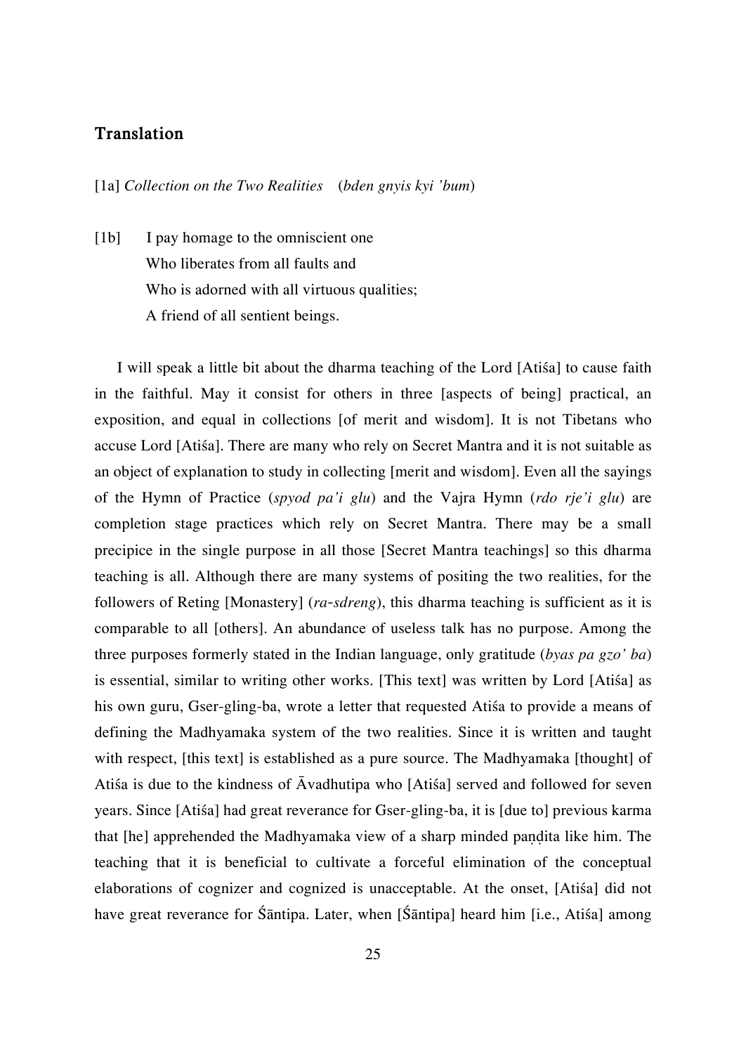## Translation

[1a] *Collection on the Two Realities* (*bden gnyis kyi 'bum*)

[1b] I pay homage to the omniscient one
Who liberates from all faults and
Who is adorned with all virtuous qualities;
A friend of all sentient beings.

I will speak a little bit about the dharma teaching of the Lord [Atiśa] to cause faith in the faithful. May it consist for others in three [aspects of being] practical, an exposition, and equal in collections [of merit and wisdom]. It is not Tibetans who accuse Lord [Atiśa]. There are many who rely on Secret Mantra and it is not suitable as an object of explanation to study in collecting [merit and wisdom]. Even all the sayings of the Hymn of Practice (*spyod pa'i glu*) and the Vajra Hymn (*rdo rje'i glu*) are completion stage practices which rely on Secret Mantra. There may be a small precipice in the single purpose in all those [Secret Mantra teachings] so this dharma teaching is all. Although there are many systems of positing the two realities, for the followers of Reting [Monastery] (*ra-sdreng*), this dharma teaching is sufficient as it is comparable to all [others]. An abundance of useless talk has no purpose. Among the three purposes formerly stated in the Indian language, only gratitude (*byas pa gzo' ba*) is essential, similar to writing other works. [This text] was written by Lord [Atiśa] as his own guru, Gser-gling-ba, wrote a letter that requested Atiśa to provide a means of defining the Madhyamaka system of the two realities. Since it is written and taught with respect, [this text] is established as a pure source. The Madhyamaka [thought] of Atiśa is due to the kindness of Āvadhutipa who [Atiśa] served and followed for seven years. Since [Atiśa] had great reverance for Gser-gling-ba, it is [due to] previous karma that [he] apprehended the Madhyamaka view of a sharp minded paṇḍita like him. The teaching that it is beneficial to cultivate a forceful elimination of the conceptual elaborations of cognizer and cognized is unacceptable. At the onset, [Atiśa] did not have great reverance for Śāntipa. Later, when [Śāntipa] heard him [i.e., Atiśa] among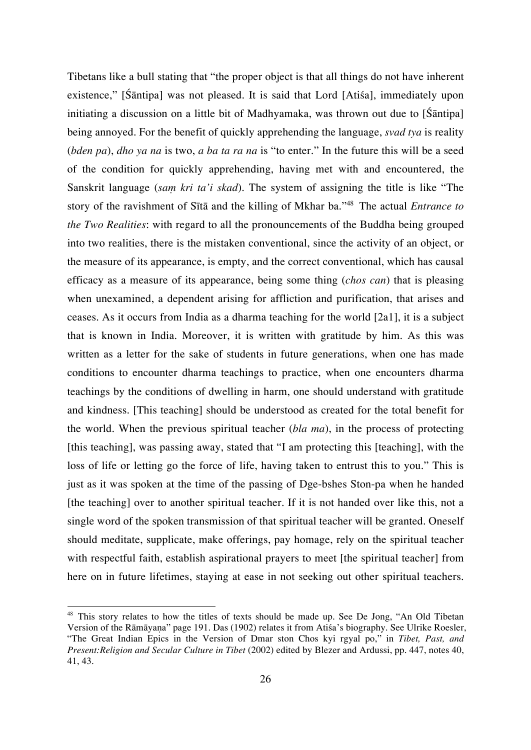Tibetans like a bull stating that "the proper object is that all things do not have inherent existence," [Śāntipa] was not pleased. It is said that Lord [Atiśa], immediately upon initiating a discussion on a little bit of Madhyamaka, was thrown out due to [Śāntipa] being annoyed. For the benefit of quickly apprehending the language, *svad tya* is reality (*bden pa*), *dho ya na* is two, *a ba ta ra na* is "to enter." In the future this will be a seed of the condition for quickly apprehending, having met with and encountered, the Sanskrit language (*saṃ kri ta'i skad*). The system of assigning the title is like "The story of the ravishment of Sītā and the killing of Mkhar ba."[48] The actual *Entrance to the Two Realities*: with regard to all the pronouncements of the Buddha being grouped into two realities, there is the mistaken conventional, since the activity of an object, or the measure of its appearance, is empty, and the correct conventional, which has causal efficacy as a measure of its appearance, being some thing (*chos can*) that is pleasing when unexamined, a dependent arising for affliction and purification, that arises and ceases. As it occurs from India as a dharma teaching for the world [2a1], it is a subject that is known in India. Moreover, it is written with gratitude by him. As this was written as a letter for the sake of students in future generations, when one has made conditions to encounter dharma teachings to practice, when one encounters dharma teachings by the conditions of dwelling in harm, one should understand with gratitude and kindness. [This teaching] should be understood as created for the total benefit for the world. When the previous spiritual teacher (*bla ma*), in the process of protecting [this teaching], was passing away, stated that "I am protecting this [teaching], with the loss of life or letting go the force of life, having taken to entrust this to you." This is just as it was spoken at the time of the passing of Dge-bshes Ston-pa when he handed [the teaching] over to another spiritual teacher. If it is not handed over like this, not a single word of the spoken transmission of that spiritual teacher will be granted. Oneself should meditate, supplicate, make offerings, pay homage, rely on the spiritual teacher with respectful faith, establish aspirational prayers to meet [the spiritual teacher] from here on in future lifetimes, staying at ease in not seeking out other spiritual teachers.

---

[48] This story relates to how the titles of texts should be made up. See De Jong, "An Old Tibetan Version of the Rāmāyaṇa" page 191. Das (1902) relates it from Atiśa's biography. See Ulrike Roesler, "The Great Indian Epics in the Version of Dmar ston Chos kyi rgyal po," in *Tibet, Past, and Present:Religion and Secular Culture in Tibet* (2002) edited by Blezer and Ardussi, pp. 447, notes 40, 41, 43.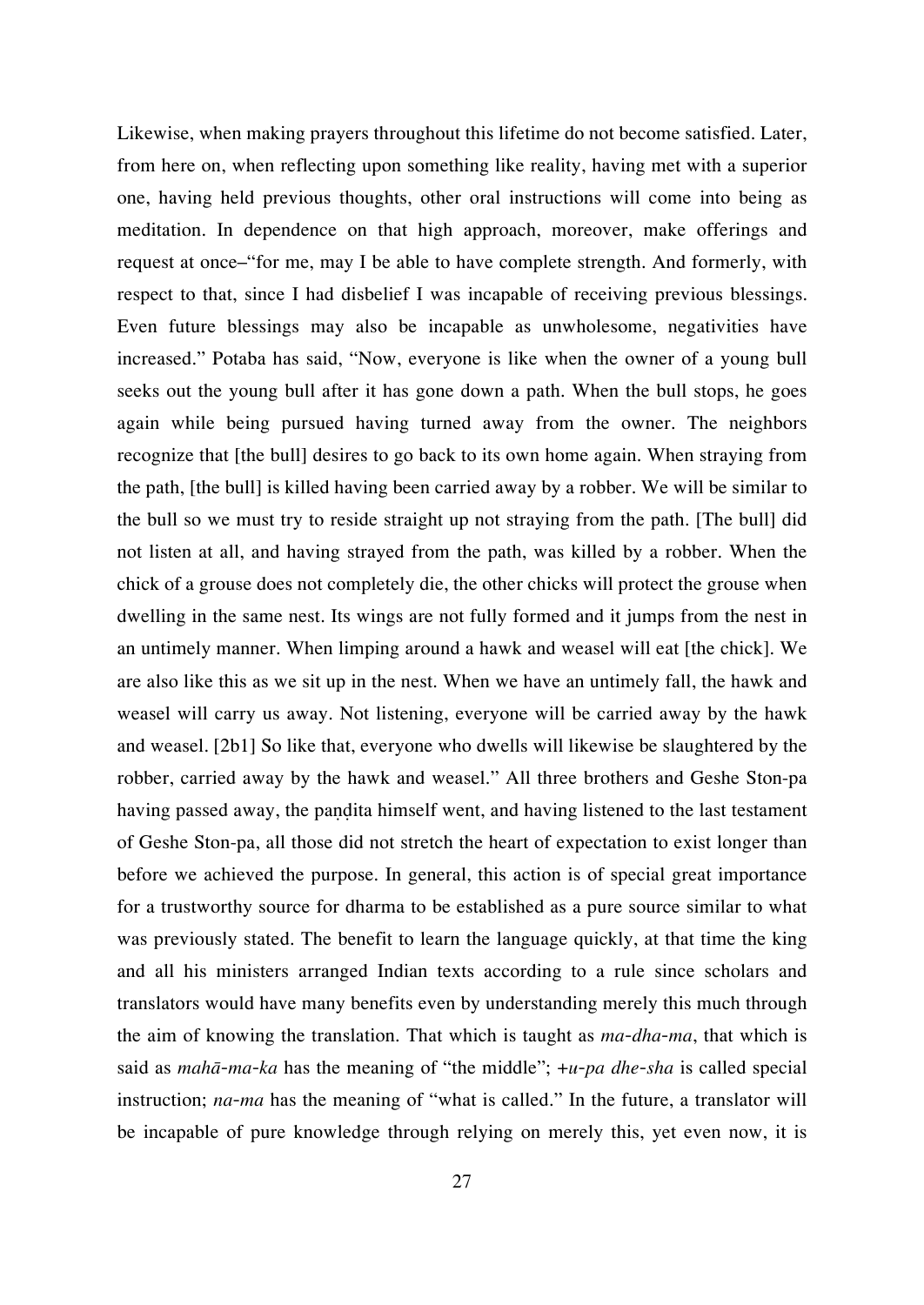Likewise, when making prayers throughout this lifetime do not become satisfied. Later, from here on, when reflecting upon something like reality, having met with a superior one, having held previous thoughts, other oral instructions will come into being as meditation. In dependence on that high approach, moreover, make offerings and request at once–"for me, may I be able to have complete strength. And formerly, with respect to that, since I had disbelief I was incapable of receiving previous blessings. Even future blessings may also be incapable as unwholesome, negativities have increased." Potaba has said, "Now, everyone is like when the owner of a young bull seeks out the young bull after it has gone down a path. When the bull stops, he goes again while being pursued having turned away from the owner. The neighbors recognize that [the bull] desires to go back to its own home again. When straying from the path, [the bull] is killed having been carried away by a robber. We will be similar to the bull so we must try to reside straight up not straying from the path. [The bull] did not listen at all, and having strayed from the path, was killed by a robber. When the chick of a grouse does not completely die, the other chicks will protect the grouse when dwelling in the same nest. Its wings are not fully formed and it jumps from the nest in an untimely manner. When limping around a hawk and weasel will eat [the chick]. We are also like this as we sit up in the nest. When we have an untimely fall, the hawk and weasel will carry us away. Not listening, everyone will be carried away by the hawk and weasel. [2b1] So like that, everyone who dwells will likewise be slaughtered by the robber, carried away by the hawk and weasel." All three brothers and Geshe Ston-pa having passed away, the paṇḍita himself went, and having listened to the last testament of Geshe Ston-pa, all those did not stretch the heart of expectation to exist longer than before we achieved the purpose. In general, this action is of special great importance for a trustworthy source for dharma to be established as a pure source similar to what was previously stated. The benefit to learn the language quickly, at that time the king and all his ministers arranged Indian texts according to a rule since scholars and translators would have many benefits even by understanding merely this much through the aim of knowing the translation. That which is taught as *ma-dha-ma*, that which is said as *mahā-ma-ka* has the meaning of "the middle"; *+u-pa dhe-sha* is called special instruction; *na-ma* has the meaning of "what is called." In the future, a translator will be incapable of pure knowledge through relying on merely this, yet even now, it is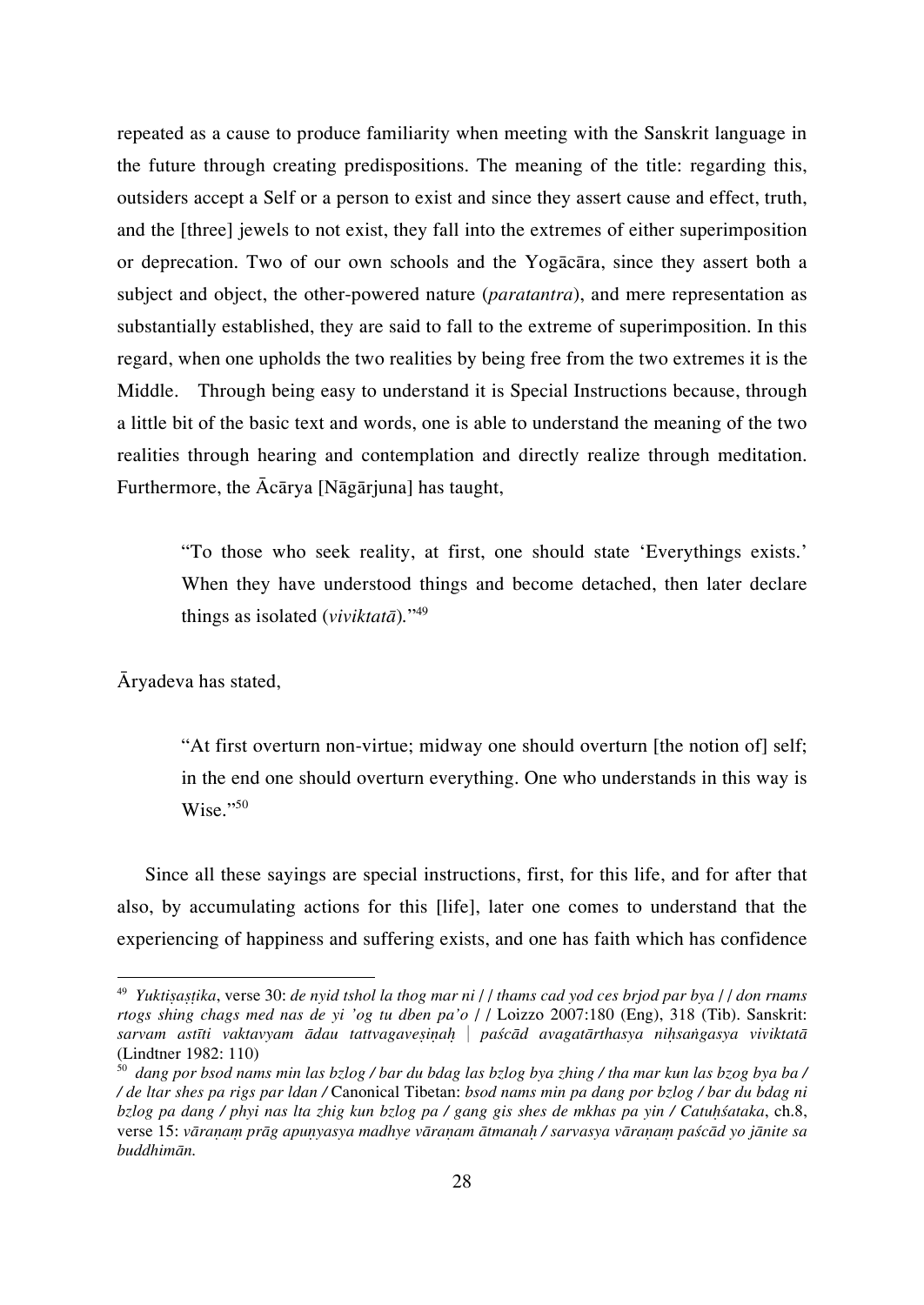repeated as a cause to produce familiarity when meeting with the Sanskrit language in the future through creating predispositions. The meaning of the title: regarding this, outsiders accept a Self or a person to exist and since they assert cause and effect, truth, and the [three] jewels to not exist, they fall into the extremes of either superimposition or deprecation. Two of our own schools and the Yogācāra, since they assert both a subject and object, the other-powered nature (*paratantra*), and mere representation as substantially established, they are said to fall to the extreme of superimposition. In this regard, when one upholds the two realities by being free from the two extremes it is the Middle. Through being easy to understand it is Special Instructions because, through a little bit of the basic text and words, one is able to understand the meaning of the two realities through hearing and contemplation and directly realize through meditation. Furthermore, the Ācārya [Nāgārjuna] has taught,

> "To those who seek reality, at first, one should state 'Everythings exists.' When they have understood things and become detached, then later declare things as isolated (*viviktatā*)."[49]

Āryadeva has stated,

> "At first overturn non-virtue; midway one should overturn [the notion of] self; in the end one should overturn everything. One who understands in this way is Wise."[50]

Since all these sayings are special instructions, first, for this life, and for after that also, by accumulating actions for this [life], later one comes to understand that the experiencing of happiness and suffering exists, and one has faith which has confidence

---

[49] *Yuktiṣaṣṭika*, verse 30: *de nyid tshol la thog mar ni / / thams cad yod ces brjod par bya / / don rnams rtogs shing chags med nas de yi 'og tu dben pa'o* / / Loizzo 2007:180 (Eng), 318 (Tib). Sanskrit: *sarvam astīti vaktavyam ādau tattvagaveṣiṇaḥ | paścād avagatārthasya niḥsaṅgasya viviktatā* (Lindtner 1982: 110)

[50] *dang por bsod nams min las bzlog / bar du bdag las bzlog bya zhing / tha mar kun las bzog bya ba / / de ltar shes pa rigs par ldan /* Canonical Tibetan: *bsod nams min pa dang por bzlog / bar du bdag ni bzlog pa dang / phyi nas lta zhig kun bzlog pa / gang gis shes de mkhas pa yin / Catuḥśataka*, ch.8, verse 15: *vāraṇaṃ prāg apuṇyasya madhye vāraṇam ātmanaḥ / sarvasya vāraṇaṃ paścād yo jānite sa buddhimān.*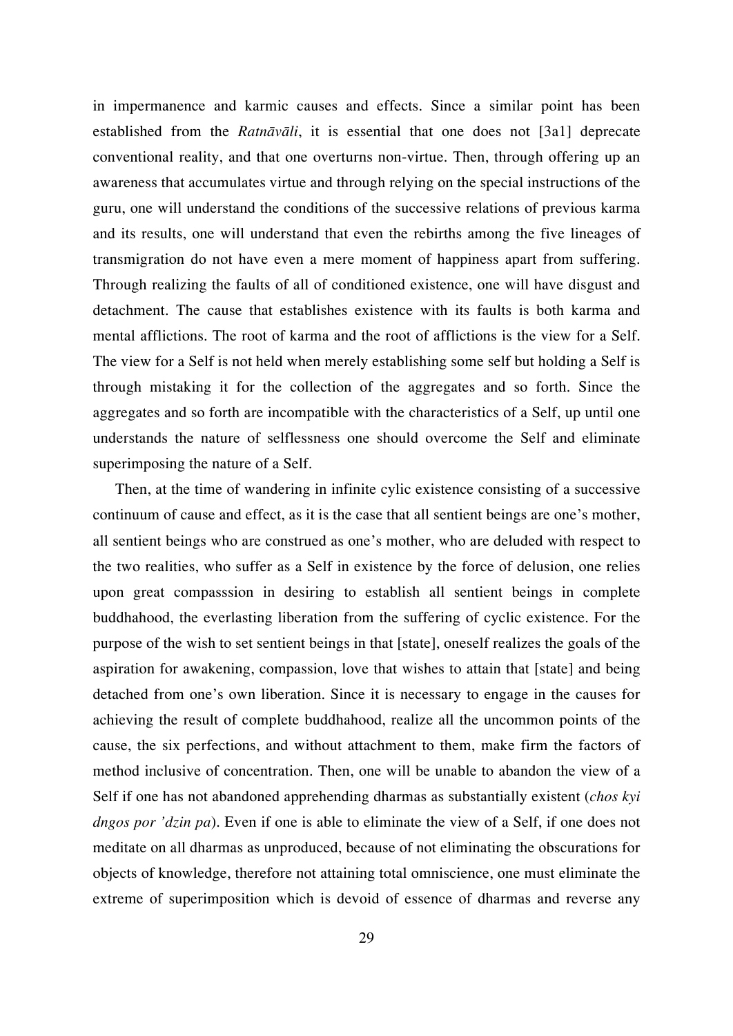in impermanence and karmic causes and effects. Since a similar point has been established from the *Ratnāvāli*, it is essential that one does not [3a1] deprecate conventional reality, and that one overturns non-virtue. Then, through offering up an awareness that accumulates virtue and through relying on the special instructions of the guru, one will understand the conditions of the successive relations of previous karma and its results, one will understand that even the rebirths among the five lineages of transmigration do not have even a mere moment of happiness apart from suffering. Through realizing the faults of all of conditioned existence, one will have disgust and detachment. The cause that establishes existence with its faults is both karma and mental afflictions. The root of karma and the root of afflictions is the view for a Self. The view for a Self is not held when merely establishing some self but holding a Self is through mistaking it for the collection of the aggregates and so forth. Since the aggregates and so forth are incompatible with the characteristics of a Self, up until one understands the nature of selflessness one should overcome the Self and eliminate superimposing the nature of a Self.

Then, at the time of wandering in infinite cylic existence consisting of a successive continuum of cause and effect, as it is the case that all sentient beings are one's mother, all sentient beings who are construed as one's mother, who are deluded with respect to the two realities, who suffer as a Self in existence by the force of delusion, one relies upon great compasssion in desiring to establish all sentient beings in complete buddhahood, the everlasting liberation from the suffering of cyclic existence. For the purpose of the wish to set sentient beings in that [state], oneself realizes the goals of the aspiration for awakening, compassion, love that wishes to attain that [state] and being detached from one's own liberation. Since it is necessary to engage in the causes for achieving the result of complete buddhahood, realize all the uncommon points of the cause, the six perfections, and without attachment to them, make firm the factors of method inclusive of concentration. Then, one will be unable to abandon the view of a Self if one has not abandoned apprehending dharmas as substantially existent (*chos kyi dngos por 'dzin pa*). Even if one is able to eliminate the view of a Self, if one does not meditate on all dharmas as unproduced, because of not eliminating the obscurations for objects of knowledge, therefore not attaining total omniscience, one must eliminate the extreme of superimposition which is devoid of essence of dharmas and reverse any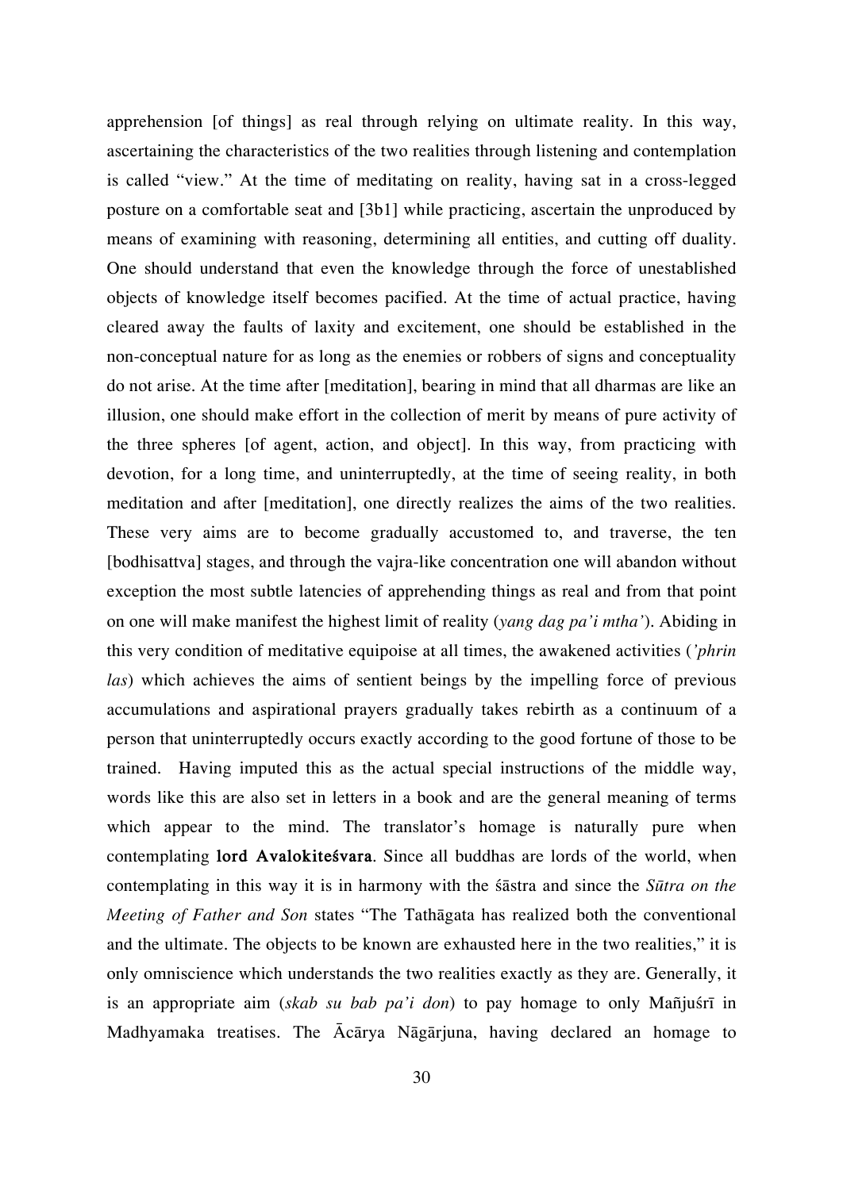apprehension [of things] as real through relying on ultimate reality. In this way, ascertaining the characteristics of the two realities through listening and contemplation is called "view." At the time of meditating on reality, having sat in a cross-legged posture on a comfortable seat and [3b1] while practicing, ascertain the unproduced by means of examining with reasoning, determining all entities, and cutting off duality. One should understand that even the knowledge through the force of unestablished objects of knowledge itself becomes pacified. At the time of actual practice, having cleared away the faults of laxity and excitement, one should be established in the non-conceptual nature for as long as the enemies or robbers of signs and conceptuality do not arise. At the time after [meditation], bearing in mind that all dharmas are like an illusion, one should make effort in the collection of merit by means of pure activity of the three spheres [of agent, action, and object]. In this way, from practicing with devotion, for a long time, and uninterruptedly, at the time of seeing reality, in both meditation and after [meditation], one directly realizes the aims of the two realities. These very aims are to become gradually accustomed to, and traverse, the ten [bodhisattva] stages, and through the vajra-like concentration one will abandon without exception the most subtle latencies of apprehending things as real and from that point on one will make manifest the highest limit of reality (*yang dag pa'i mtha'*). Abiding in this very condition of meditative equipoise at all times, the awakened activities (*'phrin las*) which achieves the aims of sentient beings by the impelling force of previous accumulations and aspirational prayers gradually takes rebirth as a continuum of a person that uninterruptedly occurs exactly according to the good fortune of those to be trained. Having imputed this as the actual special instructions of the middle way, words like this are also set in letters in a book and are the general meaning of terms which appear to the mind. The translator's homage is naturally pure when contemplating **lord Avalokiteśvara**. Since all buddhas are lords of the world, when contemplating in this way it is in harmony with the śāstra and since the *Sūtra on the Meeting of Father and Son* states "The Tathāgata has realized both the conventional and the ultimate. The objects to be known are exhausted here in the two realities," it is only omniscience which understands the two realities exactly as they are. Generally, it is an appropriate aim (*skab su bab pa'i don*) to pay homage to only Mañjuśrī in Madhyamaka treatises. The Ācārya Nāgārjuna, having declared an homage to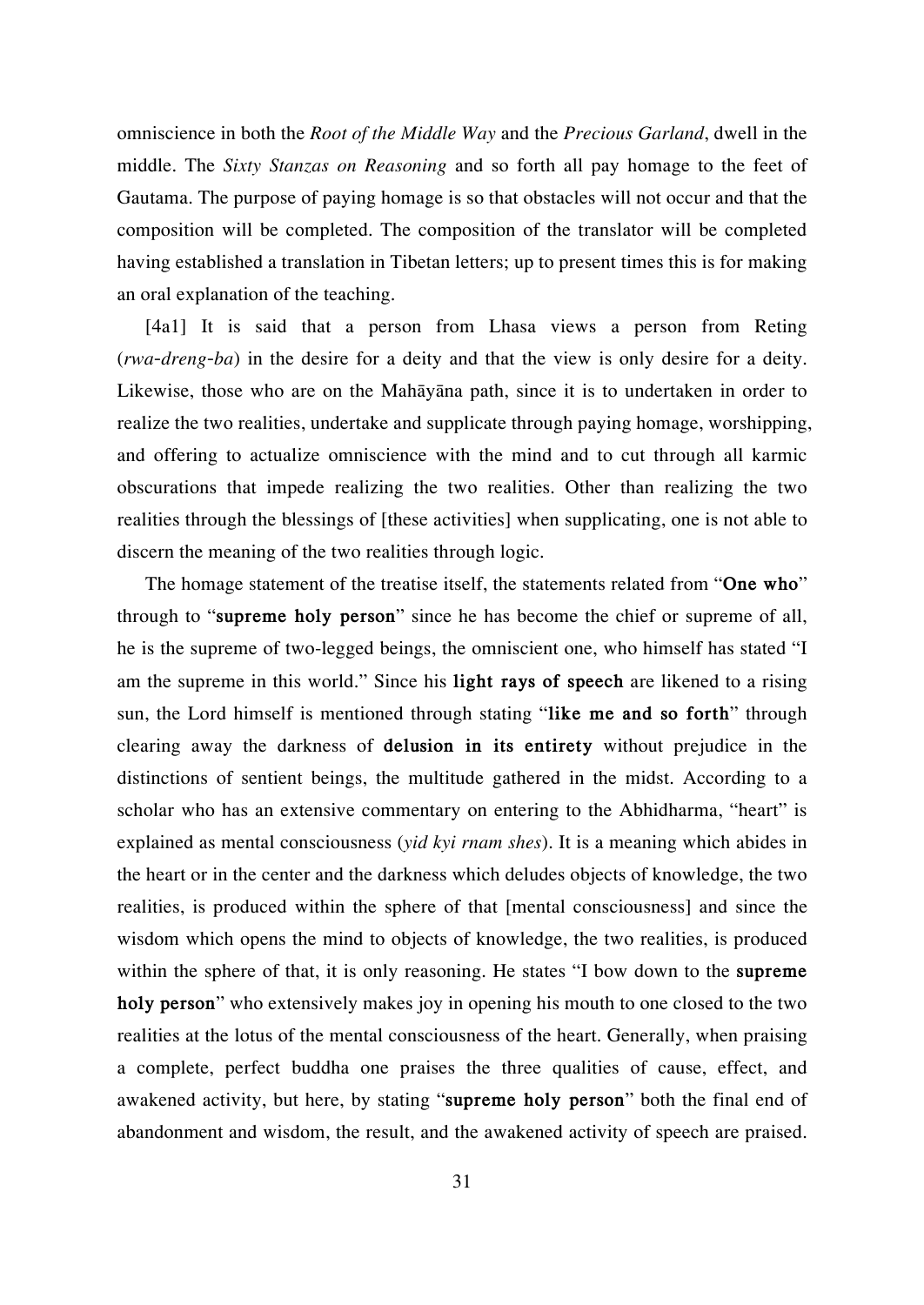omniscience in both the *Root of the Middle Way* and the *Precious Garland*, dwell in the middle. The *Sixty Stanzas on Reasoning* and so forth all pay homage to the feet of Gautama. The purpose of paying homage is so that obstacles will not occur and that the composition will be completed. The composition of the translator will be completed having established a translation in Tibetan letters; up to present times this is for making an oral explanation of the teaching.

[4a1] It is said that a person from Lhasa views a person from Reting (*rwa-dreng-ba*) in the desire for a deity and that the view is only desire for a deity. Likewise, those who are on the Mahāyāna path, since it is to undertaken in order to realize the two realities, undertake and supplicate through paying homage, worshipping, and offering to actualize omniscience with the mind and to cut through all karmic obscurations that impede realizing the two realities. Other than realizing the two realities through the blessings of [these activities] when supplicating, one is not able to discern the meaning of the two realities through logic.

The homage statement of the treatise itself, the statements related from "**One who**" through to "**supreme holy person**" since he has become the chief or supreme of all, he is the supreme of two-legged beings, the omniscient one, who himself has stated "I am the supreme in this world." Since his **light rays of speech** are likened to a rising sun, the Lord himself is mentioned through stating "**like me and so forth**" through clearing away the darkness of **delusion in its entirety** without prejudice in the distinctions of sentient beings, the multitude gathered in the midst. According to a scholar who has an extensive commentary on entering to the Abhidharma, "heart" is explained as mental consciousness (*yid kyi rnam shes*). It is a meaning which abides in the heart or in the center and the darkness which deludes objects of knowledge, the two realities, is produced within the sphere of that [mental consciousness] and since the wisdom which opens the mind to objects of knowledge, the two realities, is produced within the sphere of that, it is only reasoning. He states "I bow down to the **supreme holy person**" who extensively makes joy in opening his mouth to one closed to the two realities at the lotus of the mental consciousness of the heart. Generally, when praising a complete, perfect buddha one praises the three qualities of cause, effect, and awakened activity, but here, by stating "**supreme holy person**" both the final end of abandonment and wisdom, the result, and the awakened activity of speech are praised.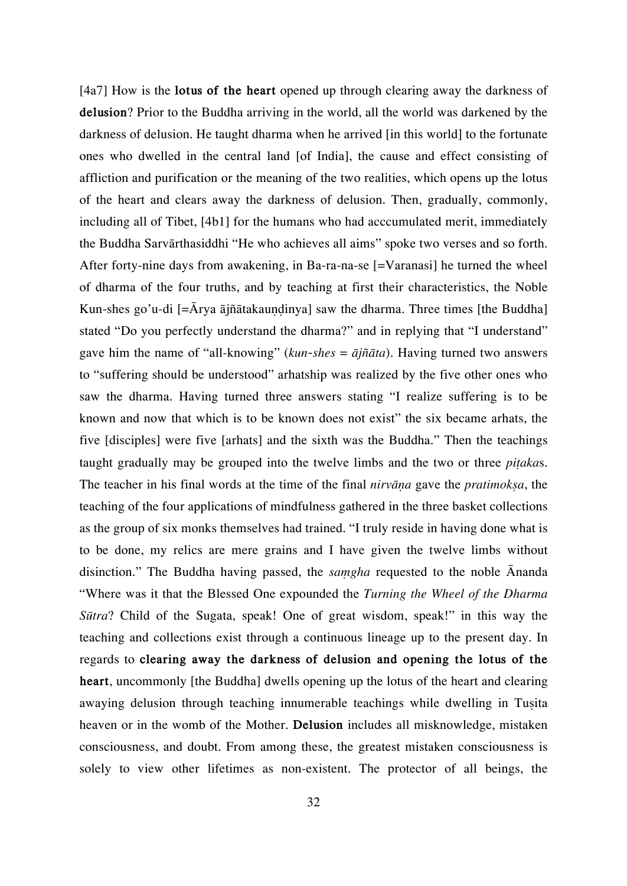[4a7] How is the **lotus of the heart** opened up through clearing away the darkness of **delusion**? Prior to the Buddha arriving in the world, all the world was darkened by the darkness of delusion. He taught dharma when he arrived [in this world] to the fortunate ones who dwelled in the central land [of India], the cause and effect consisting of affliction and purification or the meaning of the two realities, which opens up the lotus of the heart and clears away the darkness of delusion. Then, gradually, commonly, including all of Tibet, [4b1] for the humans who had acccumulated merit, immediately the Buddha Sarvārthasiddhi "He who achieves all aims" spoke two verses and so forth. After forty-nine days from awakening, in Ba-ra-na-se [=Varanasi] he turned the wheel of dharma of the four truths, and by teaching at first their characteristics, the Noble Kun-shes go'u-di [=Ārya ājñātakauṇḍinya] saw the dharma. Three times [the Buddha] stated "Do you perfectly understand the dharma?" and in replying that "I understand" gave him the name of "all-knowing" (*kun-shes* = *ājñāta*). Having turned two answers to "suffering should be understood" arhatship was realized by the five other ones who saw the dharma. Having turned three answers stating "I realize suffering is to be known and now that which is to be known does not exist" the six became arhats, the five [disciples] were five [arhats] and the sixth was the Buddha." Then the teachings taught gradually may be grouped into the twelve limbs and the two or three *piṭaka*s. The teacher in his final words at the time of the final *nirvāṇa* gave the *pratimokṣa*, the teaching of the four applications of mindfulness gathered in the three basket collections as the group of six monks themselves had trained. "I truly reside in having done what is to be done, my relics are mere grains and I have given the twelve limbs without disinction." The Buddha having passed, the *saṃgha* requested to the noble Ānanda "Where was it that the Blessed One expounded the *Turning the Wheel of the Dharma Sūtra*? Child of the Sugata, speak! One of great wisdom, speak!" in this way the teaching and collections exist through a continuous lineage up to the present day. In regards to **clearing away the darkness of delusion and opening the lotus of the heart**, uncommonly [the Buddha] dwells opening up the lotus of the heart and clearing awaying delusion through teaching innumerable teachings while dwelling in Tuṣita heaven or in the womb of the Mother. **Delusion** includes all misknowledge, mistaken consciousness, and doubt. From among these, the greatest mistaken consciousness is solely to view other lifetimes as non-existent. The protector of all beings, the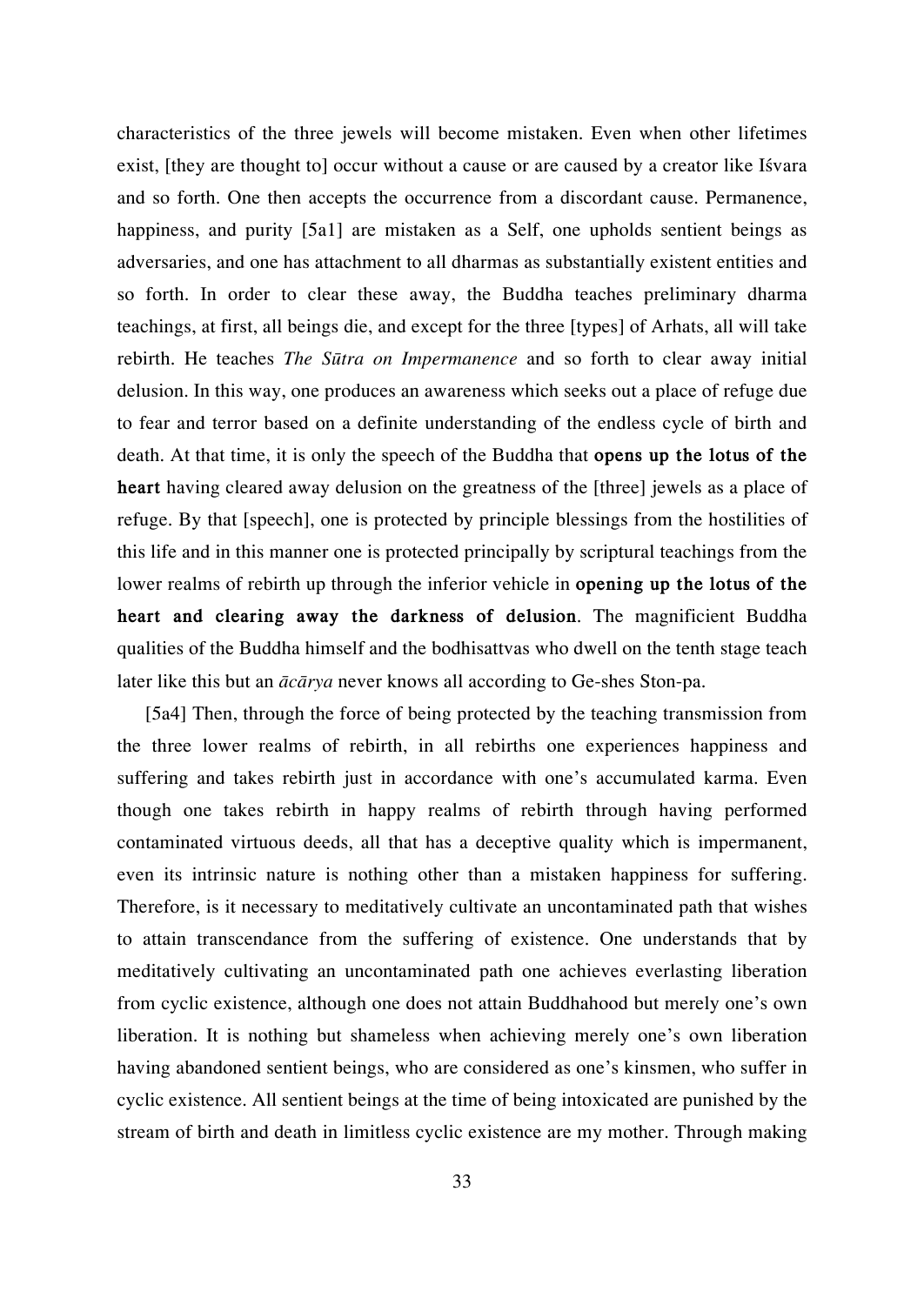characteristics of the three jewels will become mistaken. Even when other lifetimes exist, [they are thought to] occur without a cause or are caused by a creator like Iśvara and so forth. One then accepts the occurrence from a discordant cause. Permanence, happiness, and purity [5a1] are mistaken as a Self, one upholds sentient beings as adversaries, and one has attachment to all dharmas as substantially existent entities and so forth. In order to clear these away, the Buddha teaches preliminary dharma teachings, at first, all beings die, and except for the three [types] of Arhats, all will take rebirth. He teaches *The Sūtra on Impermanence* and so forth to clear away initial delusion. In this way, one produces an awareness which seeks out a place of refuge due to fear and terror based on a definite understanding of the endless cycle of birth and death. At that time, it is only the speech of the Buddha that **opens up the lotus of the heart** having cleared away delusion on the greatness of the [three] jewels as a place of refuge. By that [speech], one is protected by principle blessings from the hostilities of this life and in this manner one is protected principally by scriptural teachings from the lower realms of rebirth up through the inferior vehicle in **opening up the lotus of the heart and clearing away the darkness of delusion**. The magnificient Buddha qualities of the Buddha himself and the bodhisattvas who dwell on the tenth stage teach later like this but an *ācārya* never knows all according to Ge-shes Ston-pa.

[5a4] Then, through the force of being protected by the teaching transmission from the three lower realms of rebirth, in all rebirths one experiences happiness and suffering and takes rebirth just in accordance with one's accumulated karma. Even though one takes rebirth in happy realms of rebirth through having performed contaminated virtuous deeds, all that has a deceptive quality which is impermanent, even its intrinsic nature is nothing other than a mistaken happiness for suffering. Therefore, is it necessary to meditatively cultivate an uncontaminated path that wishes to attain transcendance from the suffering of existence. One understands that by meditatively cultivating an uncontaminated path one achieves everlasting liberation from cyclic existence, although one does not attain Buddhahood but merely one's own liberation. It is nothing but shameless when achieving merely one's own liberation having abandoned sentient beings, who are considered as one's kinsmen, who suffer in cyclic existence. All sentient beings at the time of being intoxicated are punished by the stream of birth and death in limitless cyclic existence are my mother. Through making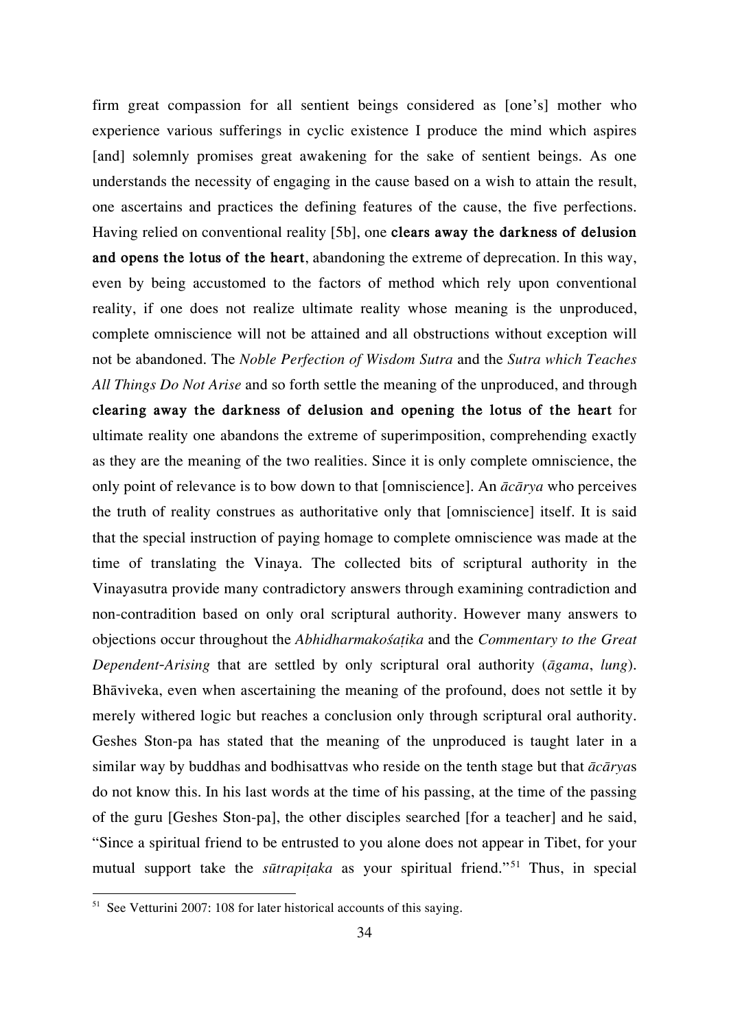firm great compassion for all sentient beings considered as [one's] mother who experience various sufferings in cyclic existence I produce the mind which aspires [and] solemnly promises great awakening for the sake of sentient beings. As one understands the necessity of engaging in the cause based on a wish to attain the result, one ascertains and practices the defining features of the cause, the five perfections. Having relied on conventional reality [5b], one **clears away the darkness of delusion and opens the lotus of the heart**, abandoning the extreme of deprecation. In this way, even by being accustomed to the factors of method which rely upon conventional reality, if one does not realize ultimate reality whose meaning is the unproduced, complete omniscience will not be attained and all obstructions without exception will not be abandoned. The *Noble Perfection of Wisdom Sutra* and the *Sutra which Teaches All Things Do Not Arise* and so forth settle the meaning of the unproduced, and through **clearing away the darkness of delusion and opening the lotus of the heart** for ultimate reality one abandons the extreme of superimposition, comprehending exactly as they are the meaning of the two realities. Since it is only complete omniscience, the only point of relevance is to bow down to that [omniscience]. An *ācārya* who perceives the truth of reality construes as authoritative only that [omniscience] itself. It is said that the special instruction of paying homage to complete omniscience was made at the time of translating the Vinaya. The collected bits of scriptural authority in the Vinayasutra provide many contradictory answers through examining contradiction and non-contradition based on only oral scriptural authority. However many answers to objections occur throughout the *Abhidharmakośaṭika* and the *Commentary to the Great Dependent-Arising* that are settled by only scriptural oral authority (*āgama*, *lung*). Bhāviveka, even when ascertaining the meaning of the profound, does not settle it by merely withered logic but reaches a conclusion only through scriptural oral authority. Geshes Ston-pa has stated that the meaning of the unproduced is taught later in a similar way by buddhas and bodhisattvas who reside on the tenth stage but that *ācārya*s do not know this. In his last words at the time of his passing, at the time of the passing of the guru [Geshes Ston-pa], the other disciples searched [for a teacher] and he said, "Since a spiritual friend to be entrusted to you alone does not appear in Tibet, for your mutual support take the *sūtrapiṭaka* as your spiritual friend."[51] Thus, in special

[51] See Vetturini 2007: 108 for later historical accounts of this saying.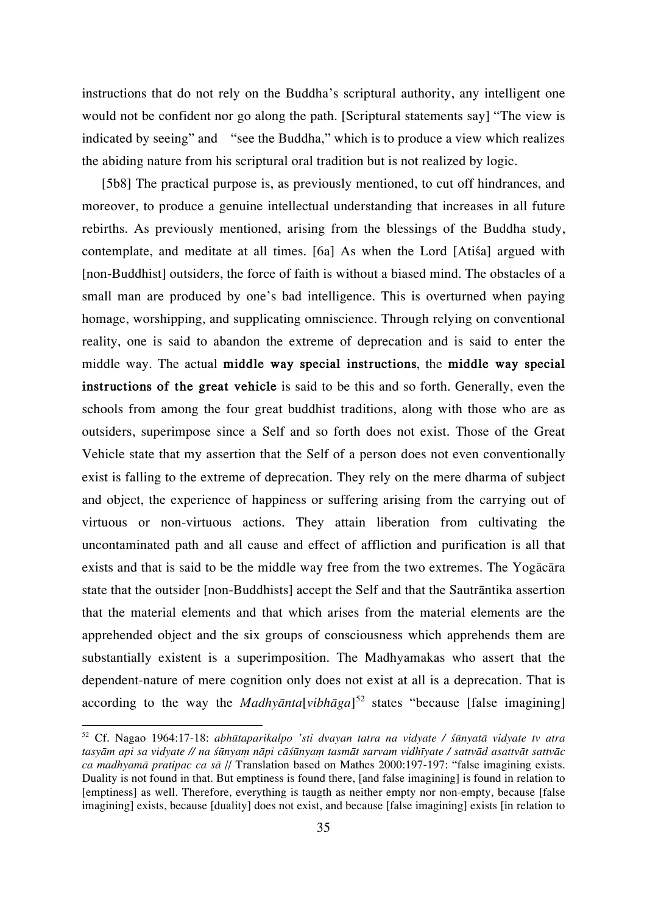instructions that do not rely on the Buddha's scriptural authority, any intelligent one would not be confident nor go along the path. [Scriptural statements say] "The view is indicated by seeing" and "see the Buddha," which is to produce a view which realizes the abiding nature from his scriptural oral tradition but is not realized by logic.

[5b8] The practical purpose is, as previously mentioned, to cut off hindrances, and moreover, to produce a genuine intellectual understanding that increases in all future rebirths. As previously mentioned, arising from the blessings of the Buddha study, contemplate, and meditate at all times. [6a] As when the Lord [Atiśa] argued with [non-Buddhist] outsiders, the force of faith is without a biased mind. The obstacles of a small man are produced by one's bad intelligence. This is overturned when paying homage, worshipping, and supplicating omniscience. Through relying on conventional reality, one is said to abandon the extreme of deprecation and is said to enter the middle way. The actual **middle way special instructions**, the **middle way special instructions of the great vehicle** is said to be this and so forth. Generally, even the schools from among the four great buddhist traditions, along with those who are as outsiders, superimpose since a Self and so forth does not exist. Those of the Great Vehicle state that my assertion that the Self of a person does not even conventionally exist is falling to the extreme of deprecation. They rely on the mere dharma of subject and object, the experience of happiness or suffering arising from the carrying out of virtuous or non-virtuous actions. They attain liberation from cultivating the uncontaminated path and all cause and effect of affliction and purification is all that exists and that is said to be the middle way free from the two extremes. The Yogācāra state that the outsider [non-Buddhists] accept the Self and that the Sautrāntika assertion that the material elements and that which arises from the material elements are the apprehended object and the six groups of consciousness which apprehends them are substantially existent is a superimposition. The Madhyamakas who assert that the dependent-nature of mere cognition only does not exist at all is a deprecation. That is according to the way the *Madhyānta*[*vibhāga*][52] states "because [false imagining]

---

[52] Cf. Nagao 1964:17-18: *abhūtaparikalpo 'sti dvayan tatra na vidyate / śūnyatā vidyate tv atra tasyām api sa vidyate // na śūnyaṃ nāpi cāśūnyaṃ tasmāt sarvam vidhīyate / sattvād asattvāt sattvāc ca madhyamā pratipac ca sā* // Translation based on Mathes 2000:197-197: "false imagining exists. Duality is not found in that. But emptiness is found there, [and false imagining] is found in relation to [emptiness] as well. Therefore, everything is taugth as neither empty nor non-empty, because [false imagining] exists, because [duality] does not exist, and because [false imagining] exists [in relation to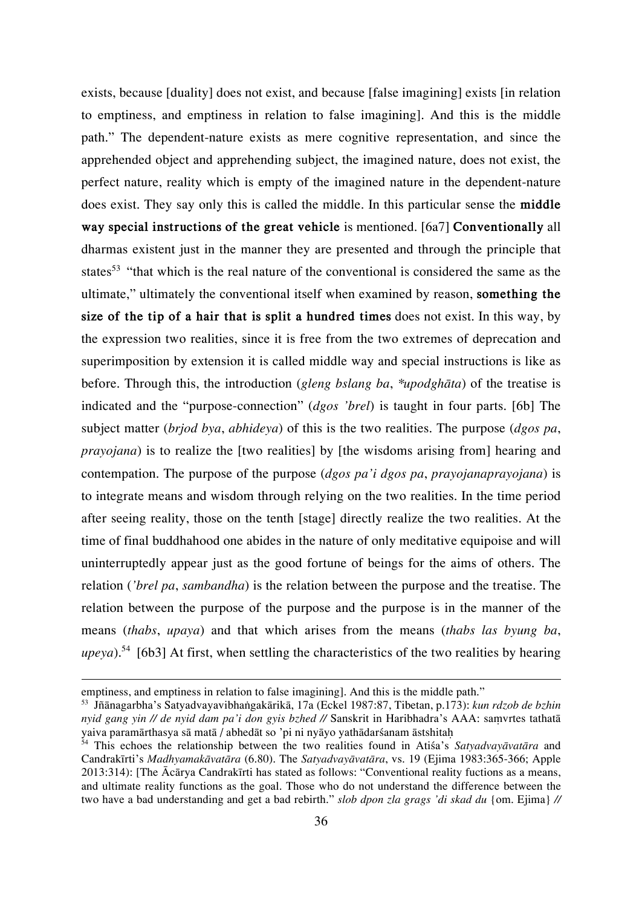exists, because [duality] does not exist, and because [false imagining] exists [in relation to emptiness, and emptiness in relation to false imagining]. And this is the middle path." The dependent-nature exists as mere cognitive representation, and since the apprehended object and apprehending subject, the imagined nature, does not exist, the perfect nature, reality which is empty of the imagined nature in the dependent-nature does exist. They say only this is called the middle. In this particular sense the **middle way special instructions of the great vehicle** is mentioned. [6a7] **Conventionally** all dharmas existent just in the manner they are presented and through the principle that states[53] "that which is the real nature of the conventional is considered the same as the ultimate," ultimately the conventional itself when examined by reason, **something the size of the tip of a hair that is split a hundred times** does not exist. In this way, by the expression two realities, since it is free from the two extremes of deprecation and superimposition by extension it is called middle way and special instructions is like as before. Through this, the introduction (*gleng bslang ba*, *\*upodghāta*) of the treatise is indicated and the "purpose-connection" (*dgos 'brel*) is taught in four parts. [6b] The subject matter (*brjod bya*, *abhideya*) of this is the two realities. The purpose (*dgos pa*, *prayojana*) is to realize the [two realities] by [the wisdoms arising from] hearing and contempation. The purpose of the purpose (*dgos pa'i dgos pa*, *prayojanaprayojana*) is to integrate means and wisdom through relying on the two realities. In the time period after seeing reality, those on the tenth [stage] directly realize the two realities. At the time of final buddhahood one abides in the nature of only meditative equipoise and will uninterruptedly appear just as the good fortune of beings for the aims of others. The relation (*'brel pa*, *sambandha*) is the relation between the purpose and the treatise. The relation between the purpose of the purpose and the purpose is in the manner of the means (*thabs*, *upaya*) and that which arises from the means (*thabs las byung ba*, *upeya*).[54] [6b3] At first, when settling the characteristics of the two realities by hearing

---

emptiness, and emptiness in relation to false imagining]. And this is the middle path."

[53] Jñānagarbha's Satyadvayavibhaṅgakārikā, 17a (Eckel 1987:87, Tibetan, p.173): *kun rdzob de bzhin nyid gang yin // de nyid dam pa'i don gyis bzhed //* Sanskrit in Haribhadra's AAA: saṃvṛtes tathatā yaiva paramārthasya sā matā / abhedāt so 'pi ni nyāyo yathādarśanam āstshitaḥ

[54] This echoes the relationship between the two realities found in Atiśa's *Satyadvayāvatāra* and Candrakīrti's *Madhyamakāvatāra* (6.80). The *Satyadvayāvatāra*, vs. 19 (Ejima 1983:365-366; Apple 2013:314): [The Ācārya Candrakīrti has stated as follows: "Conventional reality fuctions as a means, and ultimate reality functions as the goal. Those who do not understand the difference between the two have a bad understanding and get a bad rebirth." *slob dpon zla grags 'di skad du* {om. Ejima} //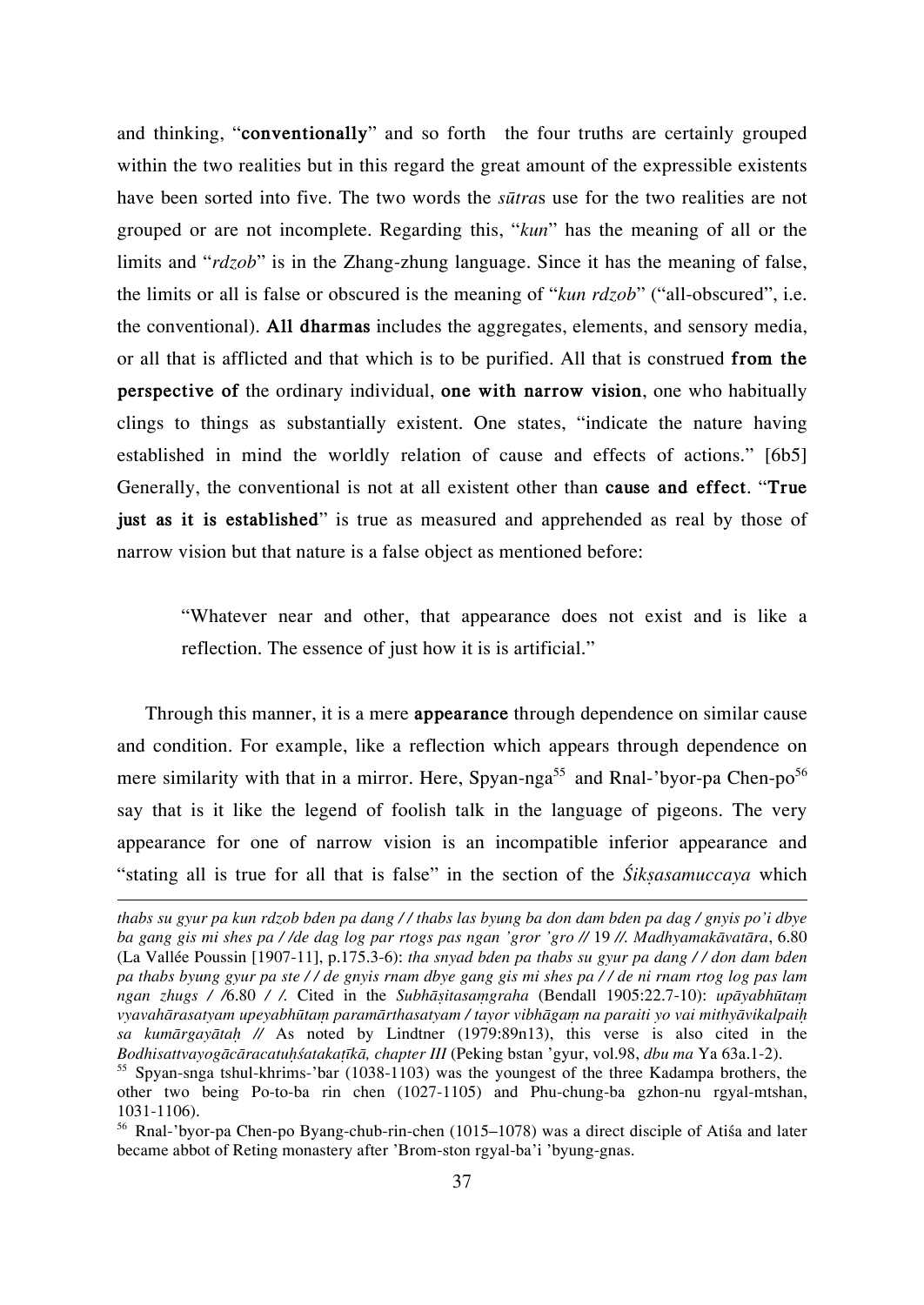and thinking, "**conventionally**" and so forth the four truths are certainly grouped within the two realities but in this regard the great amount of the expressible existents have been sorted into five. The two words the *sūtra*s use for the two realities are not grouped or are not incomplete. Regarding this, "*kun*" has the meaning of all or the limits and "*rdzob*" is in the Zhang-zhung language. Since it has the meaning of false, the limits or all is false or obscured is the meaning of "*kun rdzob*" ("all-obscured", i.e. the conventional). **All dharmas** includes the aggregates, elements, and sensory media, or all that is afflicted and that which is to be purified. All that is construed **from the perspective of** the ordinary individual, **one with narrow vision**, one who habitually clings to things as substantially existent. One states, "indicate the nature having established in mind the worldly relation of cause and effects of actions." [6b5] Generally, the conventional is not at all existent other than **cause and effect**. "**True just as it is established**" is true as measured and apprehended as real by those of narrow vision but that nature is a false object as mentioned before:

> "Whatever near and other, that appearance does not exist and is like a reflection. The essence of just how it is is artificial."

Through this manner, it is a mere **appearance** through dependence on similar cause and condition. For example, like a reflection which appears through dependence on mere similarity with that in a mirror. Here, Spyan-nga[55] and Rnal-'byor-pa Chen-po[56] say that is it like the legend of foolish talk in the language of pigeons. The very appearance for one of narrow vision is an incompatible inferior appearance and "stating all is true for all that is false" in the section of the *Śikṣasamuccaya* which

---

*thabs su gyur pa kun rdzob bden pa dang / / thabs las byung ba don dam bden pa dag / gnyis po'i dbye ba gang gis mi shes pa / /de dag log par rtogs pas ngan 'gror 'gro //* 19 *//. Madhyamakāvatāra*, 6.80 (La Vallée Poussin [1907-11], p.175.3-6): *tha snyad bden pa thabs su gyur pa dang / / don dam bden pa thabs byung gyur pa ste / / de gnyis rnam dbye gang gis mi shes pa / / de ni rnam rtog log pas lam ngan zhugs / /*6.80 */ /.* Cited in the *Subhāṣitasaṃgraha* (Bendall 1905:22.7-10): *upāyabhūtaṃ vyavahārasatyam upeyabhūtaṃ paramārthasatyam / tayor vibhāgaṃ na paraiti yo vai mithyāvikalpaiḥ sa kumārgayātaḥ //* As noted by Lindtner (1979:89n13), this verse is also cited in the *Bodhisattvayogācāracatuḥśatakaṭīkā, chapter III* (Peking bstan 'gyur, vol.98, *dbu ma* Ya 63a.1-2).

[55] Spyan-snga tshul-khrims-'bar (1038-1103) was the youngest of the three Kadampa brothers, the other two being Po-to-ba rin chen (1027-1105) and Phu-chung-ba gzhon-nu rgyal-mtshan, 1031-1106).

[56] Rnal-'byor-pa Chen-po Byang-chub-rin-chen (1015–1078) was a direct disciple of Atiśa and later became abbot of Reting monastery after 'Brom-ston rgyal-ba'i 'byung-gnas.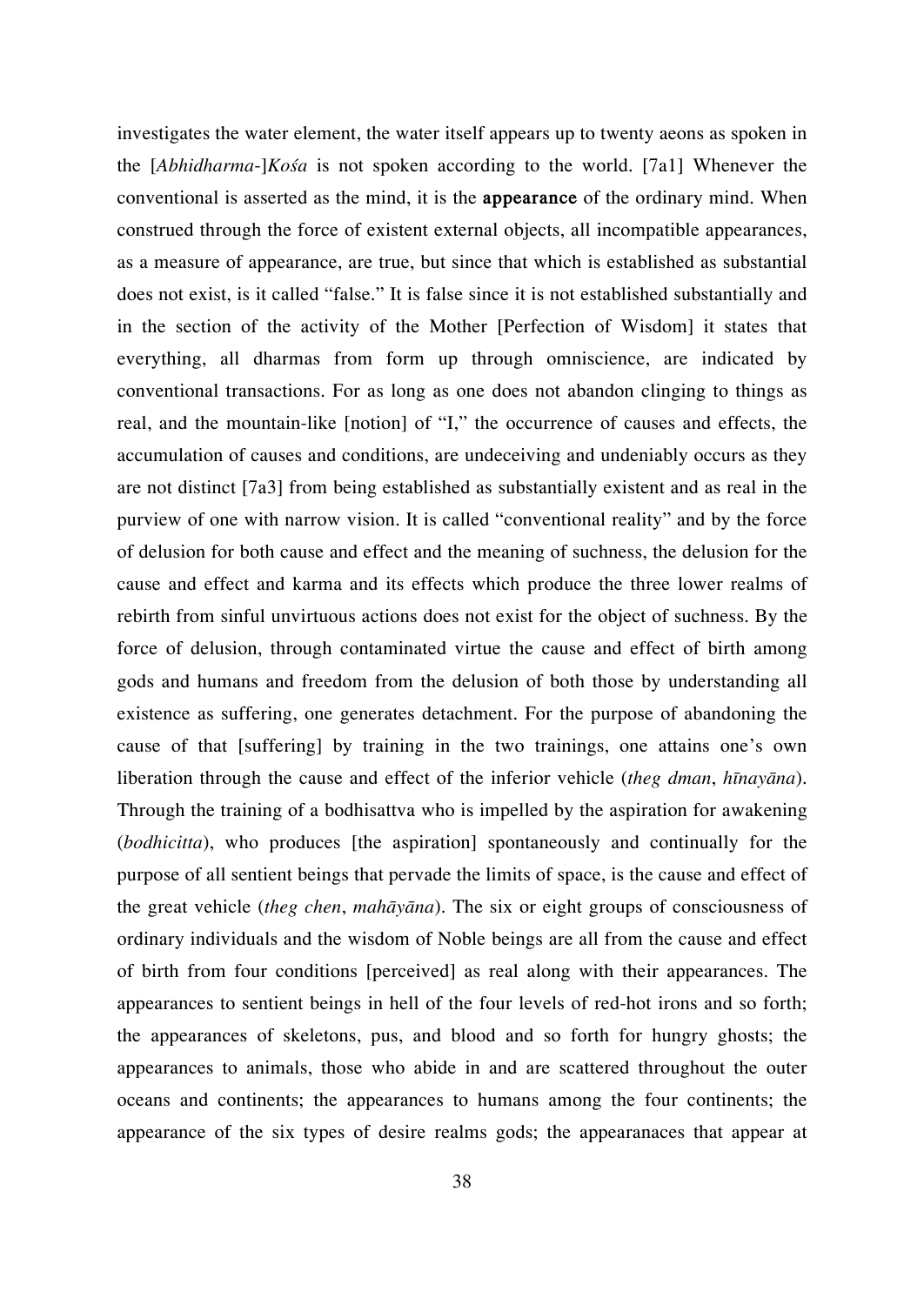investigates the water element, the water itself appears up to twenty aeons as spoken in the [*Abhidharma-*]*Kośa* is not spoken according to the world. [7a1] Whenever the conventional is asserted as the mind, it is the **appearance** of the ordinary mind. When construed through the force of existent external objects, all incompatible appearances, as a measure of appearance, are true, but since that which is established as substantial does not exist, is it called "false." It is false since it is not established substantially and in the section of the activity of the Mother [Perfection of Wisdom] it states that everything, all dharmas from form up through omniscience, are indicated by conventional transactions. For as long as one does not abandon clinging to things as real, and the mountain-like [notion] of "I," the occurrence of causes and effects, the accumulation of causes and conditions, are undeceiving and undeniably occurs as they are not distinct [7a3] from being established as substantially existent and as real in the purview of one with narrow vision. It is called "conventional reality" and by the force of delusion for both cause and effect and the meaning of suchness, the delusion for the cause and effect and karma and its effects which produce the three lower realms of rebirth from sinful unvirtuous actions does not exist for the object of suchness. By the force of delusion, through contaminated virtue the cause and effect of birth among gods and humans and freedom from the delusion of both those by understanding all existence as suffering, one generates detachment. For the purpose of abandoning the cause of that [suffering] by training in the two trainings, one attains one's own liberation through the cause and effect of the inferior vehicle (*theg dman*, *hīnayāna*). Through the training of a bodhisattva who is impelled by the aspiration for awakening (*bodhicitta*), who produces [the aspiration] spontaneously and continually for the purpose of all sentient beings that pervade the limits of space, is the cause and effect of the great vehicle (*theg chen*, *mahāyāna*). The six or eight groups of consciousness of ordinary individuals and the wisdom of Noble beings are all from the cause and effect of birth from four conditions [perceived] as real along with their appearances. The appearances to sentient beings in hell of the four levels of red-hot irons and so forth; the appearances of skeletons, pus, and blood and so forth for hungry ghosts; the appearances to animals, those who abide in and are scattered throughout the outer oceans and continents; the appearances to humans among the four continents; the appearance of the six types of desire realms gods; the appearanaces that appear at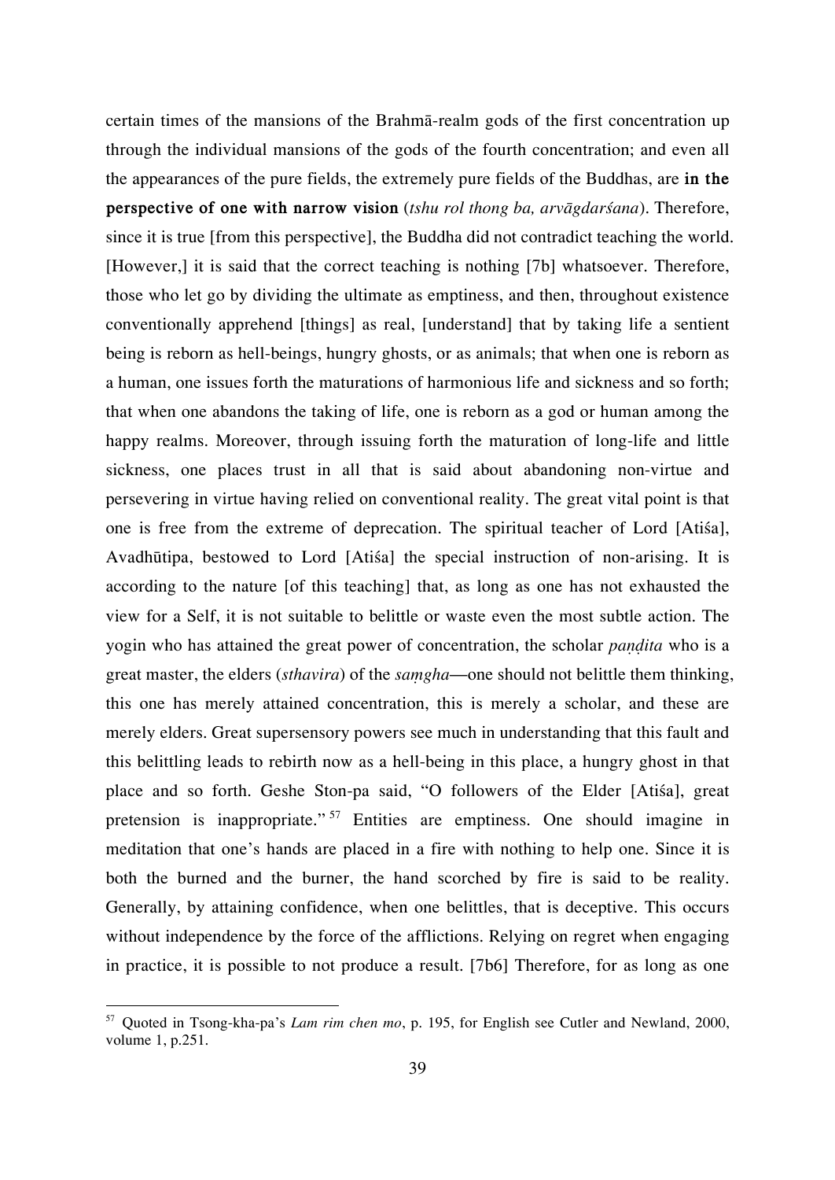certain times of the mansions of the Brahmā-realm gods of the first concentration up through the individual mansions of the gods of the fourth concentration; and even all the appearances of the pure fields, the extremely pure fields of the Buddhas, are **in the perspective of one with narrow vision** (*tshu rol thong ba, arvāgdarśana*). Therefore, since it is true [from this perspective], the Buddha did not contradict teaching the world. [However,] it is said that the correct teaching is nothing [7b] whatsoever. Therefore, those who let go by dividing the ultimate as emptiness, and then, throughout existence conventionally apprehend [things] as real, [understand] that by taking life a sentient being is reborn as hell-beings, hungry ghosts, or as animals; that when one is reborn as a human, one issues forth the maturations of harmonious life and sickness and so forth; that when one abandons the taking of life, one is reborn as a god or human among the happy realms. Moreover, through issuing forth the maturation of long-life and little sickness, one places trust in all that is said about abandoning non-virtue and persevering in virtue having relied on conventional reality. The great vital point is that one is free from the extreme of deprecation. The spiritual teacher of Lord [Atiśa], Avadhūtipa, bestowed to Lord [Atiśa] the special instruction of non-arising. It is according to the nature [of this teaching] that, as long as one has not exhausted the view for a Self, it is not suitable to belittle or waste even the most subtle action. The yogin who has attained the great power of concentration, the scholar *paṇḍita* who is a great master, the elders (*sthavira*) of the *saṃgha*—one should not belittle them thinking, this one has merely attained concentration, this is merely a scholar, and these are merely elders. Great supersensory powers see much in understanding that this fault and this belittling leads to rebirth now as a hell-being in this place, a hungry ghost in that place and so forth. Geshe Ston-pa said, "O followers of the Elder [Atiśa], great pretension is inappropriate."[57] Entities are emptiness. One should imagine in meditation that one's hands are placed in a fire with nothing to help one. Since it is both the burned and the burner, the hand scorched by fire is said to be reality. Generally, by attaining confidence, when one belittles, that is deceptive. This occurs without independence by the force of the afflictions. Relying on regret when engaging in practice, it is possible to not produce a result. [7b6] Therefore, for as long as one

---

[57] Quoted in Tsong-kha-pa's *Lam rim chen mo*, p. 195, for English see Cutler and Newland, 2000, volume 1, p.251.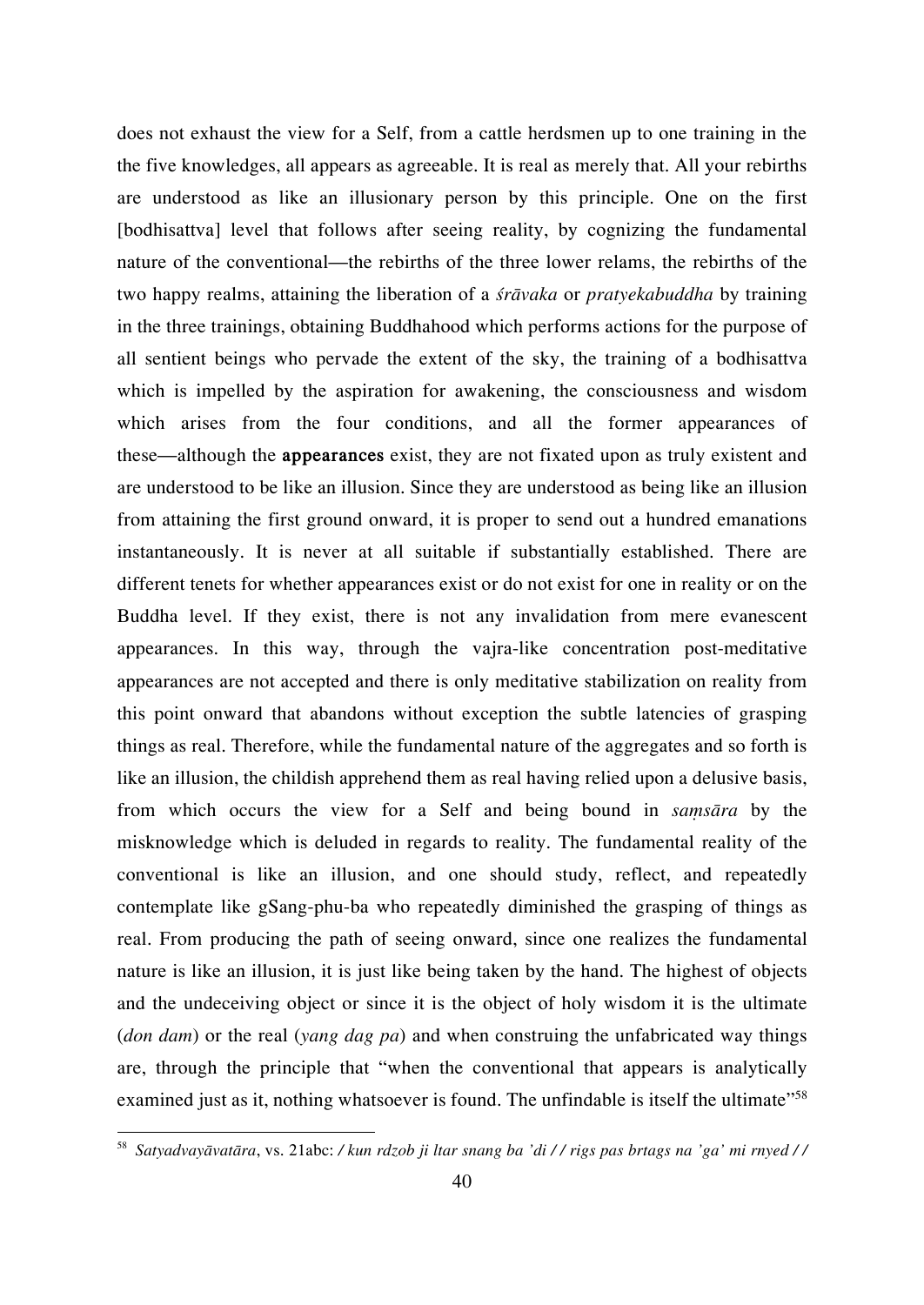does not exhaust the view for a Self, from a cattle herdsmen up to one training in the the five knowledges, all appears as agreeable. It is real as merely that. All your rebirths are understood as like an illusionary person by this principle. One on the first [bodhisattva] level that follows after seeing reality, by cognizing the fundamental nature of the conventional—the rebirths of the three lower relams, the rebirths of the two happy realms, attaining the liberation of a *śrāvaka* or *pratyekabuddha* by training in the three trainings, obtaining Buddhahood which performs actions for the purpose of all sentient beings who pervade the extent of the sky, the training of a bodhisattva which is impelled by the aspiration for awakening, the consciousness and wisdom which arises from the four conditions, and all the former appearances of these—although the **appearances** exist, they are not fixated upon as truly existent and are understood to be like an illusion. Since they are understood as being like an illusion from attaining the first ground onward, it is proper to send out a hundred emanations instantaneously. It is never at all suitable if substantially established. There are different tenets for whether appearances exist or do not exist for one in reality or on the Buddha level. If they exist, there is not any invalidation from mere evanescent appearances. In this way, through the vajra-like concentration post-meditative appearances are not accepted and there is only meditative stabilization on reality from this point onward that abandons without exception the subtle latencies of grasping things as real. Therefore, while the fundamental nature of the aggregates and so forth is like an illusion, the childish apprehend them as real having relied upon a delusive basis, from which occurs the view for a Self and being bound in *saṃsāra* by the misknowledge which is deluded in regards to reality. The fundamental reality of the conventional is like an illusion, and one should study, reflect, and repeatedly contemplate like gSang-phu-ba who repeatedly diminished the grasping of things as real. From producing the path of seeing onward, since one realizes the fundamental nature is like an illusion, it is just like being taken by the hand. The highest of objects and the undeceiving object or since it is the object of holy wisdom it is the ultimate (*don dam*) or the real (*yang dag pa*) and when construing the unfabricated way things are, through the principle that "when the conventional that appears is analytically examined just as it, nothing whatsoever is found. The unfindable is itself the ultimate"[58]

---

[58] *Satyadvayāvatāra*, vs. 21abc: */ kun rdzob ji ltar snang ba 'di / / rigs pas brtags na 'ga' mi rnyed / /*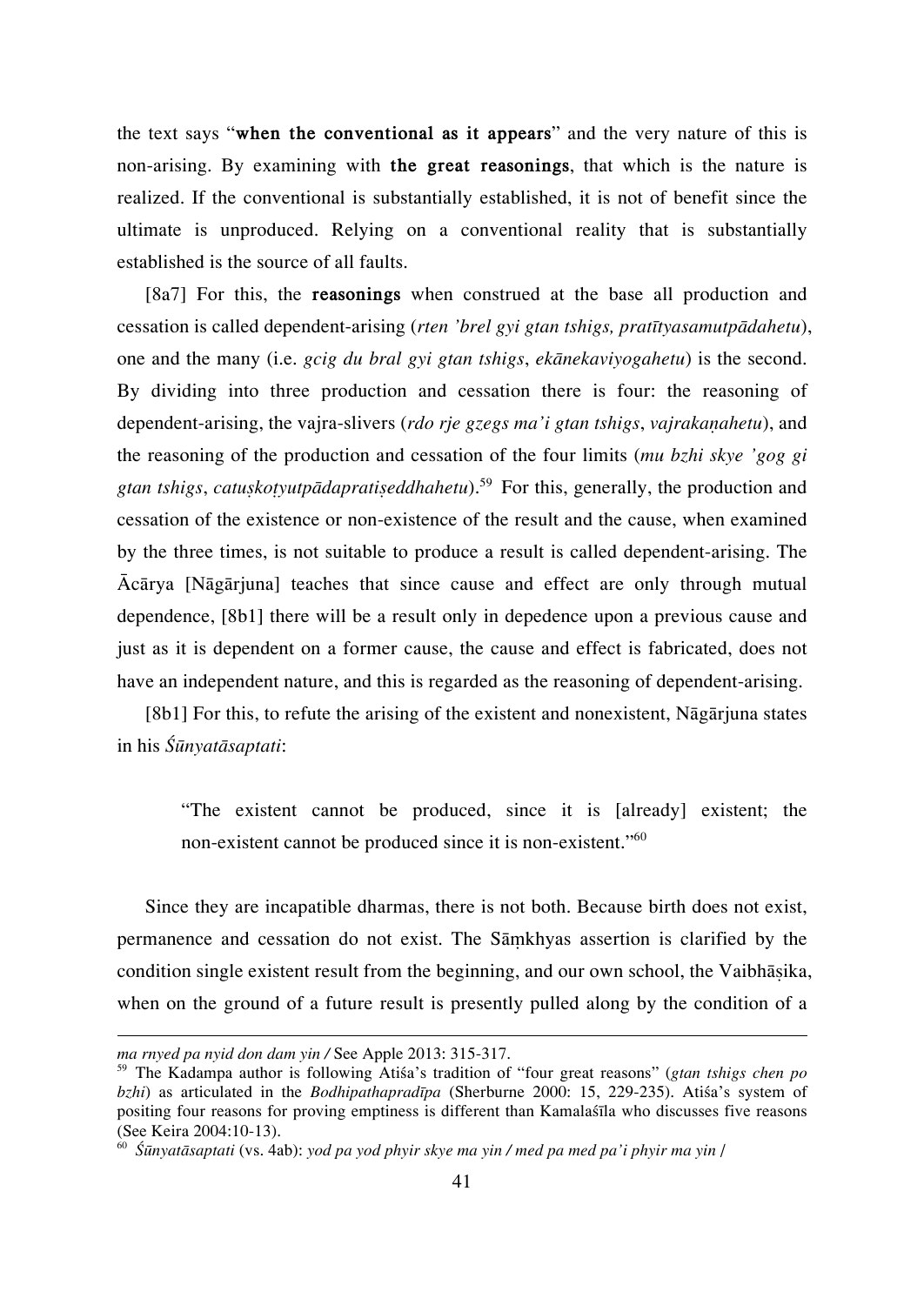the text says "**when the conventional as it appears**" and the very nature of this is non-arising. By examining with **the great reasonings**, that which is the nature is realized. If the conventional is substantially established, it is not of benefit since the ultimate is unproduced. Relying on a conventional reality that is substantially established is the source of all faults.

[8a7] For this, the **reasonings** when construed at the base all production and cessation is called dependent-arising (*rten 'brel gyi gtan tshigs, pratītyasamutpādahetu*), one and the many (i.e. *gcig du bral gyi gtan tshigs*, *ekānekaviyogahetu*) is the second. By dividing into three production and cessation there is four: the reasoning of dependent-arising, the vajra-slivers (*rdo rje gzegs ma'i gtan tshigs*, *vajrakaṇahetu*), and the reasoning of the production and cessation of the four limits (*mu bzhi skye 'gog gi gtan tshigs*, *catuṣkoṭyutpādapratiṣeddhahetu*).[59] For this, generally, the production and cessation of the existence or non-existence of the result and the cause, when examined by the three times, is not suitable to produce a result is called dependent-arising. The Ācārya [Nāgārjuna] teaches that since cause and effect are only through mutual dependence, [8b1] there will be a result only in depedence upon a previous cause and just as it is dependent on a former cause, the cause and effect is fabricated, does not have an independent nature, and this is regarded as the reasoning of dependent-arising.

[8b1] For this, to refute the arising of the existent and nonexistent, Nāgārjuna states in his *Śūnyatāsaptati*:

> "The existent cannot be produced, since it is [already] existent; the non-existent cannot be produced since it is non-existent."[60]

Since they are incapatible dharmas, there is not both. Because birth does not exist, permanence and cessation do not exist. The Sāṃkhyas assertion is clarified by the condition single existent result from the beginning, and our own school, the Vaibhāṣika, when on the ground of a future result is presently pulled along by the condition of a

---

*ma rnyed pa nyid don dam yin /* See Apple 2013: 315-317.

[59] The Kadampa author is following Atiśa's tradition of "four great reasons" (*gtan tshigs chen po bzhi*) as articulated in the *Bodhipathapradīpa* (Sherburne 2000: 15, 229-235). Atiśa's system of positing four reasons for proving emptiness is different than Kamalaśīla who discusses five reasons (See Keira 2004:10-13).

[60] *Śūnyatāsaptati* (vs. 4ab): *yod pa yod phyir skye ma yin / med pa med pa'i phyir ma yin /*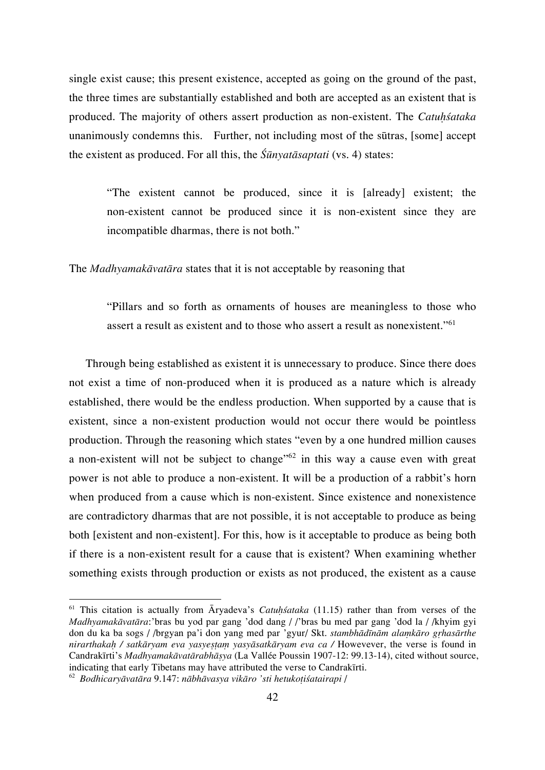single exist cause; this present existence, accepted as going on the ground of the past, the three times are substantially established and both are accepted as an existent that is produced. The majority of others assert production as non-existent. The *Catuḥśataka* unanimously condemns this. Further, not including most of the sūtras, [some] accept the existent as produced. For all this, the *Śūnyatāsaptati* (vs. 4) states:

> "The existent cannot be produced, since it is [already] existent; the non-existent cannot be produced since it is non-existent since they are incompatible dharmas, there is not both."

The *Madhyamakāvatāra* states that it is not acceptable by reasoning that

> "Pillars and so forth as ornaments of houses are meaningless to those who assert a result as existent and to those who assert a result as nonexistent."[61]

Through being established as existent it is unnecessary to produce. Since there does not exist a time of non-produced when it is produced as a nature which is already established, there would be the endless production. When supported by a cause that is existent, since a non-existent production would not occur there would be pointless production. Through the reasoning which states "even by a one hundred million causes a non-existent will not be subject to change"[62] in this way a cause even with great power is not able to produce a non-existent. It will be a production of a rabbit's horn when produced from a cause which is non-existent. Since existence and nonexistence are contradictory dharmas that are not possible, it is not acceptable to produce as being both [existent and non-existent]. For this, how is it acceptable to produce as being both if there is a non-existent result for a cause that is existent? When examining whether something exists through production or exists as not produced, the existent as a cause

---

[61] This citation is actually from Āryadeva's *Catuḥśataka* (11.15) rather than from verses of the *Madhyamakāvatāra*:'bras bu yod par gang 'dod dang / /'bras bu med par gang 'dod la / /khyim gyi don du ka ba sogs / /brgyan pa'i don yang med par 'gyur/ Skt. *stambhādīnām alaṃkāro gṛhasārthe nirarthakaḥ / satkāryam eva yasyeṣṭaṃ yasyāsatkāryam eva ca /* Howevever, the verse is found in Candrakīrti's *Madhyamakāvatārabhāṣya* (La Vallée Poussin 1907-12: 99.13-14), cited without source, indicating that early Tibetans may have attributed the verse to Candrakīrti.

[62] *Bodhicaryāvatāra* 9.147: *nābhāvasya vikāro 'sti hetukoṭiśatairapi /*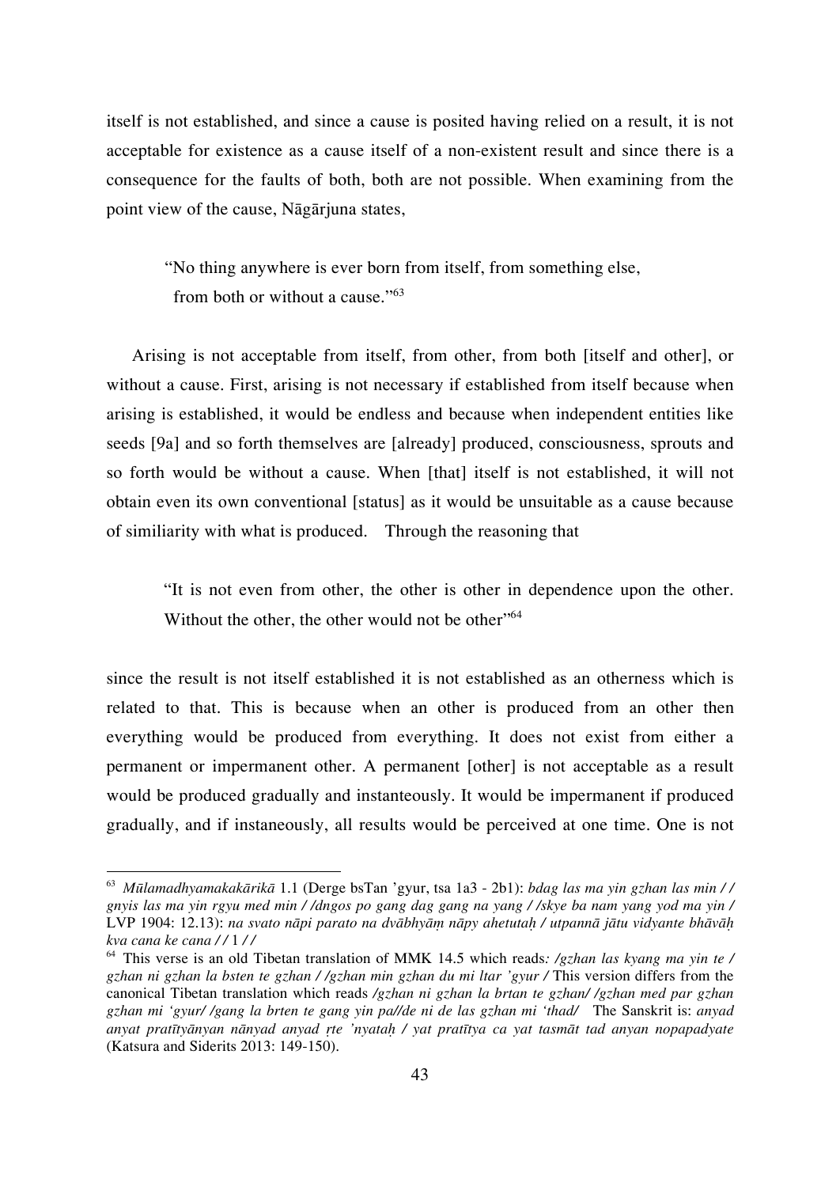itself is not established, and since a cause is posited having relied on a result, it is not acceptable for existence as a cause itself of a non-existent result and since there is a consequence for the faults of both, both are not possible. When examining from the point view of the cause, Nāgārjuna states,

> "No thing anywhere is ever born from itself, from something else, from both or without a cause."[63]

Arising is not acceptable from itself, from other, from both [itself and other], or without a cause. First, arising is not necessary if established from itself because when arising is established, it would be endless and because when independent entities like seeds [9a] and so forth themselves are [already] produced, consciousness, sprouts and so forth would be without a cause. When [that] itself is not established, it will not obtain even its own conventional [status] as it would be unsuitable as a cause because of similiarity with what is produced. Through the reasoning that

> "It is not even from other, the other is other in dependence upon the other. Without the other, the other would not be other"[64]

since the result is not itself established it is not established as an otherness which is related to that. This is because when an other is produced from an other then everything would be produced from everything. It does not exist from either a permanent or impermanent other. A permanent [other] is not acceptable as a result would be produced gradually and instanteously. It would be impermanent if produced gradually, and if instaneously, all results would be perceived at one time. One is not

---

[63] *Mūlamadhyamakakārikā* 1.1 (Derge bsTan 'gyur, tsa 1a3 - 2b1): *bdag las ma yin gzhan las min / / gnyis las ma yin rgyu med min / /dngos po gang dag gang na yang / /skye ba nam yang yod ma yin /* LVP 1904: 12.13): *na svato nāpi parato na dvābhyāṃ nāpy ahetutaḥ / utpannā jātu vidyante bhāvāḥ kva cana ke cana / /* 1 */ /*

[64] This verse is an old Tibetan translation of MMK 14.5 which reads*: /gzhan las kyang ma yin te / gzhan ni gzhan la bsten te gzhan / /gzhan min gzhan du mi ltar 'gyur /* This version differs from the canonical Tibetan translation which reads */gzhan ni gzhan la brtan te gzhan/ /gzhan med par gzhan gzhan mi 'gyur/ /gang la brten te gang yin pa//de ni de las gzhan mi 'thad/* The Sanskrit is: *anyad anyat pratītyānyan nānyad anyad ṛte 'nyataḥ / yat pratītya ca yat tasmāt tad anyan nopapadyate* (Katsura and Siderits 2013: 149-150).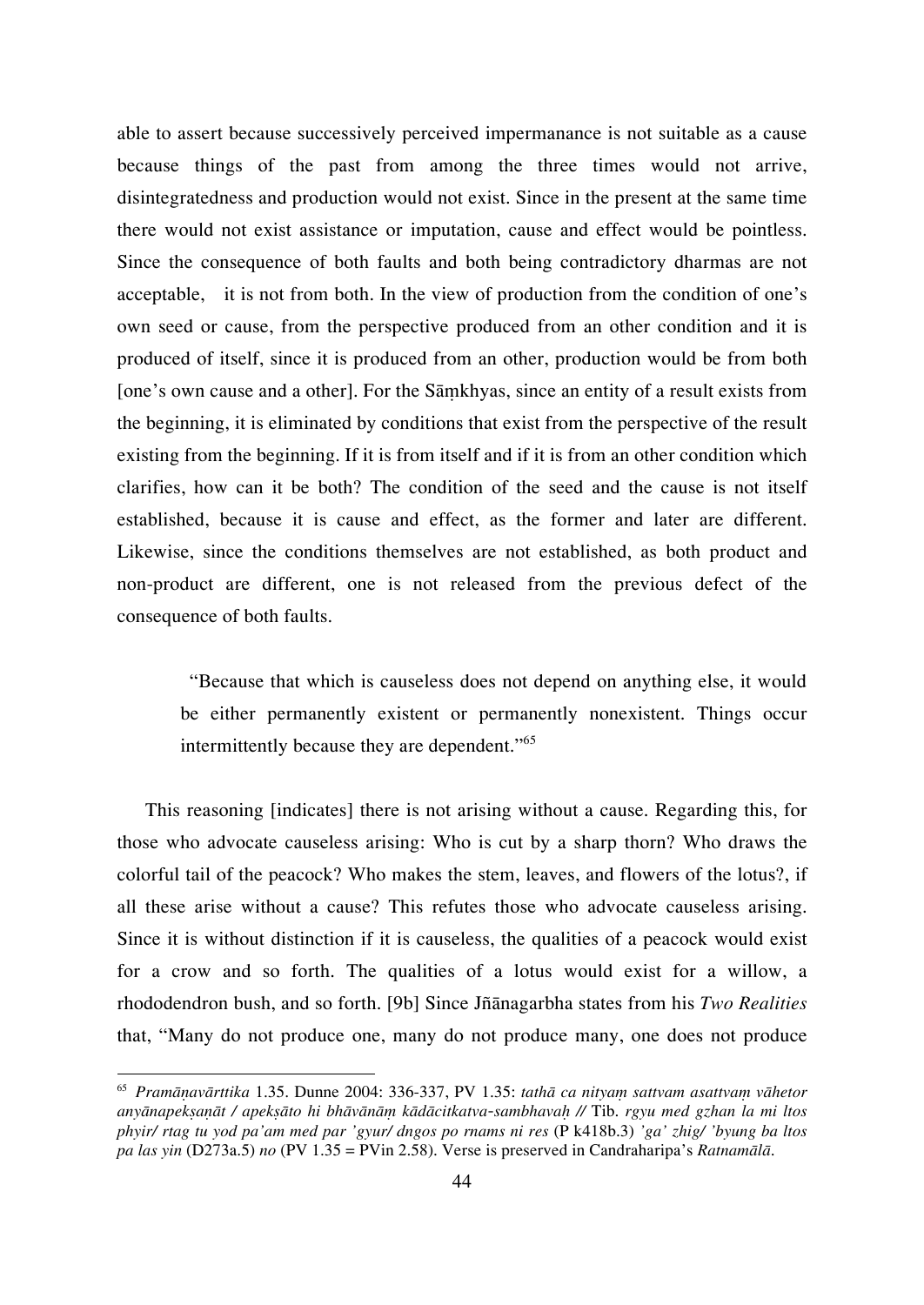able to assert because successively perceived impermanance is not suitable as a cause because things of the past from among the three times would not arrive, disintegratedness and production would not exist. Since in the present at the same time there would not exist assistance or imputation, cause and effect would be pointless. Since the consequence of both faults and both being contradictory dharmas are not acceptable,  it is not from both. In the view of production from the condition of one's own seed or cause, from the perspective produced from an other condition and it is produced of itself, since it is produced from an other, production would be from both [one's own cause and a other]. For the Sāṃkhyas, since an entity of a result exists from the beginning, it is eliminated by conditions that exist from the perspective of the result existing from the beginning. If it is from itself and if it is from an other condition which clarifies, how can it be both? The condition of the seed and the cause is not itself established, because it is cause and effect, as the former and later are different. Likewise, since the conditions themselves are not established, as both product and non-product are different, one is not released from the previous defect of the consequence of both faults.

> "Because that which is causeless does not depend on anything else, it would be either permanently existent or permanently nonexistent. Things occur intermittently because they are dependent."[65]

This reasoning [indicates] there is not arising without a cause. Regarding this, for those who advocate causeless arising: Who is cut by a sharp thorn? Who draws the colorful tail of the peacock? Who makes the stem, leaves, and flowers of the lotus?, if all these arise without a cause? This refutes those who advocate causeless arising. Since it is without distinction if it is causeless, the qualities of a peacock would exist for a crow and so forth. The qualities of a lotus would exist for a willow, a rhododendron bush, and so forth. [9b] Since Jñānagarbha states from his *Two Realities* that, "Many do not produce one, many do not produce many, one does not produce

---

[65] *Pramāṇavārttika* 1.35. Dunne 2004: 336-337, PV 1.35: *tathā ca nityaṃ sattvam asattvaṃ vāhetor anyānapekṣaṇāt / apekṣāto hi bhāvānāṃ kādācitkatva-sambhavaḥ //* Tib. *rgyu med gzhan la mi ltos phyir/ rtag tu yod pa'am med par 'gyur/ dngos po rnams ni res* (P k418b.3) *'ga' zhig/ 'byung ba ltos pa las yin* (D273a.5) *no* (PV 1.35 = PVin 2.58). Verse is preserved in Candraharipa's *Ratnamālā*.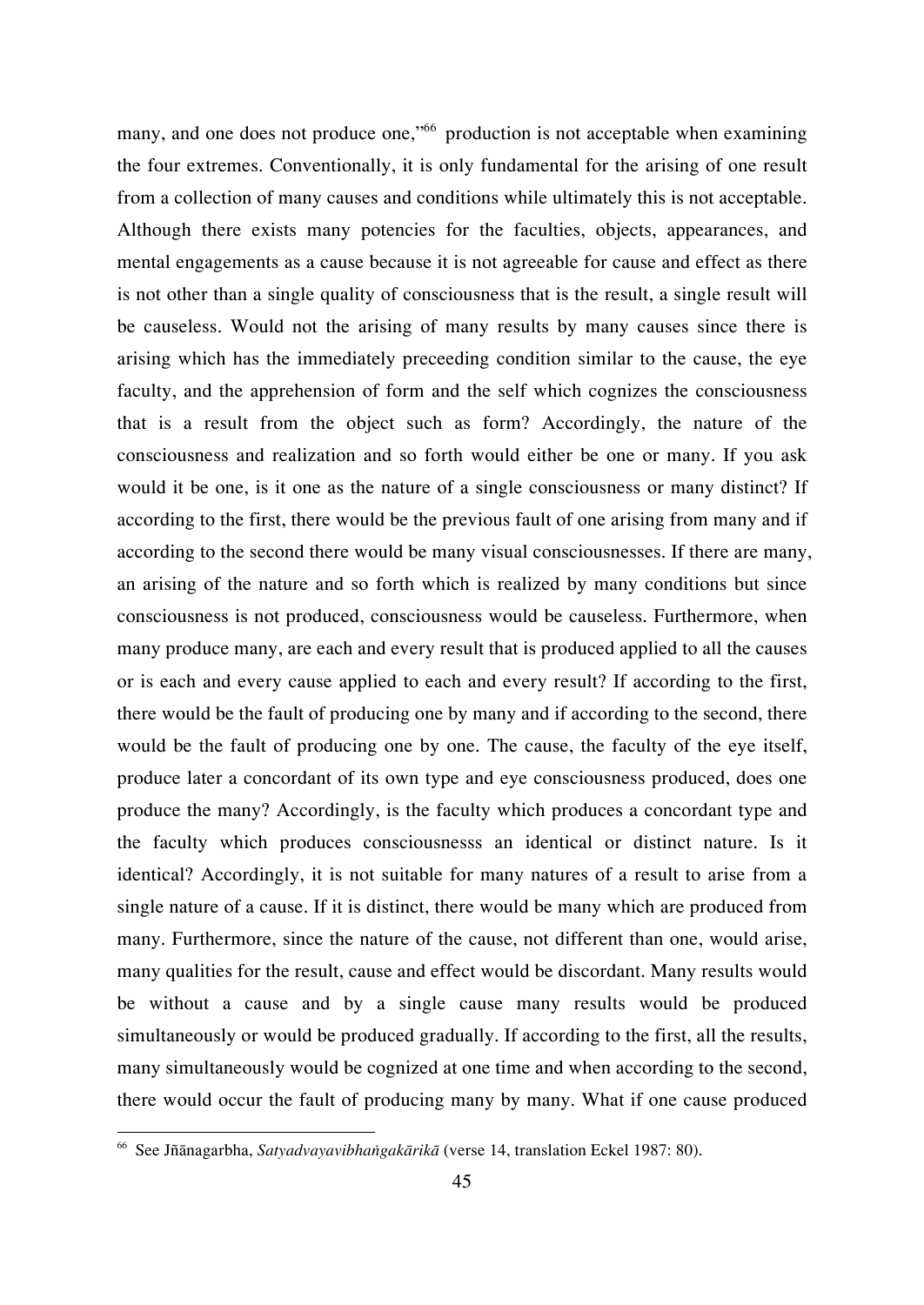many, and one does not produce one,"[66] production is not acceptable when examining the four extremes. Conventionally, it is only fundamental for the arising of one result from a collection of many causes and conditions while ultimately this is not acceptable. Although there exists many potencies for the faculties, objects, appearances, and mental engagements as a cause because it is not agreeable for cause and effect as there is not other than a single quality of consciousness that is the result, a single result will be causeless. Would not the arising of many results by many causes since there is arising which has the immediately preceeding condition similar to the cause, the eye faculty, and the apprehension of form and the self which cognizes the consciousness that is a result from the object such as form? Accordingly, the nature of the consciousness and realization and so forth would either be one or many. If you ask would it be one, is it one as the nature of a single consciousness or many distinct? If according to the first, there would be the previous fault of one arising from many and if according to the second there would be many visual consciousnesses. If there are many, an arising of the nature and so forth which is realized by many conditions but since consciousness is not produced, consciousness would be causeless. Furthermore, when many produce many, are each and every result that is produced applied to all the causes or is each and every cause applied to each and every result? If according to the first, there would be the fault of producing one by many and if according to the second, there would be the fault of producing one by one. The cause, the faculty of the eye itself, produce later a concordant of its own type and eye consciousness produced, does one produce the many? Accordingly, is the faculty which produces a concordant type and the faculty which produces consciousnesss an identical or distinct nature. Is it identical? Accordingly, it is not suitable for many natures of a result to arise from a single nature of a cause. If it is distinct, there would be many which are produced from many. Furthermore, since the nature of the cause, not different than one, would arise, many qualities for the result, cause and effect would be discordant. Many results would be without a cause and by a single cause many results would be produced simultaneously or would be produced gradually. If according to the first, all the results, many simultaneously would be cognized at one time and when according to the second, there would occur the fault of producing many by many. What if one cause produced

[66] See Jñānagarbha, *Satyadvayavibhaṅgakārikā* (verse 14, translation Eckel 1987: 80).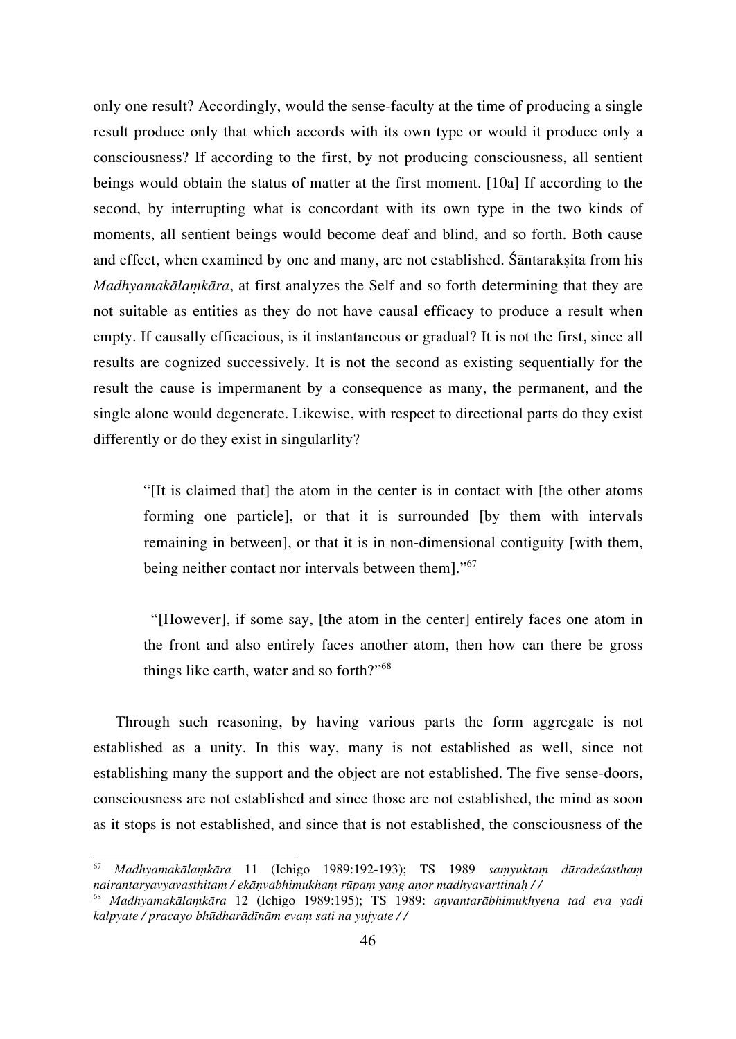only one result? Accordingly, would the sense-faculty at the time of producing a single result produce only that which accords with its own type or would it produce only a consciousness? If according to the first, by not producing consciousness, all sentient beings would obtain the status of matter at the first moment. [10a] If according to the second, by interrupting what is concordant with its own type in the two kinds of moments, all sentient beings would become deaf and blind, and so forth. Both cause and effect, when examined by one and many, are not established. Śāntarakṣita from his *Madhyamakālaṃkāra*, at first analyzes the Self and so forth determining that they are not suitable as entities as they do not have causal efficacy to produce a result when empty. If causally efficacious, is it instantaneous or gradual? It is not the first, since all results are cognized successively. It is not the second as existing sequentially for the result the cause is impermanent by a consequence as many, the permanent, and the single alone would degenerate. Likewise, with respect to directional parts do they exist differently or do they exist in singularlity?

> "[It is claimed that] the atom in the center is in contact with [the other atoms forming one particle], or that it is surrounded [by them with intervals remaining in between], or that it is in non-dimensional contiguity [with them, being neither contact nor intervals between them]."[67]

> "[However], if some say, [the atom in the center] entirely faces one atom in the front and also entirely faces another atom, then how can there be gross things like earth, water and so forth?"[68]

Through such reasoning, by having various parts the form aggregate is not established as a unity. In this way, many is not established as well, since not establishing many the support and the object are not established. The five sense-doors, consciousness are not established and since those are not established, the mind as soon as it stops is not established, and since that is not established, the consciousness of the

---

[67] *Madhyamakālaṃkāra* 11 (Ichigo 1989:192-193); TS 1989 *saṃyuktaṃ dūradeśasthaṃ nairantaryavyavasthitam / ekāṇvabhimukhaṃ rūpaṃ yang aṇor madhyavarttinaḥ //*

[68] *Madhyamakālaṃkāra* 12 (Ichigo 1989:195); TS 1989: *aṇvantarābhimukhyena tad eva yadi kalpyate / pracayo bhūdharādīnām evaṃ sati na yujyate //*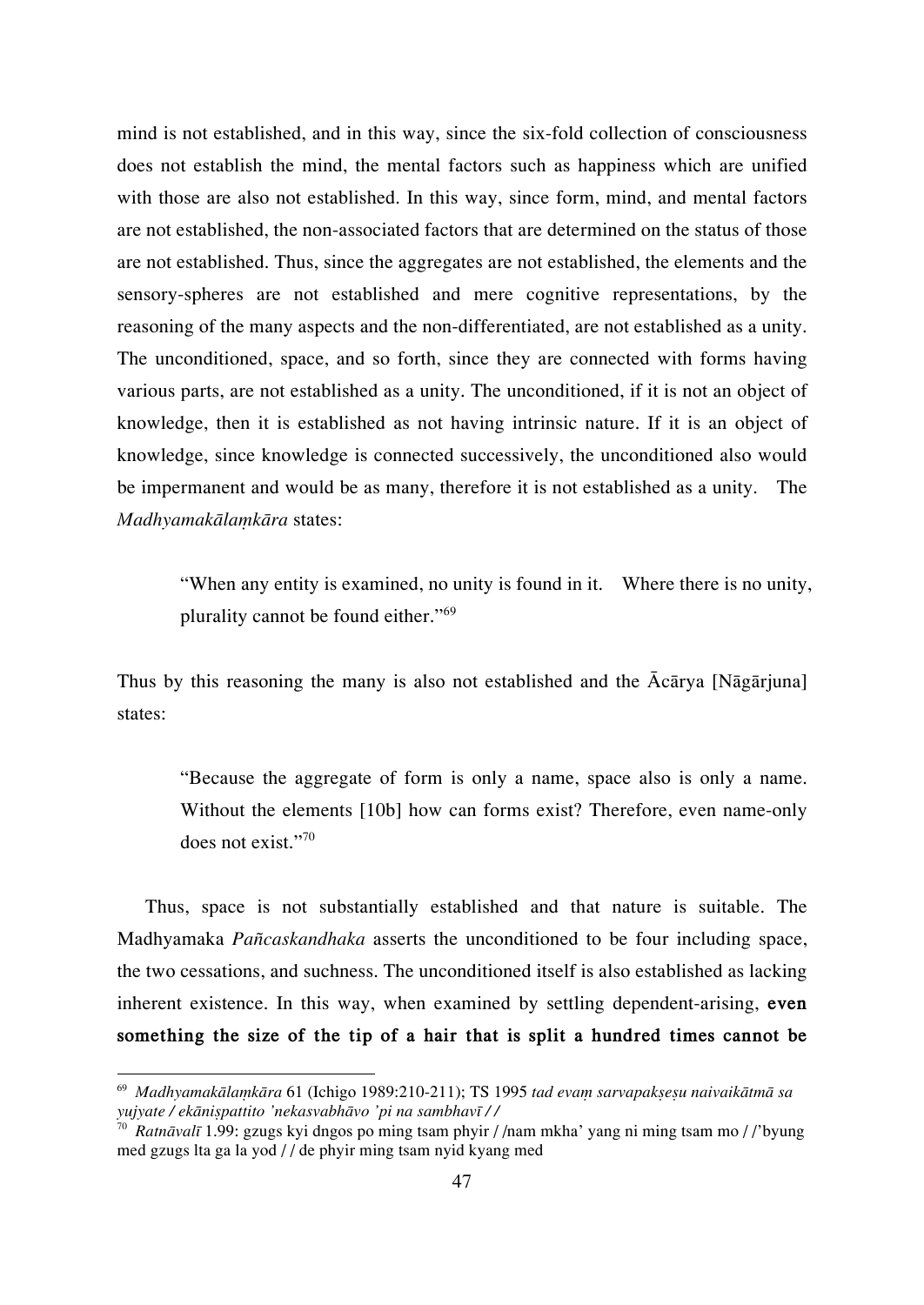mind is not established, and in this way, since the six-fold collection of consciousness does not establish the mind, the mental factors such as happiness which are unified with those are also not established. In this way, since form, mind, and mental factors are not established, the non-associated factors that are determined on the status of those are not established. Thus, since the aggregates are not established, the elements and the sensory-spheres are not established and mere cognitive representations, by the reasoning of the many aspects and the non-differentiated, are not established as a unity. The unconditioned, space, and so forth, since they are connected with forms having various parts, are not established as a unity. The unconditioned, if it is not an object of knowledge, then it is established as not having intrinsic nature. If it is an object of knowledge, since knowledge is connected successively, the unconditioned also would be impermanent and would be as many, therefore it is not established as a unity. The *Madhyamakālaṃkāra* states:

> "When any entity is examined, no unity is found in it. Where there is no unity, plurality cannot be found either."[69]

Thus by this reasoning the many is also not established and the Ācārya [Nāgārjuna] states:

> "Because the aggregate of form is only a name, space also is only a name. Without the elements [10b] how can forms exist? Therefore, even name-only does not exist."[70]

Thus, space is not substantially established and that nature is suitable. The Madhyamaka *Pañcaskandhaka* asserts the unconditioned to be four including space, the two cessations, and suchness. The unconditioned itself is also established as lacking inherent existence. In this way, when examined by settling dependent-arising, **even something the size of the tip of a hair that is split a hundred times cannot be**

---

[69] *Madhyamakālaṃkāra* 61 (Ichigo 1989:210-211); TS 1995 *tad evaṃ sarvapakṣeṣu naivaikātmā sa yujyate / ekāniṣpattito 'nekasvabhāvo 'pi na sambhavī / /*

[70] *Ratnāvalī* 1.99: gzugs kyi dngos po ming tsam phyir / /nam mkha' yang ni ming tsam mo / /'byung med gzugs lta ga la yod / / de phyir ming tsam nyid kyang med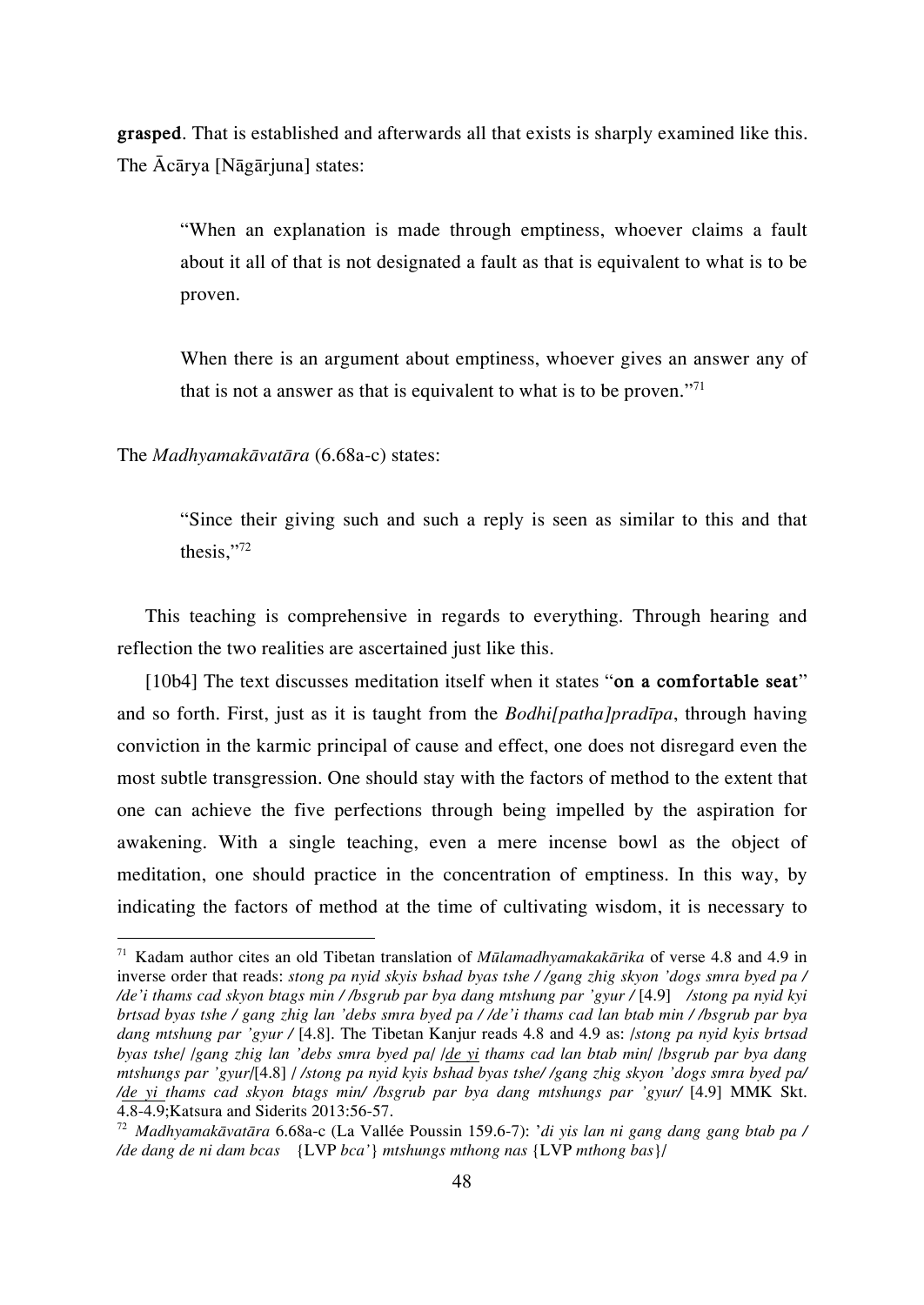**grasped**. That is established and afterwards all that exists is sharply examined like this. The Ācārya [Nāgārjuna] states:

> "When an explanation is made through emptiness, whoever claims a fault about it all of that is not designated a fault as that is equivalent to what is to be proven.
>
> When there is an argument about emptiness, whoever gives an answer any of that is not a answer as that is equivalent to what is to be proven."[71]

The *Madhyamakāvatāra* (6.68a-c) states:

> "Since their giving such and such a reply is seen as similar to this and that thesis,"[72]

This teaching is comprehensive in regards to everything. Through hearing and reflection the two realities are ascertained just like this.

[10b4] The text discusses meditation itself when it states "**on a comfortable seat**" and so forth. First, just as it is taught from the *Bodhi[patha]pradīpa*, through having conviction in the karmic principal of cause and effect, one does not disregard even the most subtle transgression. One should stay with the factors of method to the extent that one can achieve the five perfections through being impelled by the aspiration for awakening. With a single teaching, even a mere incense bowl as the object of meditation, one should practice in the concentration of emptiness. In this way, by indicating the factors of method at the time of cultivating wisdom, it is necessary to

---

[71] Kadam author cites an old Tibetan translation of *Mūlamadhyamakakārika* of verse 4.8 and 4.9 in inverse order that reads: *stong pa nyid skyis bshad byas tshe / /gang zhig skyon 'dogs smra byed pa / /de'i thams cad skyon btags min / /bsgrub par bya dang mtshung par 'gyur /* [4.9] */stong pa nyid kyi brtsad byas tshe / gang zhig lan 'debs smra byed pa / /de'i thams cad lan btab min / /bsgrub par bya dang mtshung par 'gyur /* [4.8]. The Tibetan Kanjur reads 4.8 and 4.9 as: */stong pa nyid kyis brtsad byas tshe/ /gang zhig lan 'debs smra byed pa/ /de yi thams cad lan btab min/ /bsgrub par bya dang mtshungs par 'gyur/*[4.8] / */stong pa nyid kyis bshad byas tshe/ /gang zhig skyon 'dogs smra byed pa/ /de yi thams cad skyon btags min/ /bsgrub par bya dang mtshungs par 'gyur/* [4.9] MMK Skt. 4.8-4.9;Katsura and Siderits 2013:56-57.

[72] *Madhyamakāvatāra* 6.68a-c (La Vallée Poussin 159.6-7): *'di yis lan ni gang dang gang btab pa / /de dang de ni dam bcas* {LVP *bca'*} *mtshungs mthong nas* {LVP *mthong bas*}/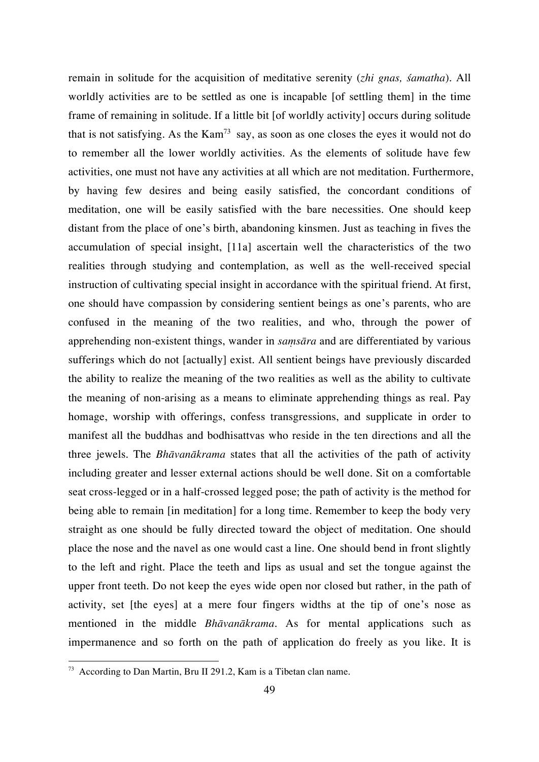remain in solitude for the acquisition of meditative serenity (*zhi gnas, śamatha*). All worldly activities are to be settled as one is incapable [of settling them] in the time frame of remaining in solitude. If a little bit [of worldly activity] occurs during solitude that is not satisfying. As the Kam[73] say, as soon as one closes the eyes it would not do to remember all the lower worldly activities. As the elements of solitude have few activities, one must not have any activities at all which are not meditation. Furthermore, by having few desires and being easily satisfied, the concordant conditions of meditation, one will be easily satisfied with the bare necessities. One should keep distant from the place of one's birth, abandoning kinsmen. Just as teaching in fives the accumulation of special insight, [11a] ascertain well the characteristics of the two realities through studying and contemplation, as well as the well-received special instruction of cultivating special insight in accordance with the spiritual friend. At first, one should have compassion by considering sentient beings as one's parents, who are confused in the meaning of the two realities, and who, through the power of apprehending non-existent things, wander in *saṃsāra* and are differentiated by various sufferings which do not [actually] exist. All sentient beings have previously discarded the ability to realize the meaning of the two realities as well as the ability to cultivate the meaning of non-arising as a means to eliminate apprehending things as real. Pay homage, worship with offerings, confess transgressions, and supplicate in order to manifest all the buddhas and bodhisattvas who reside in the ten directions and all the three jewels. The *Bhāvanākrama* states that all the activities of the path of activity including greater and lesser external actions should be well done. Sit on a comfortable seat cross-legged or in a half-crossed legged pose; the path of activity is the method for being able to remain [in meditation] for a long time. Remember to keep the body very straight as one should be fully directed toward the object of meditation. One should place the nose and the navel as one would cast a line. One should bend in front slightly to the left and right. Place the teeth and lips as usual and set the tongue against the upper front teeth. Do not keep the eyes wide open nor closed but rather, in the path of activity, set [the eyes] at a mere four fingers widths at the tip of one's nose as mentioned in the middle *Bhāvanākrama*. As for mental applications such as impermanence and so forth on the path of application do freely as you like. It is

---

[73] According to Dan Martin, Bru II 291.2, Kam is a Tibetan clan name.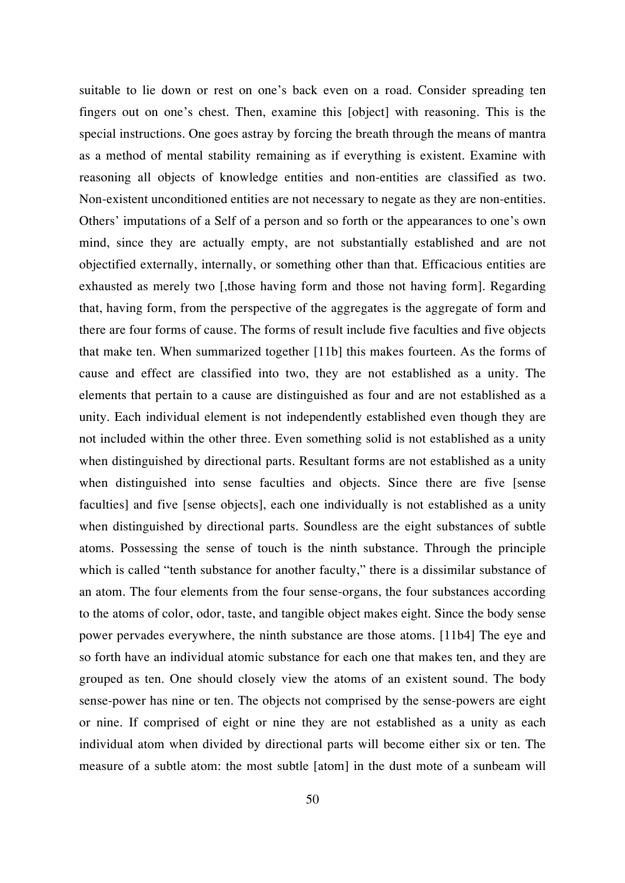suitable to lie down or rest on one's back even on a road. Consider spreading ten fingers out on one's chest. Then, examine this [object] with reasoning. This is the special instructions. One goes astray by forcing the breath through the means of mantra as a method of mental stability remaining as if everything is existent. Examine with reasoning all objects of knowledge entities and non-entities are classified as two. Non-existent unconditioned entities are not necessary to negate as they are non-entities. Others' imputations of a Self of a person and so forth or the appearances to one's own mind, since they are actually empty, are not substantially established and are not objectified externally, internally, or something other than that. Efficacious entities are exhausted as merely two [,those having form and those not having form]. Regarding that, having form, from the perspective of the aggregates is the aggregate of form and there are four forms of cause. The forms of result include five faculties and five objects that make ten. When summarized together [11b] this makes fourteen. As the forms of cause and effect are classified into two, they are not established as a unity. The elements that pertain to a cause are distinguished as four and are not established as a unity. Each individual element is not independently established even though they are not included within the other three. Even something solid is not established as a unity when distinguished by directional parts. Resultant forms are not established as a unity when distinguished into sense faculties and objects. Since there are five [sense faculties] and five [sense objects], each one individually is not established as a unity when distinguished by directional parts. Soundless are the eight substances of subtle atoms. Possessing the sense of touch is the ninth substance. Through the principle which is called "tenth substance for another faculty," there is a dissimilar substance of an atom. The four elements from the four sense-organs, the four substances according to the atoms of color, odor, taste, and tangible object makes eight. Since the body sense power pervades everywhere, the ninth substance are those atoms. [11b4] The eye and so forth have an individual atomic substance for each one that makes ten, and they are grouped as ten. One should closely view the atoms of an existent sound. The body sense-power has nine or ten. The objects not comprised by the sense-powers are eight or nine. If comprised of eight or nine they are not established as a unity as each individual atom when divided by directional parts will become either six or ten. The measure of a subtle atom: the most subtle [atom] in the dust mote of a sunbeam will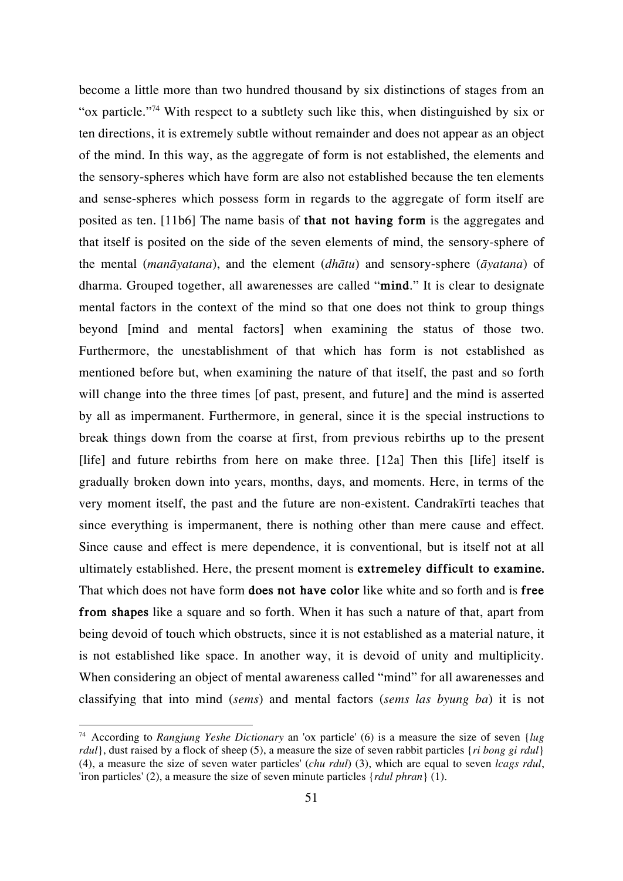become a little more than two hundred thousand by six distinctions of stages from an "ox particle."[74] With respect to a subtlety such like this, when distinguished by six or ten directions, it is extremely subtle without remainder and does not appear as an object of the mind. In this way, as the aggregate of form is not established, the elements and the sensory-spheres which have form are also not established because the ten elements and sense-spheres which possess form in regards to the aggregate of form itself are posited as ten. [11b6] The name basis of **that not having form** is the aggregates and that itself is posited on the side of the seven elements of mind, the sensory-sphere of the mental (*manāyatana*), and the element (*dhātu*) and sensory-sphere (*āyatana*) of dharma. Grouped together, all awarenesses are called "**mind**." It is clear to designate mental factors in the context of the mind so that one does not think to group things beyond [mind and mental factors] when examining the status of those two. Furthermore, the unestablishment of that which has form is not established as mentioned before but, when examining the nature of that itself, the past and so forth will change into the three times [of past, present, and future] and the mind is asserted by all as impermanent. Furthermore, in general, since it is the special instructions to break things down from the coarse at first, from previous rebirths up to the present [life] and future rebirths from here on make three. [12a] Then this [life] itself is gradually broken down into years, months, days, and moments. Here, in terms of the very moment itself, the past and the future are non-existent. Candrakīrti teaches that since everything is impermanent, there is nothing other than mere cause and effect. Since cause and effect is mere dependence, it is conventional, but is itself not at all ultimately established. Here, the present moment is **extremeley difficult to examine.** That which does not have form **does not have color** like white and so forth and is **free from shapes** like a square and so forth. When it has such a nature of that, apart from being devoid of touch which obstructs, since it is not established as a material nature, it is not established like space. In another way, it is devoid of unity and multiplicity. When considering an object of mental awareness called "mind" for all awarenesses and classifying that into mind (*sems*) and mental factors (*sems las byung ba*) it is not

---

[74] According to *Rangjung Yeshe Dictionary* an 'ox particle' (6) is a measure the size of seven {*lug rdul*}, dust raised by a flock of sheep (5), a measure the size of seven rabbit particles {*ri bong gi rdul*} (4), a measure the size of seven water particles' (*chu rdul*) (3), which are equal to seven *lcags rdul*, 'iron particles' (2), a measure the size of seven minute particles {*rdul phran*} (1).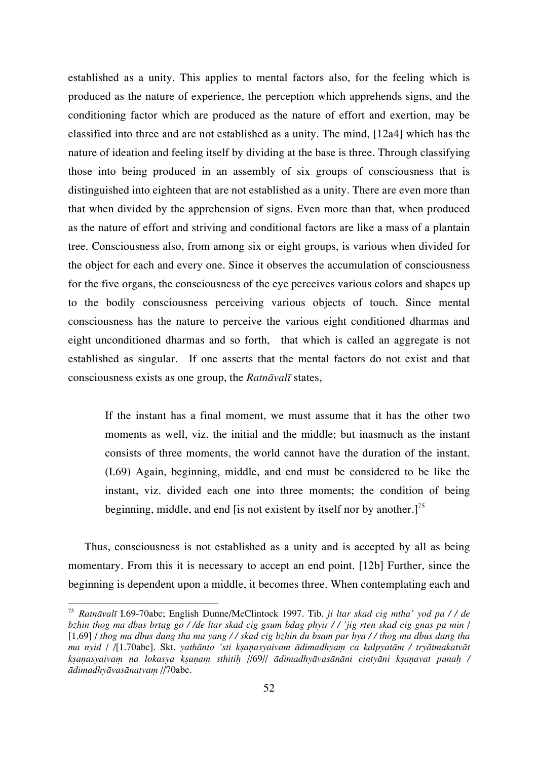established as a unity. This applies to mental factors also, for the feeling which is produced as the nature of experience, the perception which apprehends signs, and the conditioning factor which are produced as the nature of effort and exertion, may be classified into three and are not established as a unity. The mind, [12a4] which has the nature of ideation and feeling itself by dividing at the base is three. Through classifying those into being produced in an assembly of six groups of consciousness that is distinguished into eighteen that are not established as a unity. There are even more than that when divided by the apprehension of signs. Even more than that, when produced as the nature of effort and striving and conditional factors are like a mass of a plantain tree. Consciousness also, from among six or eight groups, is various when divided for the object for each and every one. Since it observes the accumulation of consciousness for the five organs, the consciousness of the eye perceives various colors and shapes up to the bodily consciousness perceiving various objects of touch. Since mental consciousness has the nature to perceive the various eight conditioned dharmas and eight unconditioned dharmas and so forth, that which is called an aggregate is not established as singular. If one asserts that the mental factors do not exist and that consciousness exists as one group, the *Ratnāvalī* states,

> If the instant has a final moment, we must assume that it has the other two moments as well, viz. the initial and the middle; but inasmuch as the instant consists of three moments, the world cannot have the duration of the instant. (I.69) Again, beginning, middle, and end must be considered to be like the instant, viz. divided each one into three moments; the condition of being beginning, middle, and end [is not existent by itself nor by another.][75]

Thus, consciousness is not established as a unity and is accepted by all as being momentary. From this it is necessary to accept an end point. [12b] Further, since the beginning is dependent upon a middle, it becomes three. When contemplating each and

---

[75] *Ratnāvalī* I.69-70abc; English Dunne/McClintock 1997. Tib. *ji ltar skad cig mtha' yod pa / / de bzhin thog ma dbus brtag go / /de ltar skad cig gsum bdag phyir / / 'jig rten skad cig gnas pa min* / [1.69] / *thog ma dbus dang tha ma yang / / skad cig bzhin du bsam par bya / / thog ma dbus dang tha ma nyid* / /[1.70abc]. Skt. *yathānto 'sti kṣaṇasyaivam ādimadhyaṃ ca kalpyatām / tryātmakatvāt kṣaṇasyaivaṃ na lokasya kṣaṇaṃ sthitiḥ* //69// *ādimadhyāvasānāni cintyāni kṣaṇavat punaḥ / ādimadhyāvasānatvaṃ* //70abc.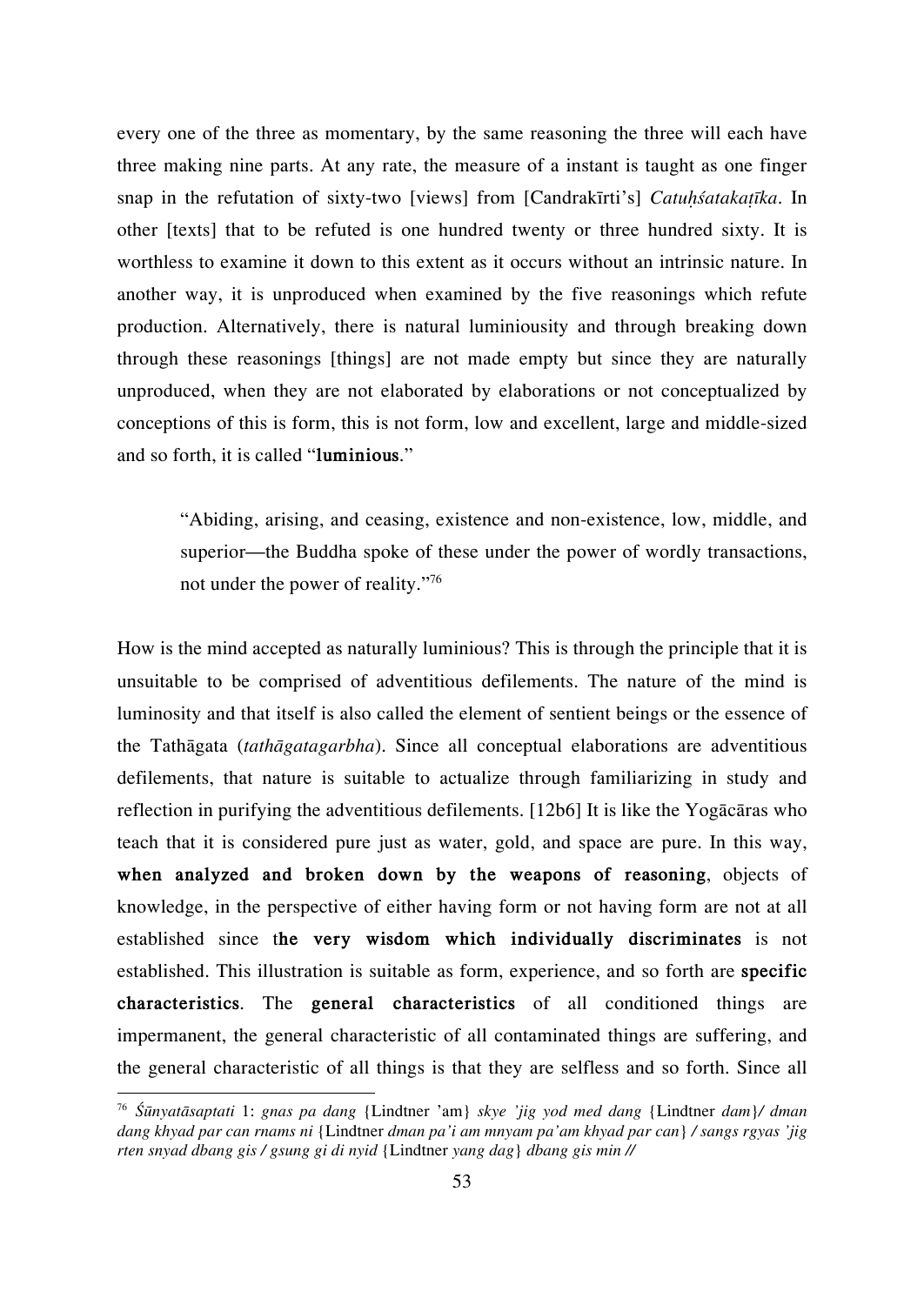every one of the three as momentary, by the same reasoning the three will each have three making nine parts. At any rate, the measure of a instant is taught as one finger snap in the refutation of sixty-two [views] from [Candrakīrti's] *Catuḥśatakaṭīka*. In other [texts] that to be refuted is one hundred twenty or three hundred sixty. It is worthless to examine it down to this extent as it occurs without an intrinsic nature. In another way, it is unproduced when examined by the five reasonings which refute production. Alternatively, there is natural luminiousity and through breaking down through these reasonings [things] are not made empty but since they are naturally unproduced, when they are not elaborated by elaborations or not conceptualized by conceptions of this is form, this is not form, low and excellent, large and middle-sized and so forth, it is called "**luminious**."

> "Abiding, arising, and ceasing, existence and non-existence, low, middle, and superior—the Buddha spoke of these under the power of wordly transactions, not under the power of reality."[76]

How is the mind accepted as naturally luminious? This is through the principle that it is unsuitable to be comprised of adventitious defilements. The nature of the mind is luminosity and that itself is also called the element of sentient beings or the essence of the Tathāgata (*tathāgatagarbha*). Since all conceptual elaborations are adventitious defilements, that nature is suitable to actualize through familiarizing in study and reflection in purifying the adventitious defilements. [12b6] It is like the Yogācāras who teach that it is considered pure just as water, gold, and space are pure. In this way, **when analyzed and broken down by the weapons of reasoning**, objects of knowledge, in the perspective of either having form or not having form are not at all established since t**he very wisdom which individually discriminates** is not established. This illustration is suitable as form, experience, and so forth are **specific characteristics**. The **general characteristics** of all conditioned things are impermanent, the general characteristic of all contaminated things are suffering, and the general characteristic of all things is that they are selfless and so forth. Since all

---

[76] *Śūnyatāsaptati* 1: *gnas pa dang* {Lindtner 'am} *skye 'jig yod med dang* {Lindtner *dam*}*/ dman dang khyad par can rnams ni* {Lindtner *dman pa'i am mnyam pa'am khyad par can*} */ sangs rgyas 'jig rten snyad dbang gis / gsung gi di nyid* {Lindtner *yang dag*} *dbang gis min //*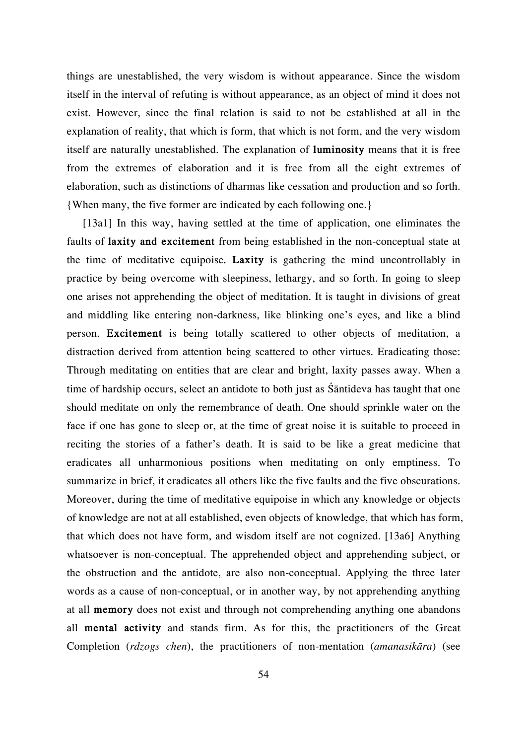things are unestablished, the very wisdom is without appearance. Since the wisdom itself in the interval of refuting is without appearance, as an object of mind it does not exist. However, since the final relation is said to not be established at all in the explanation of reality, that which is form, that which is not form, and the very wisdom itself are naturally unestablished. The explanation of **luminosity** means that it is free from the extremes of elaboration and it is free from all the eight extremes of elaboration, such as distinctions of dharmas like cessation and production and so forth. {When many, the five former are indicated by each following one.}

[13a1] In this way, having settled at the time of application, one eliminates the faults of **laxity and excitement** from being established in the non-conceptual state at the time of meditative equipoise**. Laxity** is gathering the mind uncontrollably in practice by being overcome with sleepiness, lethargy, and so forth. In going to sleep one arises not apprehending the object of meditation. It is taught in divisions of great and middling like entering non-darkness, like blinking one's eyes, and like a blind person. **Excitement** is being totally scattered to other objects of meditation, a distraction derived from attention being scattered to other virtues. Eradicating those: Through meditating on entities that are clear and bright, laxity passes away. When a time of hardship occurs, select an antidote to both just as Śāntideva has taught that one should meditate on only the remembrance of death. One should sprinkle water on the face if one has gone to sleep or, at the time of great noise it is suitable to proceed in reciting the stories of a father's death. It is said to be like a great medicine that eradicates all unharmonious positions when meditating on only emptiness. To summarize in brief, it eradicates all others like the five faults and the five obscurations. Moreover, during the time of meditative equipoise in which any knowledge or objects of knowledge are not at all established, even objects of knowledge, that which has form, that which does not have form, and wisdom itself are not cognized. [13a6] Anything whatsoever is non-conceptual. The apprehended object and apprehending subject, or the obstruction and the antidote, are also non-conceptual. Applying the three later words as a cause of non-conceptual, or in another way, by not apprehending anything at all **memory** does not exist and through not comprehending anything one abandons all **mental activity** and stands firm. As for this, the practitioners of the Great Completion (*rdzogs chen*), the practitioners of non-mentation (*amanasikāra*) (see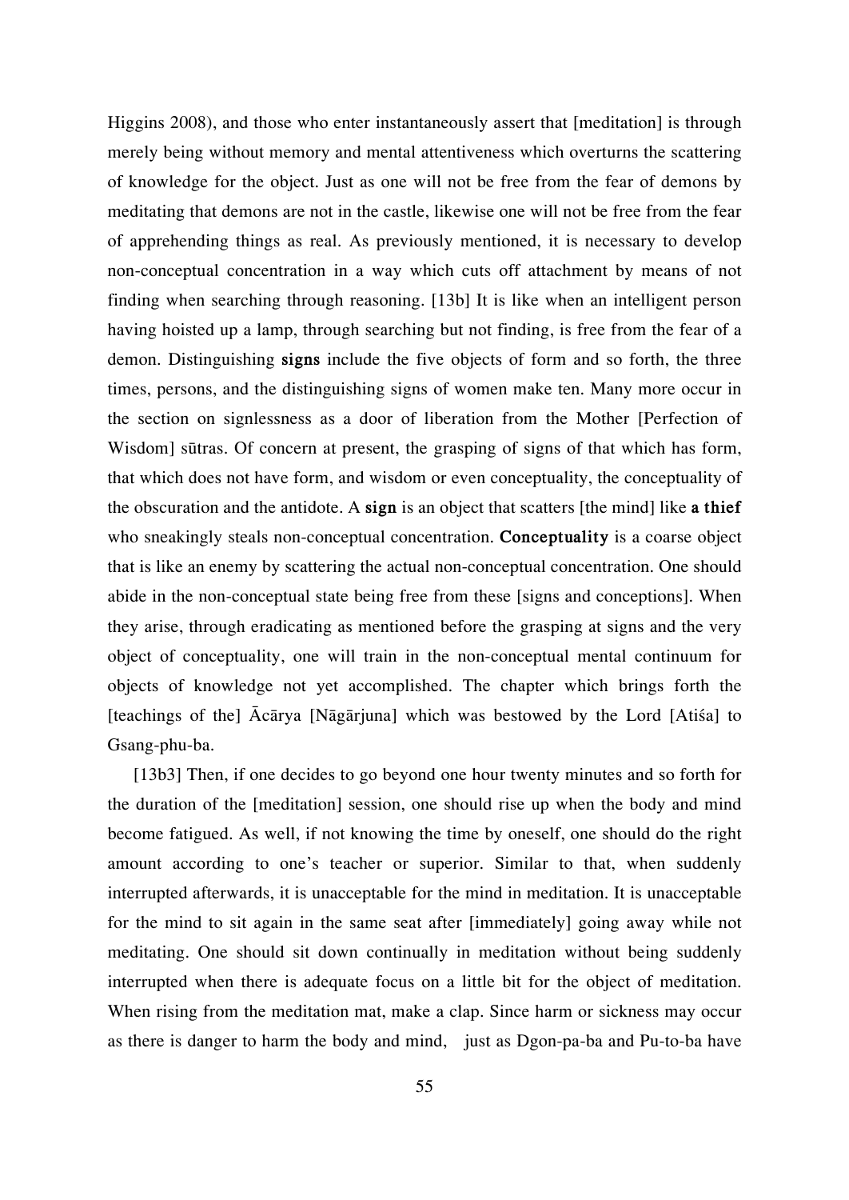Higgins 2008), and those who enter instantaneously assert that [meditation] is through merely being without memory and mental attentiveness which overturns the scattering of knowledge for the object. Just as one will not be free from the fear of demons by meditating that demons are not in the castle, likewise one will not be free from the fear of apprehending things as real. As previously mentioned, it is necessary to develop non-conceptual concentration in a way which cuts off attachment by means of not finding when searching through reasoning. [13b] It is like when an intelligent person having hoisted up a lamp, through searching but not finding, is free from the fear of a demon. Distinguishing **signs** include the five objects of form and so forth, the three times, persons, and the distinguishing signs of women make ten. Many more occur in the section on signlessness as a door of liberation from the Mother [Perfection of Wisdom] sūtras. Of concern at present, the grasping of signs of that which has form, that which does not have form, and wisdom or even conceptuality, the conceptuality of the obscuration and the antidote. A **sign** is an object that scatters [the mind] like **a thief** who sneakingly steals non-conceptual concentration. **Conceptuality** is a coarse object that is like an enemy by scattering the actual non-conceptual concentration. One should abide in the non-conceptual state being free from these [signs and conceptions]. When they arise, through eradicating as mentioned before the grasping at signs and the very object of conceptuality, one will train in the non-conceptual mental continuum for objects of knowledge not yet accomplished. The chapter which brings forth the [teachings of the] Ācārya [Nāgārjuna] which was bestowed by the Lord [Atiśa] to Gsang-phu-ba.

[13b3] Then, if one decides to go beyond one hour twenty minutes and so forth for the duration of the [meditation] session, one should rise up when the body and mind become fatigued. As well, if not knowing the time by oneself, one should do the right amount according to one's teacher or superior. Similar to that, when suddenly interrupted afterwards, it is unacceptable for the mind in meditation. It is unacceptable for the mind to sit again in the same seat after [immediately] going away while not meditating. One should sit down continually in meditation without being suddenly interrupted when there is adequate focus on a little bit for the object of meditation. When rising from the meditation mat, make a clap. Since harm or sickness may occur as there is danger to harm the body and mind, just as Dgon-pa-ba and Pu-to-ba have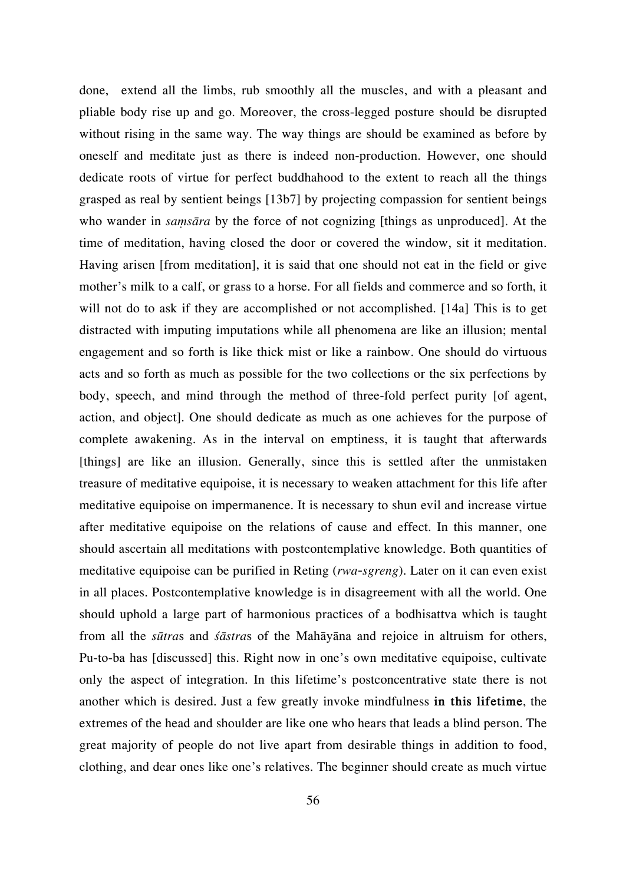done, extend all the limbs, rub smoothly all the muscles, and with a pleasant and pliable body rise up and go. Moreover, the cross-legged posture should be disrupted without rising in the same way. The way things are should be examined as before by oneself and meditate just as there is indeed non-production. However, one should dedicate roots of virtue for perfect buddhahood to the extent to reach all the things grasped as real by sentient beings [13b7] by projecting compassion for sentient beings who wander in *saṃsāra* by the force of not cognizing [things as unproduced]. At the time of meditation, having closed the door or covered the window, sit it meditation. Having arisen [from meditation], it is said that one should not eat in the field or give mother's milk to a calf, or grass to a horse. For all fields and commerce and so forth, it will not do to ask if they are accomplished or not accomplished. [14a] This is to get distracted with imputing imputations while all phenomena are like an illusion; mental engagement and so forth is like thick mist or like a rainbow. One should do virtuous acts and so forth as much as possible for the two collections or the six perfections by body, speech, and mind through the method of three-fold perfect purity [of agent, action, and object]. One should dedicate as much as one achieves for the purpose of complete awakening. As in the interval on emptiness, it is taught that afterwards [things] are like an illusion. Generally, since this is settled after the unmistaken treasure of meditative equipoise, it is necessary to weaken attachment for this life after meditative equipoise on impermanence. It is necessary to shun evil and increase virtue after meditative equipoise on the relations of cause and effect. In this manner, one should ascertain all meditations with postcontemplative knowledge. Both quantities of meditative equipoise can be purified in Reting (*rwa-sgreng*). Later on it can even exist in all places. Postcontemplative knowledge is in disagreement with all the world. One should uphold a large part of harmonious practices of a bodhisattva which is taught from all the *sūtra*s and *śāstra*s of the Mahāyāna and rejoice in altruism for others, Pu-to-ba has [discussed] this. Right now in one's own meditative equipoise, cultivate only the aspect of integration. In this lifetime's postconcentrative state there is not another which is desired. Just a few greatly invoke mindfulness **in this lifetime**, the extremes of the head and shoulder are like one who hears that leads a blind person. The great majority of people do not live apart from desirable things in addition to food, clothing, and dear ones like one's relatives. The beginner should create as much virtue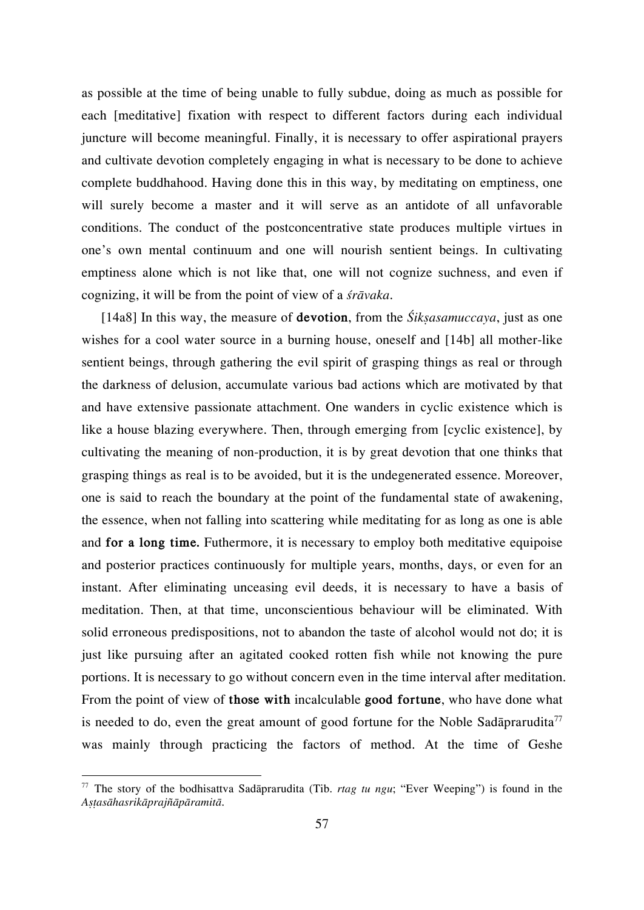as possible at the time of being unable to fully subdue, doing as much as possible for each [meditative] fixation with respect to different factors during each individual juncture will become meaningful. Finally, it is necessary to offer aspirational prayers and cultivate devotion completely engaging in what is necessary to be done to achieve complete buddhahood. Having done this in this way, by meditating on emptiness, one will surely become a master and it will serve as an antidote of all unfavorable conditions. The conduct of the postconcentrative state produces multiple virtues in one's own mental continuum and one will nourish sentient beings. In cultivating emptiness alone which is not like that, one will not cognize suchness, and even if cognizing, it will be from the point of view of a *śrāvaka*.

[14a8] In this way, the measure of **devotion**, from the *Śikṣasamuccaya*, just as one wishes for a cool water source in a burning house, oneself and [14b] all mother-like sentient beings, through gathering the evil spirit of grasping things as real or through the darkness of delusion, accumulate various bad actions which are motivated by that and have extensive passionate attachment. One wanders in cyclic existence which is like a house blazing everywhere. Then, through emerging from [cyclic existence], by cultivating the meaning of non-production, it is by great devotion that one thinks that grasping things as real is to be avoided, but it is the undegenerated essence. Moreover, one is said to reach the boundary at the point of the fundamental state of awakening, the essence, when not falling into scattering while meditating for as long as one is able and **for a long time.** Futhermore, it is necessary to employ both meditative equipoise and posterior practices continuously for multiple years, months, days, or even for an instant. After eliminating unceasing evil deeds, it is necessary to have a basis of meditation. Then, at that time, unconscientious behaviour will be eliminated. With solid erroneous predispositions, not to abandon the taste of alcohol would not do; it is just like pursuing after an agitated cooked rotten fish while not knowing the pure portions. It is necessary to go without concern even in the time interval after meditation. From the point of view of **those with** incalculable **good fortune**, who have done what is needed to do, even the great amount of good fortune for the Noble Sadāprarudita[77] was mainly through practicing the factors of method. At the time of Geshe

---

[77] The story of the bodhisattva Sadāprarudita (Tib. *rtag tu ngu*; "Ever Weeping") is found in the *Aṣṭasāhasrikāprajñāpāramitā*.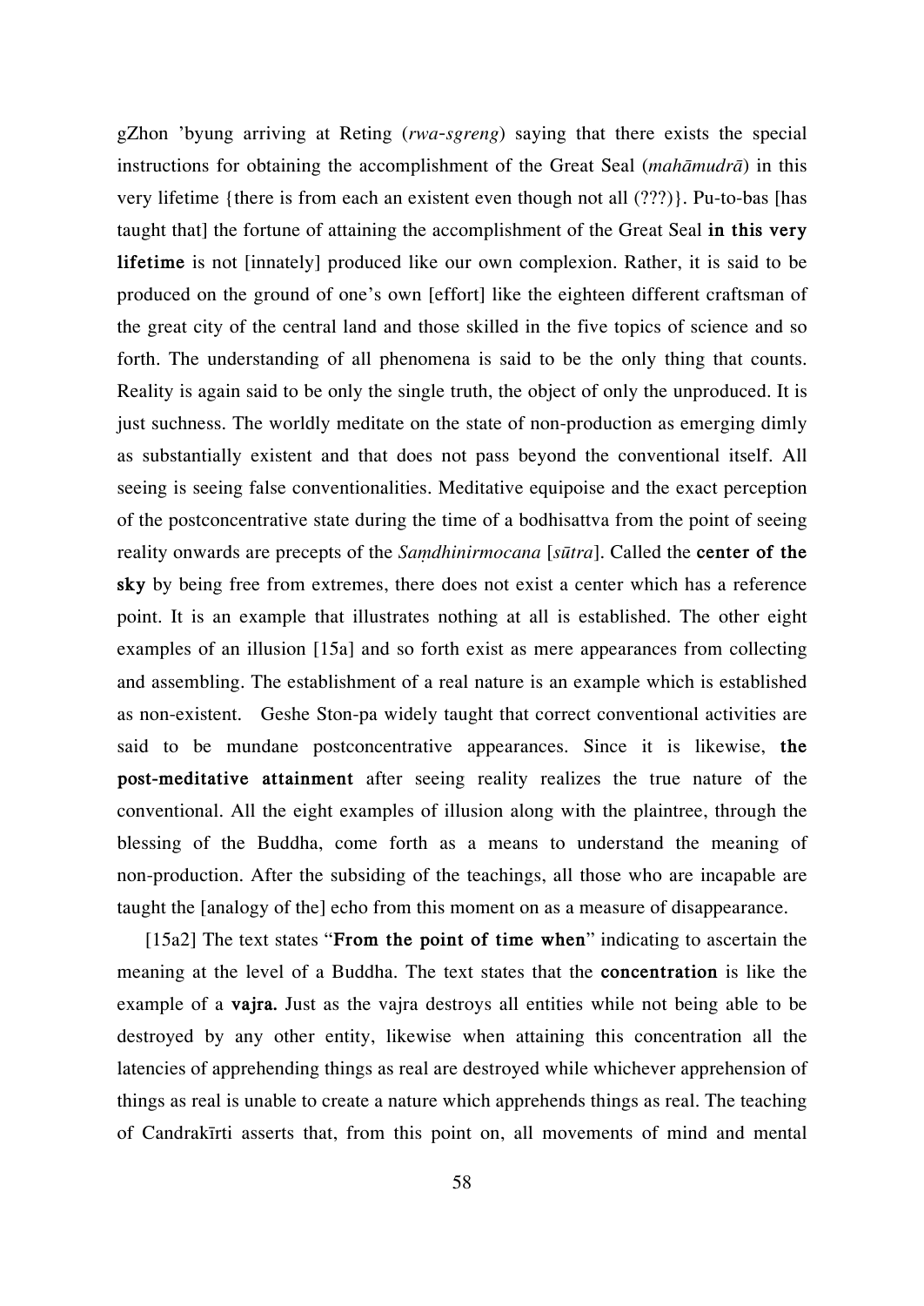gZhon 'byung arriving at Reting (*rwa-sgreng*) saying that there exists the special instructions for obtaining the accomplishment of the Great Seal (*mahāmudrā*) in this very lifetime {there is from each an existent even though not all (???)}. Pu-to-bas [has taught that] the fortune of attaining the accomplishment of the Great Seal **in this very lifetime** is not [innately] produced like our own complexion. Rather, it is said to be produced on the ground of one's own [effort] like the eighteen different craftsman of the great city of the central land and those skilled in the five topics of science and so forth. The understanding of all phenomena is said to be the only thing that counts. Reality is again said to be only the single truth, the object of only the unproduced. It is just suchness. The worldly meditate on the state of non-production as emerging dimly as substantially existent and that does not pass beyond the conventional itself. All seeing is seeing false conventionalities. Meditative equipoise and the exact perception of the postconcentrative state during the time of a bodhisattva from the point of seeing reality onwards are precepts of the *Saṃdhinirmocana* [*sūtra*]. Called the **center of the sky** by being free from extremes, there does not exist a center which has a reference point. It is an example that illustrates nothing at all is established. The other eight examples of an illusion [15a] and so forth exist as mere appearances from collecting and assembling. The establishment of a real nature is an example which is established as non-existent. Geshe Ston-pa widely taught that correct conventional activities are said to be mundane postconcentrative appearances. Since it is likewise, **the post-meditative attainment** after seeing reality realizes the true nature of the conventional. All the eight examples of illusion along with the plaintree, through the blessing of the Buddha, come forth as a means to understand the meaning of non-production. After the subsiding of the teachings, all those who are incapable are taught the [analogy of the] echo from this moment on as a measure of disappearance.

[15a2] The text states "**From the point of time when**" indicating to ascertain the meaning at the level of a Buddha. The text states that the **concentration** is like the example of a **vajra.** Just as the vajra destroys all entities while not being able to be destroyed by any other entity, likewise when attaining this concentration all the latencies of apprehending things as real are destroyed while whichever apprehension of things as real is unable to create a nature which apprehends things as real. The teaching of Candrakīrti asserts that, from this point on, all movements of mind and mental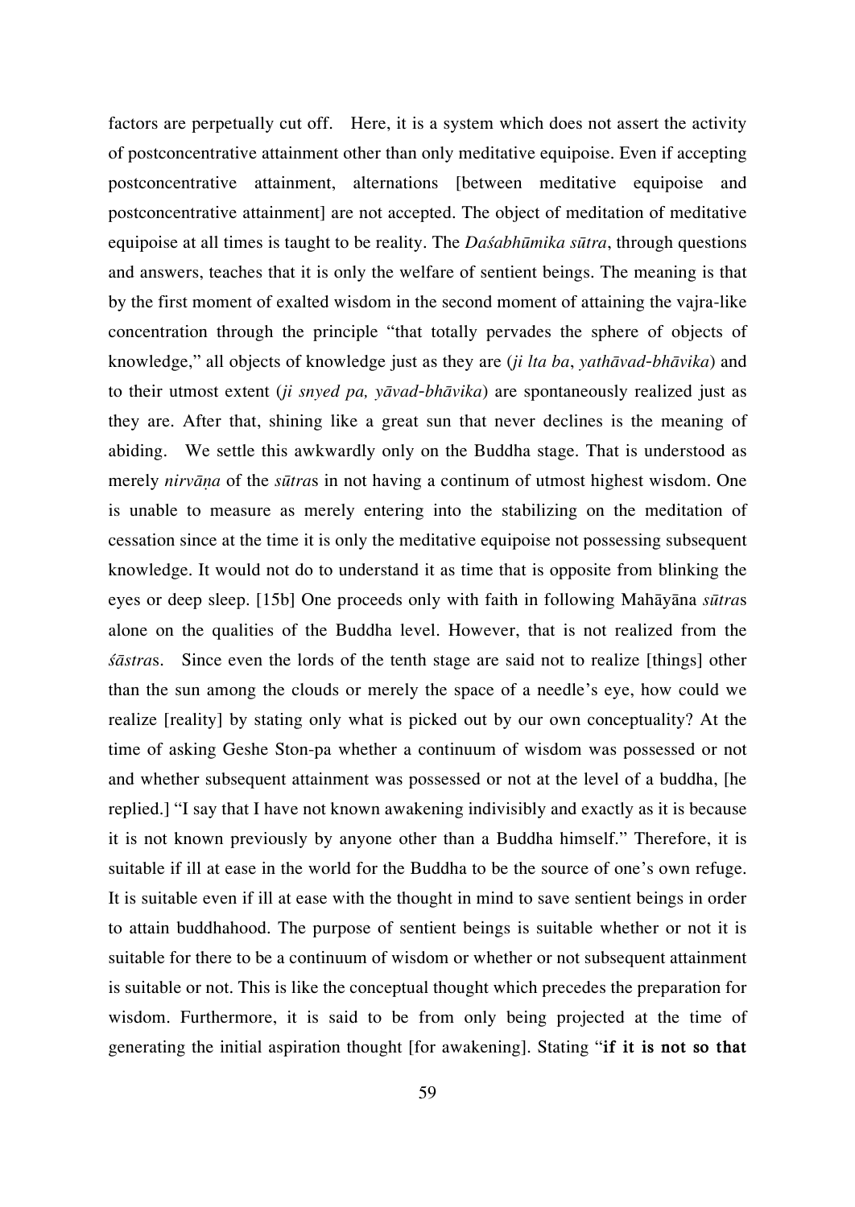factors are perpetually cut off. Here, it is a system which does not assert the activity of postconcentrative attainment other than only meditative equipoise. Even if accepting postconcentrative attainment, alternations [between meditative equipoise and postconcentrative attainment] are not accepted. The object of meditation of meditative equipoise at all times is taught to be reality. The *Daśabhūmika sūtra*, through questions and answers, teaches that it is only the welfare of sentient beings. The meaning is that by the first moment of exalted wisdom in the second moment of attaining the vajra-like concentration through the principle "that totally pervades the sphere of objects of knowledge," all objects of knowledge just as they are (*ji lta ba*, *yathāvad-bhāvika*) and to their utmost extent (*ji snyed pa, yāvad-bhāvika*) are spontaneously realized just as they are. After that, shining like a great sun that never declines is the meaning of abiding. We settle this awkwardly only on the Buddha stage. That is understood as merely *nirvāṇa* of the *sūtra*s in not having a continum of utmost highest wisdom. One is unable to measure as merely entering into the stabilizing on the meditation of cessation since at the time it is only the meditative equipoise not possessing subsequent knowledge. It would not do to understand it as time that is opposite from blinking the eyes or deep sleep. [15b] One proceeds only with faith in following Mahāyāna *sūtra*s alone on the qualities of the Buddha level. However, that is not realized from the *śāstra*s. Since even the lords of the tenth stage are said not to realize [things] other than the sun among the clouds or merely the space of a needle's eye, how could we realize [reality] by stating only what is picked out by our own conceptuality? At the time of asking Geshe Ston-pa whether a continuum of wisdom was possessed or not and whether subsequent attainment was possessed or not at the level of a buddha, [he replied.] "I say that I have not known awakening indivisibly and exactly as it is because it is not known previously by anyone other than a Buddha himself." Therefore, it is suitable if ill at ease in the world for the Buddha to be the source of one's own refuge. It is suitable even if ill at ease with the thought in mind to save sentient beings in order to attain buddhahood. The purpose of sentient beings is suitable whether or not it is suitable for there to be a continuum of wisdom or whether or not subsequent attainment is suitable or not. This is like the conceptual thought which precedes the preparation for wisdom. Furthermore, it is said to be from only being projected at the time of generating the initial aspiration thought [for awakening]. Stating "**if it is not so that**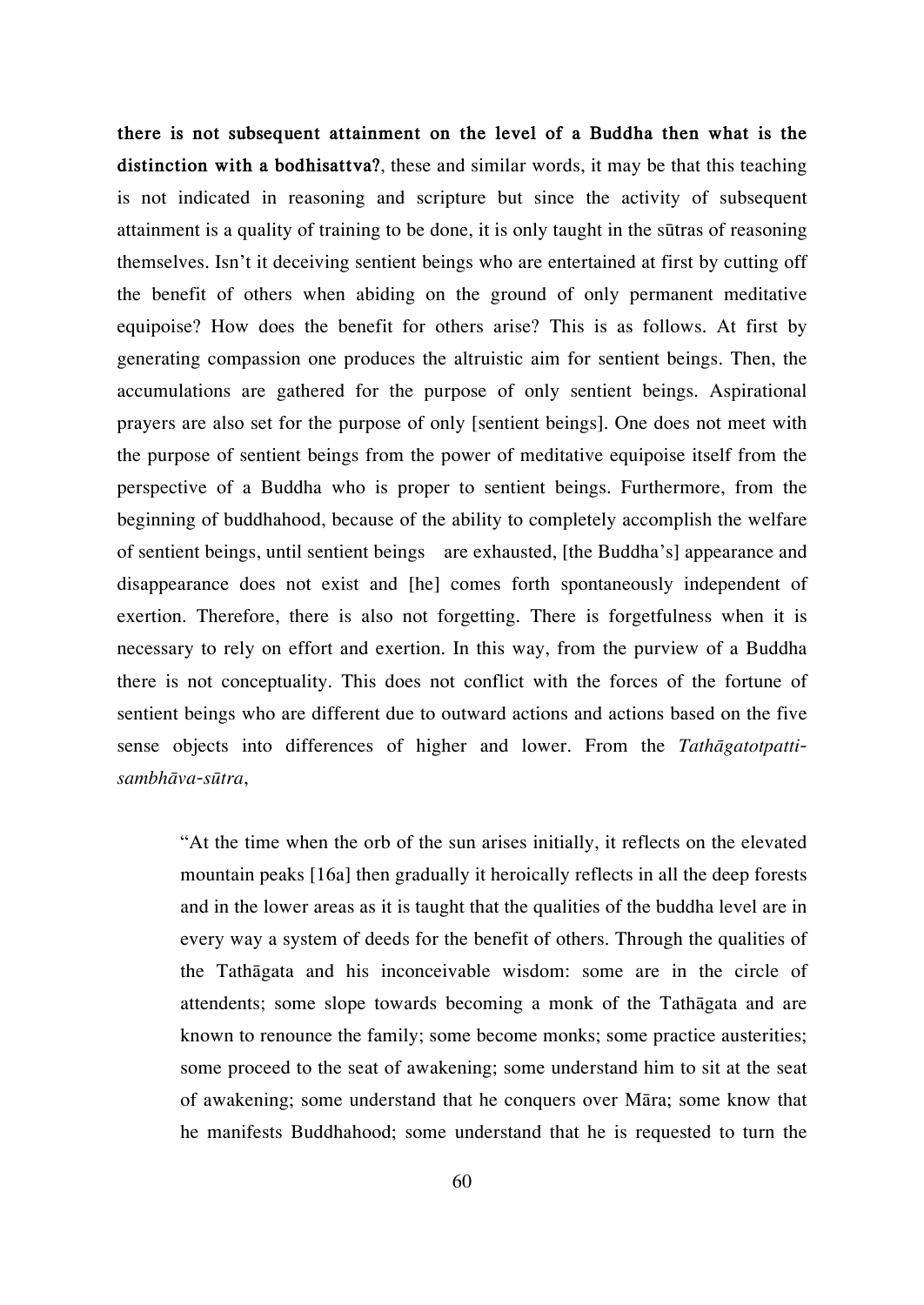**there is not subsequent attainment on the level of a Buddha then what is the distinction with a bodhisattva?**, these and similar words, it may be that this teaching is not indicated in reasoning and scripture but since the activity of subsequent attainment is a quality of training to be done, it is only taught in the sūtras of reasoning themselves. Isn't it deceiving sentient beings who are entertained at first by cutting off the benefit of others when abiding on the ground of only permanent meditative equipoise? How does the benefit for others arise? This is as follows. At first by generating compassion one produces the altruistic aim for sentient beings. Then, the accumulations are gathered for the purpose of only sentient beings. Aspirational prayers are also set for the purpose of only [sentient beings]. One does not meet with the purpose of sentient beings from the power of meditative equipoise itself from the perspective of a Buddha who is proper to sentient beings. Furthermore, from the beginning of buddhahood, because of the ability to completely accomplish the welfare of sentient beings, until sentient beings are exhausted, [the Buddha's] appearance and disappearance does not exist and [he] comes forth spontaneously independent of exertion. Therefore, there is also not forgetting. There is forgetfulness when it is necessary to rely on effort and exertion. In this way, from the purview of a Buddha there is not conceptuality. This does not conflict with the forces of the fortune of sentient beings who are different due to outward actions and actions based on the five sense objects into differences of higher and lower. From the *Tathāgatotpatti-sambhāva-sūtra*,

> "At the time when the orb of the sun arises initially, it reflects on the elevated mountain peaks [16a] then gradually it heroically reflects in all the deep forests and in the lower areas as it is taught that the qualities of the buddha level are in every way a system of deeds for the benefit of others. Through the qualities of the Tathāgata and his inconceivable wisdom: some are in the circle of attendents; some slope towards becoming a monk of the Tathāgata and are known to renounce the family; some become monks; some practice austerities; some proceed to the seat of awakening; some understand him to sit at the seat of awakening; some understand that he conquers over Māra; some know that he manifests Buddhahood; some understand that he is requested to turn the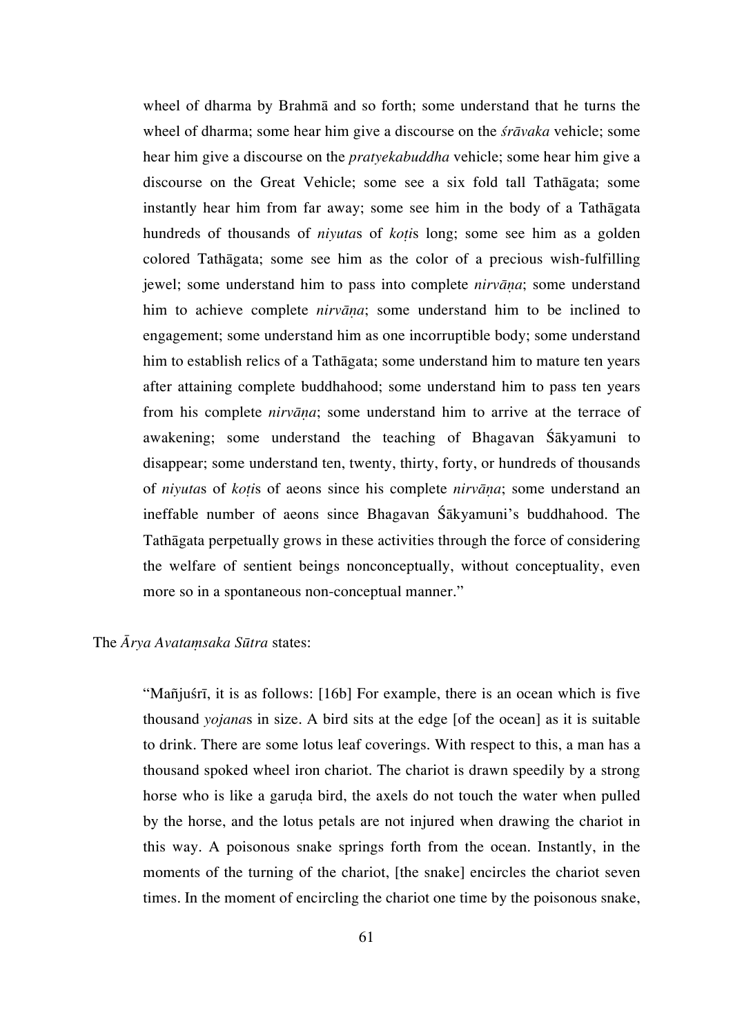> wheel of dharma by Brahmā and so forth; some understand that he turns the wheel of dharma; some hear him give a discourse on the *śrāvaka* vehicle; some hear him give a discourse on the *pratyekabuddha* vehicle; some hear him give a discourse on the Great Vehicle; some see a six fold tall Tathāgata; some instantly hear him from far away; some see him in the body of a Tathāgata hundreds of thousands of *niyuta*s of *koṭi*s long; some see him as a golden colored Tathāgata; some see him as the color of a precious wish-fulfilling jewel; some understand him to pass into complete *nirvāṇa*; some understand him to achieve complete *nirvāṇa*; some understand him to be inclined to engagement; some understand him as one incorruptible body; some understand him to establish relics of a Tathāgata; some understand him to mature ten years after attaining complete buddhahood; some understand him to pass ten years from his complete *nirvāṇa*; some understand him to arrive at the terrace of awakening; some understand the teaching of Bhagavan Śākyamuni to disappear; some understand ten, twenty, thirty, forty, or hundreds of thousands of *niyuta*s of *koṭi*s of aeons since his complete *nirvāṇa*; some understand an ineffable number of aeons since Bhagavan Śākyamuni's buddhahood. The Tathāgata perpetually grows in these activities through the force of considering the welfare of sentient beings nonconceptually, without conceptuality, even more so in a spontaneous non-conceptual manner."

The *Ārya Avataṃsaka Sūtra* states:

> "Mañjuśrī, it is as follows: [16b] For example, there is an ocean which is five thousand *yojana*s in size. A bird sits at the edge [of the ocean] as it is suitable to drink. There are some lotus leaf coverings. With respect to this, a man has a thousand spoked wheel iron chariot. The chariot is drawn speedily by a strong horse who is like a garuḍa bird, the axels do not touch the water when pulled by the horse, and the lotus petals are not injured when drawing the chariot in this way. A poisonous snake springs forth from the ocean. Instantly, in the moments of the turning of the chariot, [the snake] encircles the chariot seven times. In the moment of encircling the chariot one time by the poisonous snake,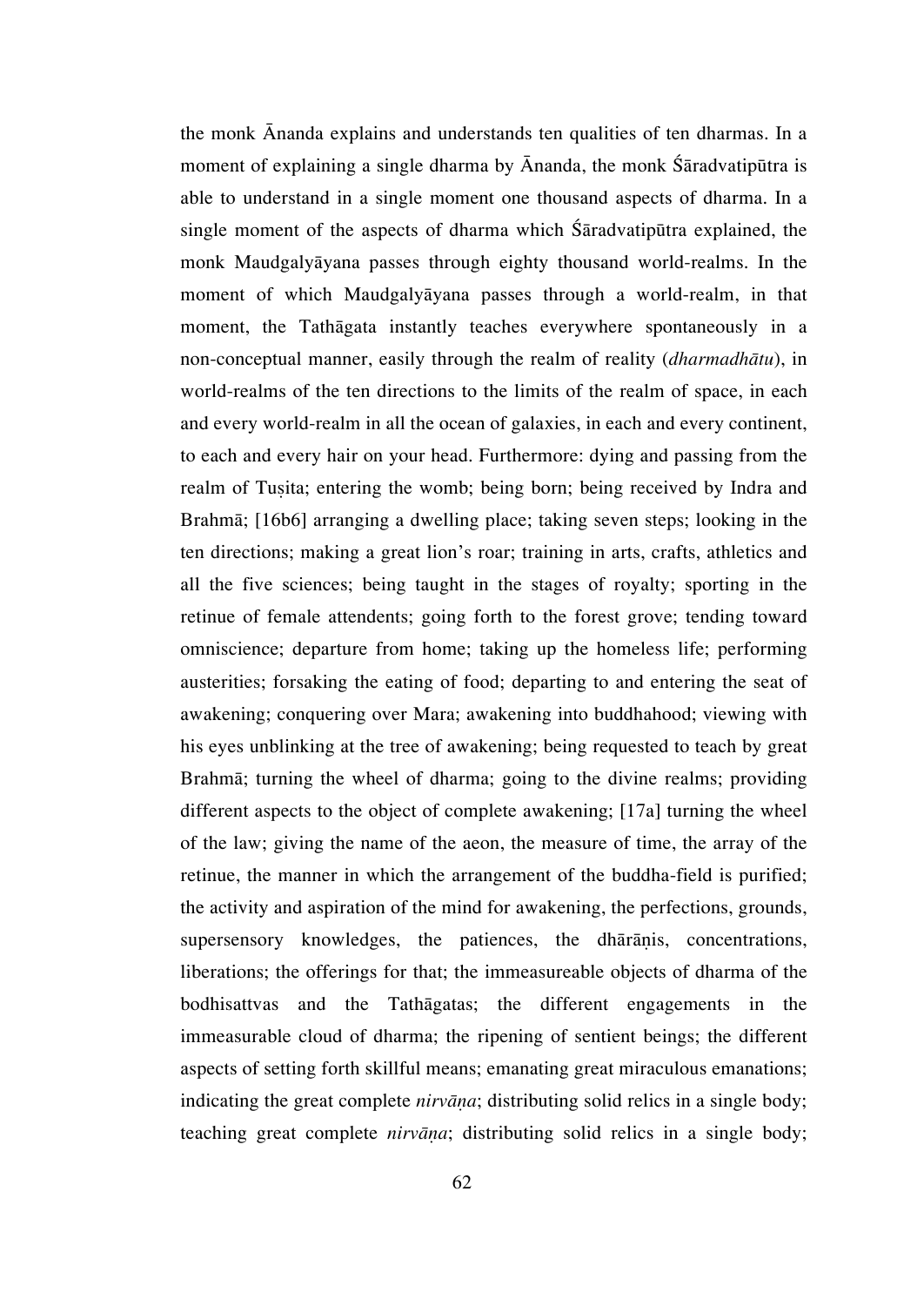the monk Ānanda explains and understands ten qualities of ten dharmas. In a moment of explaining a single dharma by Ānanda, the monk Śāradvatipūtra is able to understand in a single moment one thousand aspects of dharma. In a single moment of the aspects of dharma which Śāradvatipūtra explained, the monk Maudgalyāyana passes through eighty thousand world-realms. In the moment of which Maudgalyāyana passes through a world-realm, in that moment, the Tathāgata instantly teaches everywhere spontaneously in a non-conceptual manner, easily through the realm of reality (*dharmadhātu*), in world-realms of the ten directions to the limits of the realm of space, in each and every world-realm in all the ocean of galaxies, in each and every continent, to each and every hair on your head. Furthermore: dying and passing from the realm of Tuṣita; entering the womb; being born; being received by Indra and Brahmā; [16b6] arranging a dwelling place; taking seven steps; looking in the ten directions; making a great lion's roar; training in arts, crafts, athletics and all the five sciences; being taught in the stages of royalty; sporting in the retinue of female attendents; going forth to the forest grove; tending toward omniscience; departure from home; taking up the homeless life; performing austerities; forsaking the eating of food; departing to and entering the seat of awakening; conquering over Mara; awakening into buddhahood; viewing with his eyes unblinking at the tree of awakening; being requested to teach by great Brahmā; turning the wheel of dharma; going to the divine realms; providing different aspects to the object of complete awakening; [17a] turning the wheel of the law; giving the name of the aeon, the measure of time, the array of the retinue, the manner in which the arrangement of the buddha-field is purified; the activity and aspiration of the mind for awakening, the perfections, grounds, supersensory knowledges, the patiences, the dhārāṇis, concentrations, liberations; the offerings for that; the immeasureable objects of dharma of the bodhisattvas and the Tathāgatas; the different engagements in the immeasurable cloud of dharma; the ripening of sentient beings; the different aspects of setting forth skillful means; emanating great miraculous emanations; indicating the great complete *nirvāṇa*; distributing solid relics in a single body; teaching great complete *nirvāṇa*; distributing solid relics in a single body;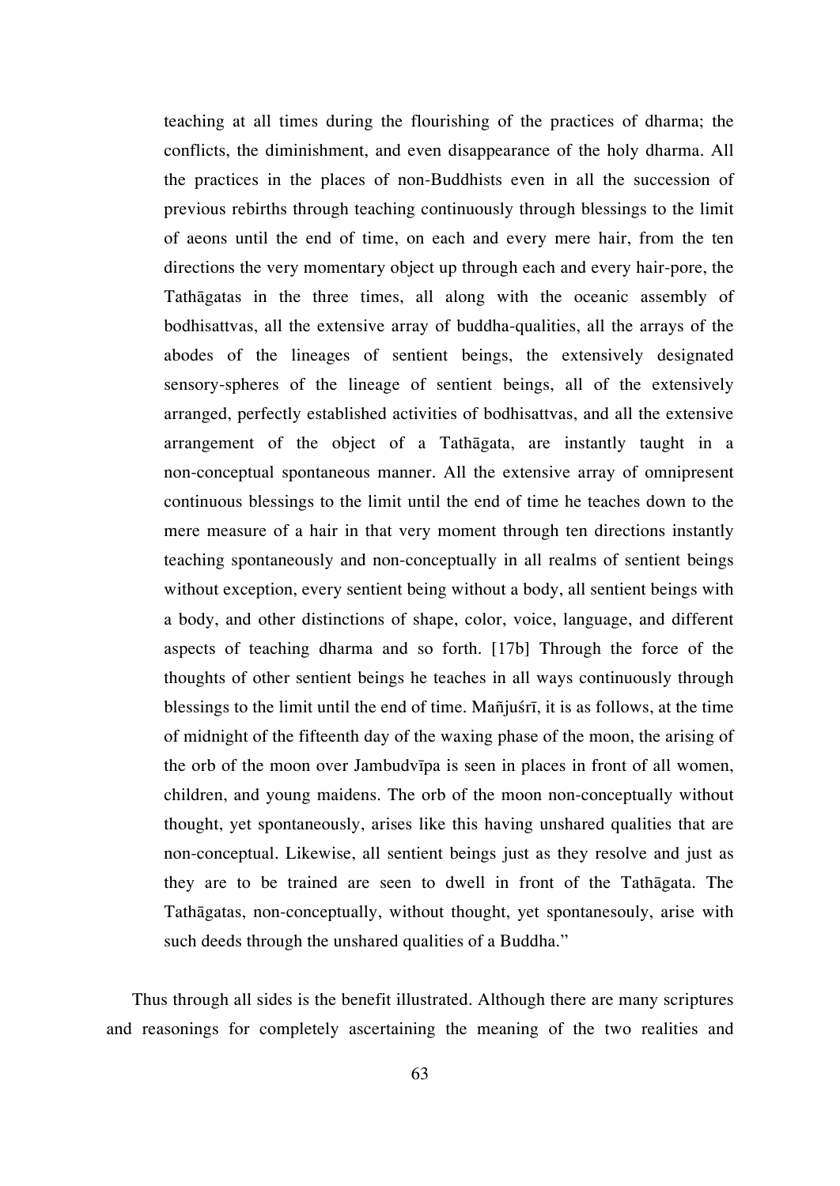> teaching at all times during the flourishing of the practices of dharma; the conflicts, the diminishment, and even disappearance of the holy dharma. All the practices in the places of non-Buddhists even in all the succession of previous rebirths through teaching continuously through blessings to the limit of aeons until the end of time, on each and every mere hair, from the ten directions the very momentary object up through each and every hair-pore, the Tathāgatas in the three times, all along with the oceanic assembly of bodhisattvas, all the extensive array of buddha-qualities, all the arrays of the abodes of the lineages of sentient beings, the extensively designated sensory-spheres of the lineage of sentient beings, all of the extensively arranged, perfectly established activities of bodhisattvas, and all the extensive arrangement of the object of a Tathāgata, are instantly taught in a non-conceptual spontaneous manner. All the extensive array of omnipresent continuous blessings to the limit until the end of time he teaches down to the mere measure of a hair in that very moment through ten directions instantly teaching spontaneously and non-conceptually in all realms of sentient beings without exception, every sentient being without a body, all sentient beings with a body, and other distinctions of shape, color, voice, language, and different aspects of teaching dharma and so forth. [17b] Through the force of the thoughts of other sentient beings he teaches in all ways continuously through blessings to the limit until the end of time. Mañjuśrī, it is as follows, at the time of midnight of the fifteenth day of the waxing phase of the moon, the arising of the orb of the moon over Jambudvīpa is seen in places in front of all women, children, and young maidens. The orb of the moon non-conceptually without thought, yet spontaneously, arises like this having unshared qualities that are non-conceptual. Likewise, all sentient beings just as they resolve and just as they are to be trained are seen to dwell in front of the Tathāgata. The Tathāgatas, non-conceptually, without thought, yet spontanesouly, arise with such deeds through the unshared qualities of a Buddha."

Thus through all sides is the benefit illustrated. Although there are many scriptures and reasonings for completely ascertaining the meaning of the two realities and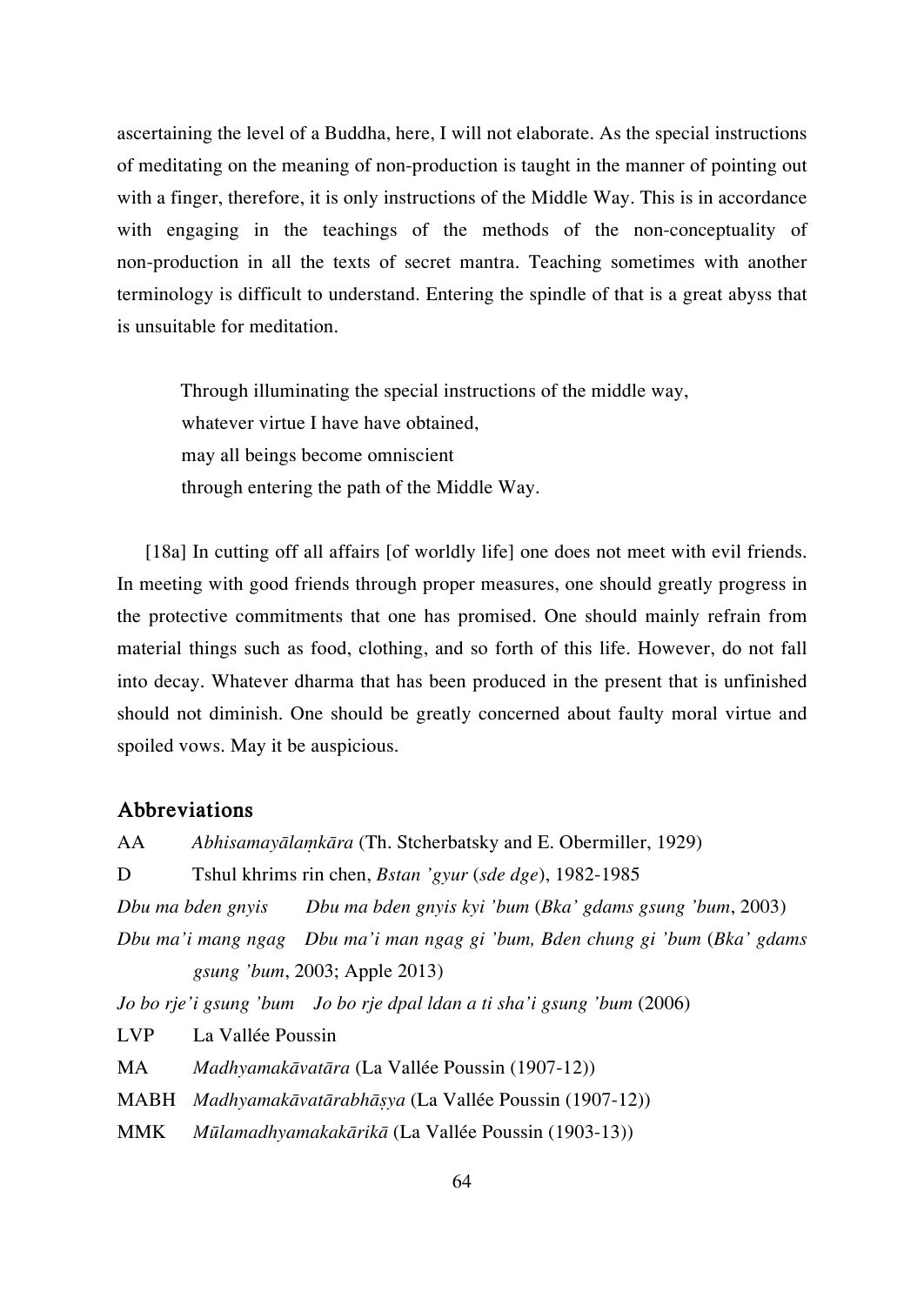ascertaining the level of a Buddha, here, I will not elaborate. As the special instructions of meditating on the meaning of non-production is taught in the manner of pointing out with a finger, therefore, it is only instructions of the Middle Way. This is in accordance with engaging in the teachings of the methods of the non-conceptuality of non-production in all the texts of secret mantra. Teaching sometimes with another terminology is difficult to understand. Entering the spindle of that is a great abyss that is unsuitable for meditation.

> Through illuminating the special instructions of the middle way,
> whatever virtue I have have obtained,
> may all beings become omniscient
> through entering the path of the Middle Way.

[18a] In cutting off all affairs [of worldly life] one does not meet with evil friends. In meeting with good friends through proper measures, one should greatly progress in the protective commitments that one has promised. One should mainly refrain from material things such as food, clothing, and so forth of this life. However, do not fall into decay. Whatever dharma that has been produced in the present that is unfinished should not diminish. One should be greatly concerned about faulty moral virtue and spoiled vows. May it be auspicious.

## Abbreviations

AA *Abhisamayālaṃkāra* (Th. Stcherbatsky and E. Obermiller, 1929)

D Tshul khrims rin chen, *Bstan 'gyur* (*sde dge*), 1982-1985

*Dbu ma bden gnyis* *Dbu ma bden gnyis kyi 'bum* (*Bka' gdams gsung 'bum*, 2003)

*Dbu ma'i mang ngag* *Dbu ma'i man ngag gi 'bum, Bden chung gi 'bum* (*Bka' gdams gsung 'bum*, 2003; Apple 2013)

*Jo bo rje'i gsung 'bum* *Jo bo rje dpal ldan a ti sha'i gsung 'bum* (2006)

LVP La Vallée Poussin

MA *Madhyamakāvatāra* (La Vallée Poussin (1907-12))

MABH *Madhyamakāvatārabhāṣya* (La Vallée Poussin (1907-12))

MMK *Mūlamadhyamakakārikā* (La Vallée Poussin (1903-13))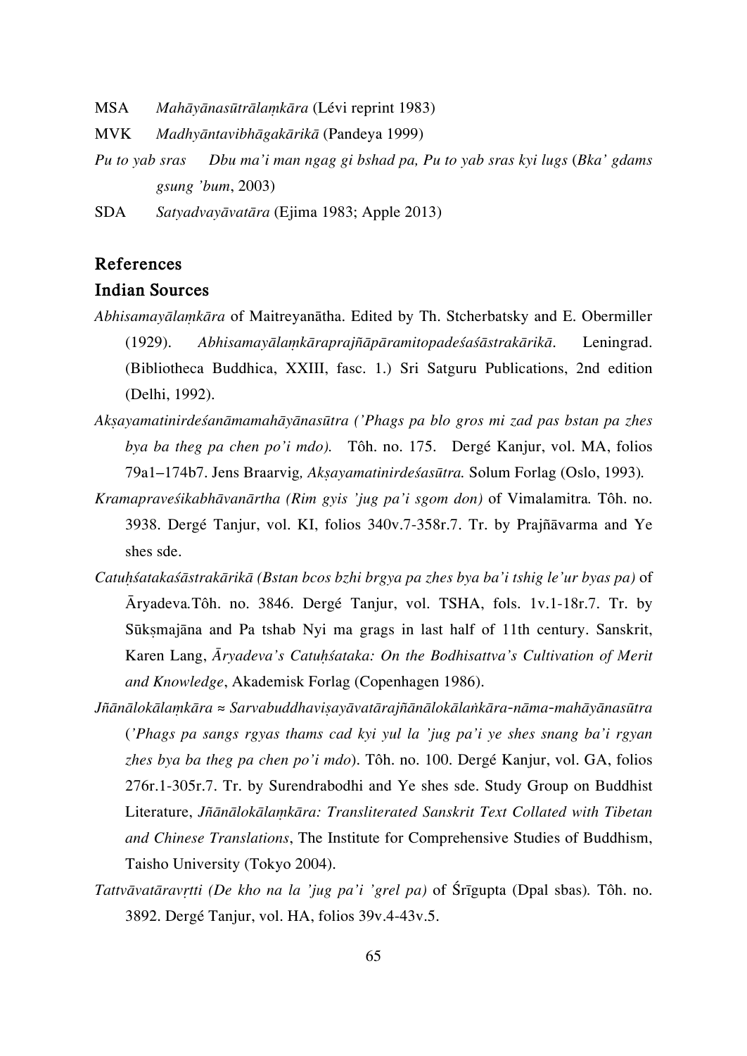MSA *Mahāyānasūtrālaṃkāra* (Lévi reprint 1983)

MVK *Madhyāntavibhāgakārikā* (Pandeya 1999)

*Pu to yab sras* *Dbu ma'i man ngag gi bshad pa, Pu to yab sras kyi lugs* (*Bka' gdams gsung 'bum*, 2003)

SDA *Satyadvayāvatāra* (Ejima 1983; Apple 2013)

## References

### Indian Sources

*Abhisamayālaṃkāra* of Maitreyanātha. Edited by Th. Stcherbatsky and E. Obermiller (1929). *Abhisamayālaṃkāraprajñāpāramitopadeśaśāstrakārikā*. Leningrad. (Bibliotheca Buddhica, XXIII, fasc. 1.) Sri Satguru Publications, 2nd edition (Delhi, 1992).

*Akṣayamatinirdeśanāmamahāyānasūtra ('Phags pa blo gros mi zad pas bstan pa zhes bya ba theg pa chen po'i mdo).* Tôh. no. 175. Dergé Kanjur, vol. MA, folios 79a1–174b7. Jens Braarvig*, Akṣayamatinirdeśasūtra.* Solum Forlag (Oslo, 1993).

*Kramapraveśikabhāvanārtha (Rim gyis 'jug pa'i sgom don)* of Vimalamitra*.* Tôh. no. 3938. Dergé Tanjur, vol. KI, folios 340v.7-358r.7. Tr. by Prajñāvarma and Ye shes sde.

*Catuḥśatakaśāstrakārikā (Bstan bcos bzhi brgya pa zhes bya ba'i tshig le'ur byas pa)* of Āryadeva*.*Tôh. no. 3846. Dergé Tanjur, vol. TSHA, fols. 1v.1-18r.7. Tr. by Sūkṣmajāna and Pa tshab Nyi ma grags in last half of 11th century. Sanskrit, Karen Lang, *Āryadeva's Catuḥśataka: On the Bodhisattva's Cultivation of Merit and Knowledge*, Akademisk Forlag (Copenhagen 1986).

*Jñānālokālaṃkāra ≈ Sarvabuddhaviṣayāvatārajñānālokālaṅkāra-nāma-mahāyānasūtra* (*'Phags pa sangs rgyas thams cad kyi yul la 'jug pa'i ye shes snang ba'i rgyan zhes bya ba theg pa chen po'i mdo*). Tôh. no. 100. Dergé Kanjur, vol. GA, folios 276r.1-305r.7. Tr. by Surendrabodhi and Ye shes sde. Study Group on Buddhist Literature, *Jñānālokālaṃkāra: Transliterated Sanskrit Text Collated with Tibetan and Chinese Translations*, The Institute for Comprehensive Studies of Buddhism, Taisho University (Tokyo 2004).

*Tattvāvatāravṛtti (De kho na la 'jug pa'i 'grel pa)* of Śrīgupta (Dpal sbas)*.* Tôh. no. 3892. Dergé Tanjur, vol. HA, folios 39v.4-43v.5.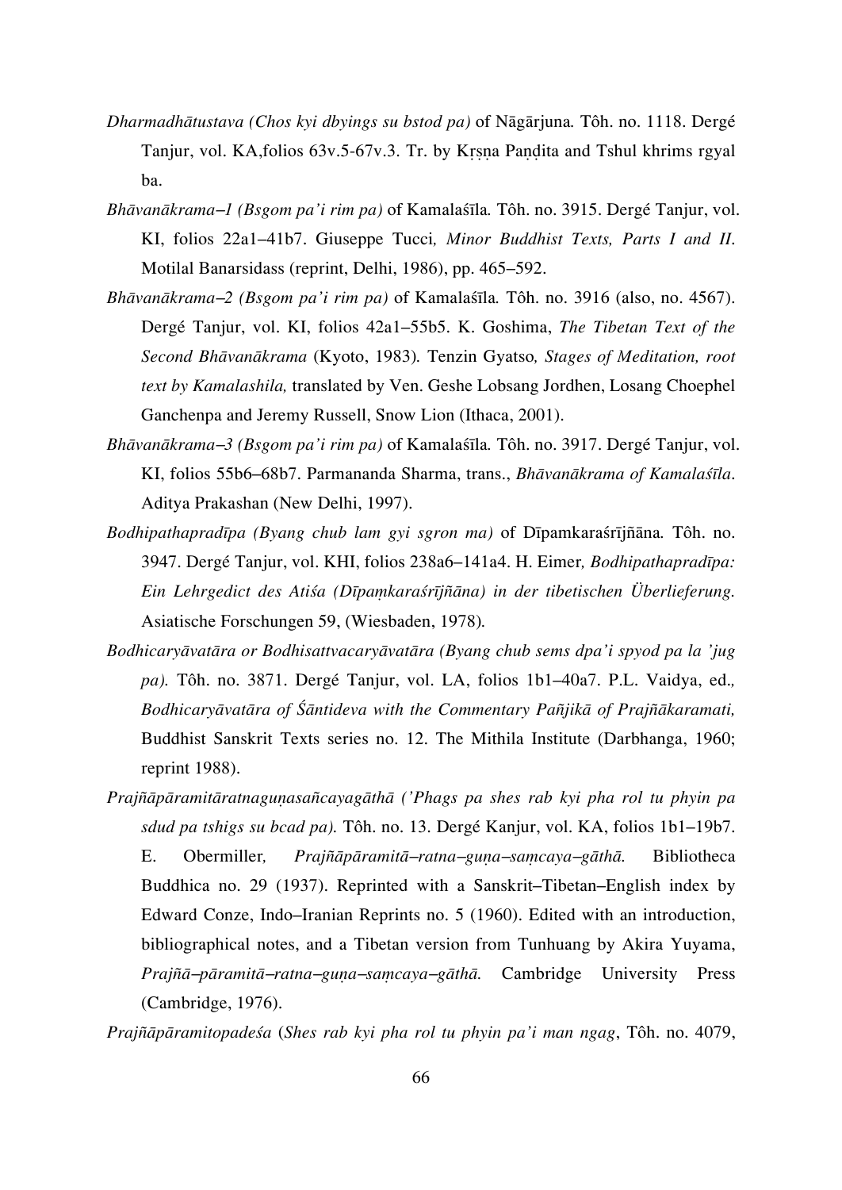*Dharmadhātustava (Chos kyi dbyings su bstod pa)* of Nāgārjuna*.* Tôh. no. 1118. Dergé Tanjur, vol. KA,folios 63v.5-67v.3. Tr. by Kṛṣṇa Paṇḍita and Tshul khrims rgyal ba.

*Bhāvanākrama–1 (Bsgom pa'i rim pa)* of Kamalaśīla*.* Tôh. no. 3915. Dergé Tanjur, vol. KI, folios 22a1–41b7. Giuseppe Tucci*, Minor Buddhist Texts, Parts I and II.* Motilal Banarsidass (reprint, Delhi, 1986), pp. 465–592.

*Bhāvanākrama–2 (Bsgom pa'i rim pa)* of Kamalaśīla*.* Tôh. no. 3916 (also, no. 4567). Dergé Tanjur, vol. KI, folios 42a1–55b5. K. Goshima, *The Tibetan Text of the Second Bhāvanākrama* (Kyoto, 1983)*.* Tenzin Gyatso*, Stages of Meditation, root text by Kamalashila,* translated by Ven. Geshe Lobsang Jordhen, Losang Choephel Ganchenpa and Jeremy Russell, Snow Lion (Ithaca, 2001).

*Bhāvanākrama–3 (Bsgom pa'i rim pa)* of Kamalaśīla*.* Tôh. no. 3917. Dergé Tanjur, vol. KI, folios 55b6–68b7. Parmananda Sharma, trans., *Bhāvanākrama of Kamalaśīla*. Aditya Prakashan (New Delhi, 1997).

*Bodhipathapradīpa (Byang chub lam gyi sgron ma)* of Dīpamkaraśrījñāna*.* Tôh. no. 3947. Dergé Tanjur, vol. KHI, folios 238a6–141a4. H. Eimer*, Bodhipathapradīpa: Ein Lehrgedict des Atiśa (Dīpaṃkaraśrījñāna) in der tibetischen Überlieferung.* Asiatische Forschungen 59, (Wiesbaden, 1978)*.*

*Bodhicaryāvatāra or Bodhisattvacaryāvatāra (Byang chub sems dpa'i spyod pa la 'jug pa).* Tôh. no. 3871. Dergé Tanjur, vol. LA, folios 1b1–40a7. P.L. Vaidya, ed.*, Bodhicaryāvatāra of Śāntideva with the Commentary Pañjikā of Prajñākaramati,* Buddhist Sanskrit Texts series no. 12. The Mithila Institute (Darbhanga, 1960; reprint 1988).

*Prajñāpāramitāratnaguṇasañcayagāthā ('Phags pa shes rab kyi pha rol tu phyin pa sdud pa tshigs su bcad pa).* Tôh. no. 13. Dergé Kanjur, vol. KA, folios 1b1–19b7. E. Obermiller*, Prajñāpāramitā–ratna–guṇa–saṃcaya–gāthā.* Bibliotheca Buddhica no. 29 (1937). Reprinted with a Sanskrit–Tibetan–English index by Edward Conze, Indo–Iranian Reprints no. 5 (1960). Edited with an introduction, bibliographical notes, and a Tibetan version from Tunhuang by Akira Yuyama, *Prajñā–pāramitā–ratna–guṇa–saṃcaya–gāthā.* Cambridge University Press (Cambridge, 1976).

*Prajñāpāramitopadeśa* (*Shes rab kyi pha rol tu phyin pa'i man ngag*, Tôh. no. 4079,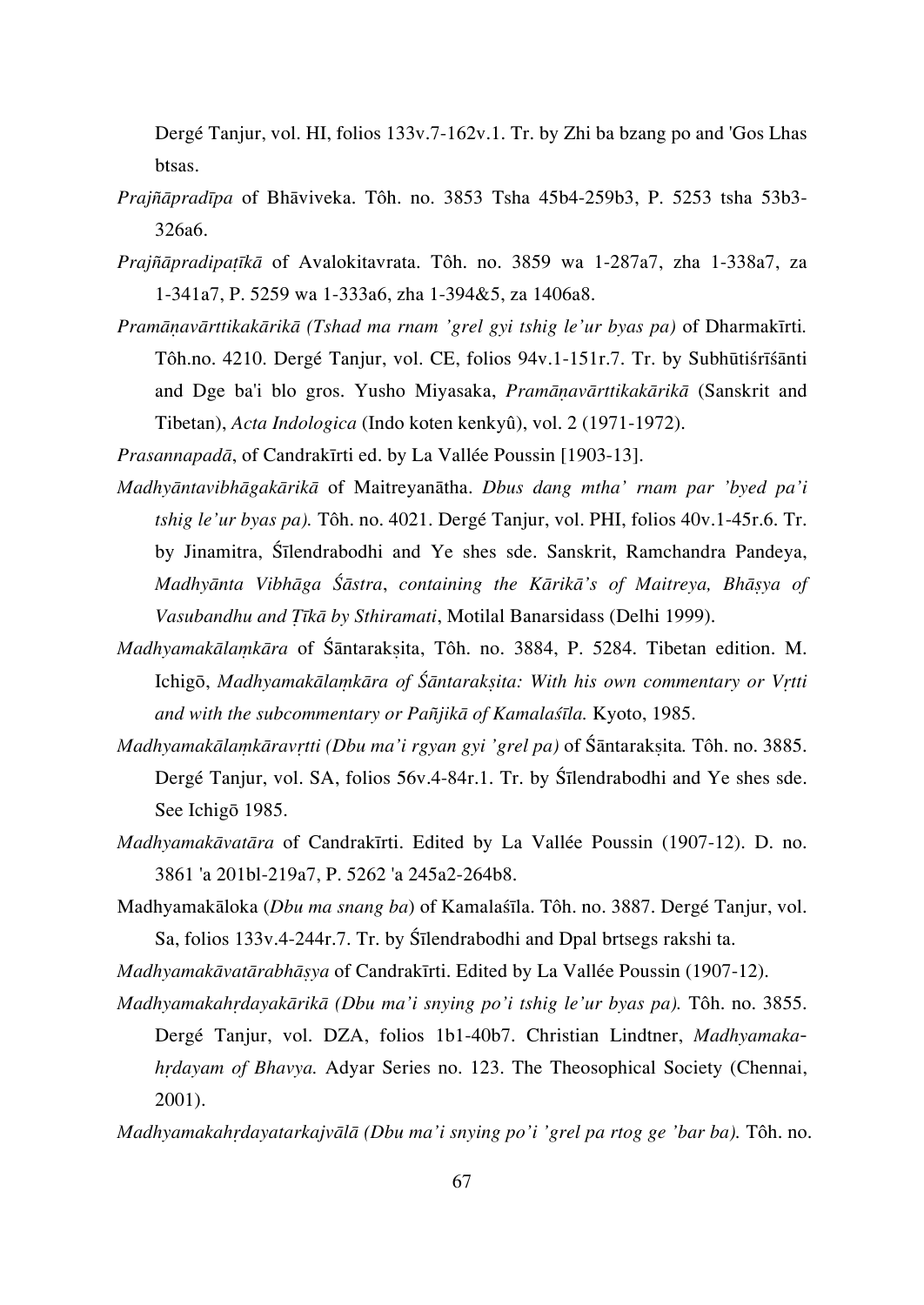Dergé Tanjur, vol. HI, folios 133v.7-162v.1. Tr. by Zhi ba bzang po and 'Gos Lhas btsas.

*Prajñāpradīpa* of Bhāviveka. Tôh. no. 3853 Tsha 45b4-259b3, P. 5253 tsha 53b3-326a6.

*Prajñāpradipaṭīkā* of Avalokitavrata. Tôh. no. 3859 wa 1-287a7, zha 1-338a7, za 1-341a7, P. 5259 wa 1-333a6, zha 1-394&5, za 1406a8.

*Pramāṇavārttikakārikā (Tshad ma rnam 'grel gyi tshig le'ur byas pa)* of Dharmakīrti. Tôh.no. 4210. Dergé Tanjur, vol. CE, folios 94v.1-151r.7. Tr. by Subhūtiśrīśānti and Dge ba'i blo gros. Yusho Miyasaka, *Pramāṇavārttikakārikā* (Sanskrit and Tibetan), *Acta Indologica* (Indo koten kenkyû), vol. 2 (1971-1972).

*Prasannapadā*, of Candrakīrti ed. by La Vallée Poussin [1903-13].

*Madhyāntavibhāgakārikā* of Maitreyanātha. *Dbus dang mtha' rnam par 'byed pa'i tshig le'ur byas pa).* Tôh. no. 4021. Dergé Tanjur, vol. PHI, folios 40v.1-45r.6. Tr. by Jinamitra, Śīlendrabodhi and Ye shes sde. Sanskrit, Ramchandra Pandeya, *Madhyānta Vibhāga Śāstra*, *containing the Kārikā's of Maitreya, Bhāṣya of Vasubandhu and Ṭīkā by Sthiramati*, Motilal Banarsidass (Delhi 1999).

*Madhyamakālaṃkāra* of Śāntarakṣita, Tôh. no. 3884, P. 5284. Tibetan edition. M. Ichigō, *Madhyamakālaṃkāra of Śāntarakṣita: With his own commentary or Vṛtti and with the subcommentary or Pañjikā of Kamalaśīla.* Kyoto, 1985.

*Madhyamakālaṃkāravṛtti (Dbu ma'i rgyan gyi 'grel pa)* of Śāntarakṣita*.* Tôh. no. 3885. Dergé Tanjur, vol. SA, folios 56v.4-84r.1. Tr. by Śīlendrabodhi and Ye shes sde. See Ichigō 1985.

*Madhyamakāvatāra* of Candrakīrti. Edited by La Vallée Poussin (1907-12). D. no. 3861 'a 201bl-219a7, P. 5262 'a 245a2-264b8.

Madhyamakāloka (*Dbu ma snang ba*) of Kamalaśīla. Tôh. no. 3887. Dergé Tanjur, vol. Sa, folios 133v.4-244r.7. Tr. by Śīlendrabodhi and Dpal brtsegs rakshi ta.

*Madhyamakāvatārabhāṣya* of Candrakīrti. Edited by La Vallée Poussin (1907-12).

*Madhyamakahṛdayakārikā (Dbu ma'i snying po'i tshig le'ur byas pa).* Tôh. no. 3855. Dergé Tanjur, vol. DZA, folios 1b1-40b7. Christian Lindtner, *Madhyamaka-hṛdayam of Bhavya.* Adyar Series no. 123. The Theosophical Society (Chennai, 2001).

*Madhyamakahṛdayatarkajvālā (Dbu ma'i snying po'i 'grel pa rtog ge 'bar ba).* Tôh. no.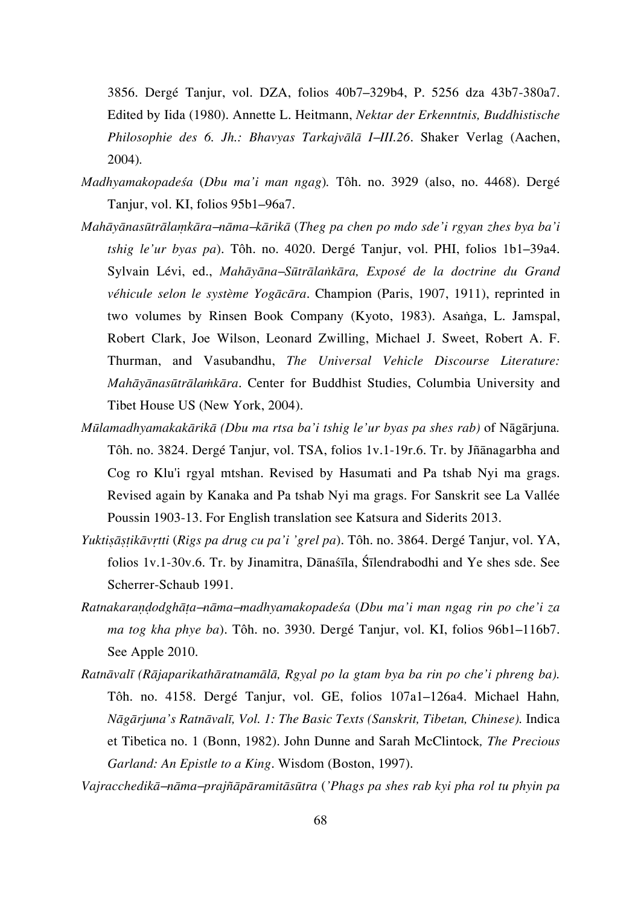3856. Dergé Tanjur, vol. DZA, folios 40b7–329b4, P. 5256 dza 43b7-380a7. Edited by Iida (1980). Annette L. Heitmann, *Nektar der Erkenntnis, Buddhistische Philosophie des 6. Jh.: Bhavyas Tarkajvālā I–III.26*. Shaker Verlag (Aachen, 2004).

*Madhyamakopadeśa* (*Dbu ma'i man ngag*). Tôh. no. 3929 (also, no. 4468). Dergé Tanjur, vol. KI, folios 95b1–96a7.

*Mahāyānasūtrālaṃkāra–nāma–kārikā* (*Theg pa chen po mdo sde'i rgyan zhes bya ba'i tshig le'ur byas pa*). Tôh. no. 4020. Dergé Tanjur, vol. PHI, folios 1b1–39a4. Sylvain Lévi, ed., *Mahāyāna–Sūtrālaṅkāra, Exposé de la doctrine du Grand véhicule selon le système Yogācāra*. Champion (Paris, 1907, 1911), reprinted in two volumes by Rinsen Book Company (Kyoto, 1983). Asaṅga, L. Jamspal, Robert Clark, Joe Wilson, Leonard Zwilling, Michael J. Sweet, Robert A. F. Thurman, and Vasubandhu, *The Universal Vehicle Discourse Literature: Mahāyānasūtrālaṁkāra*. Center for Buddhist Studies, Columbia University and Tibet House US (New York, 2004).

*Mūlamadhyamakakārikā (Dbu ma rtsa ba'i tshig le'ur byas pa shes rab)* of Nāgārjuna. Tôh. no. 3824. Dergé Tanjur, vol. TSA, folios 1v.1-19r.6. Tr. by Jñānagarbha and Cog ro Klu'i rgyal mtshan. Revised by Hasumati and Pa tshab Nyi ma grags. Revised again by Kanaka and Pa tshab Nyi ma grags. For Sanskrit see La Vallée Poussin 1903-13. For English translation see Katsura and Siderits 2013.

*Yuktiṣāṣṭikāvṛtti* (*Rigs pa drug cu pa'i 'grel pa*). Tôh. no. 3864. Dergé Tanjur, vol. YA, folios 1v.1-30v.6. Tr. by Jinamitra, Dānaśīla, Śīlendrabodhi and Ye shes sde. See Scherrer-Schaub 1991.

*Ratnakaraṇḍodghāṭa–nāma–madhyamakopadeśa* (*Dbu ma'i man ngag rin po che'i za ma tog kha phye ba*). Tôh. no. 3930. Dergé Tanjur, vol. KI, folios 96b1–116b7. See Apple 2010.

*Ratnāvalī (Rājaparikathāratnamālā, Rgyal po la gtam bya ba rin po che'i phreng ba).* Tôh. no. 4158. Dergé Tanjur, vol. GE, folios 107a1–126a4. Michael Hahn*, Nāgārjuna's Ratnāvalī, Vol. 1: The Basic Texts (Sanskrit, Tibetan, Chinese).* Indica et Tibetica no. 1 (Bonn, 1982). John Dunne and Sarah McClintock*, The Precious Garland: An Epistle to a King*. Wisdom (Boston, 1997).

*Vajracchedikā–nāma–prajñāpāramitāsūtra* (*'Phags pa shes rab kyi pha rol tu phyin pa*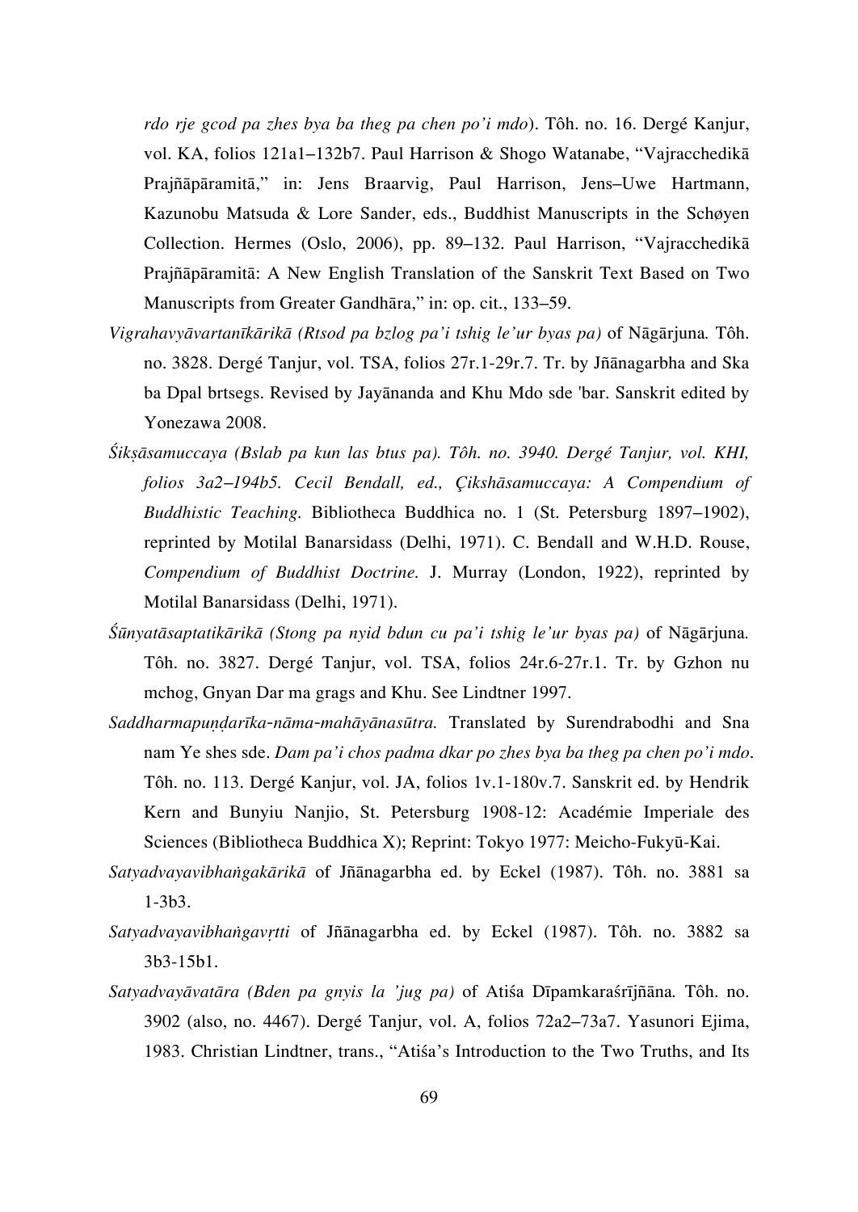*rdo rje gcod pa zhes bya ba theg pa chen po'i mdo*). Tôh. no. 16. Dergé Kanjur, vol. KA, folios 121a1–132b7. Paul Harrison & Shogo Watanabe, "Vajracchedikā Prajñāpāramitā," in: Jens Braarvig, Paul Harrison, Jens–Uwe Hartmann, Kazunobu Matsuda & Lore Sander, eds., Buddhist Manuscripts in the Schøyen Collection. Hermes (Oslo, 2006), pp. 89–132. Paul Harrison, "Vajracchedikā Prajñāpāramitā: A New English Translation of the Sanskrit Text Based on Two Manuscripts from Greater Gandhāra," in: op. cit., 133–59.

*Vigrahavyāvartanīkārikā (Rtsod pa bzlog pa'i tshig le'ur byas pa)* of Nāgārjuna. Tôh. no. 3828. Dergé Tanjur, vol. TSA, folios 27r.1-29r.7. Tr. by Jñānagarbha and Ska ba Dpal brtsegs. Revised by Jayānanda and Khu Mdo sde 'bar. Sanskrit edited by Yonezawa 2008.

*Śikṣāsamuccaya (Bslab pa kun las btus pa). Tôh. no. 3940. Dergé Tanjur, vol. KHI, folios 3a2–194b5. Cecil Bendall, ed., Çikshāsamuccaya: A Compendium of Buddhistic Teaching.* Bibliotheca Buddhica no. 1 (St. Petersburg 1897–1902), reprinted by Motilal Banarsidass (Delhi, 1971). C. Bendall and W.H.D. Rouse, *Compendium of Buddhist Doctrine.* J. Murray (London, 1922), reprinted by Motilal Banarsidass (Delhi, 1971).

*Śūnyatāsaptatikārikā (Stong pa nyid bdun cu pa'i tshig le'ur byas pa)* of Nāgārjuna. Tôh. no. 3827. Dergé Tanjur, vol. TSA, folios 24r.6-27r.1. Tr. by Gzhon nu mchog, Gnyan Dar ma grags and Khu. See Lindtner 1997.

*Saddharmapuṇḍarīka-nāma-mahāyānasūtra.* Translated by Surendrabodhi and Sna nam Ye shes sde. *Dam pa'i chos padma dkar po zhes bya ba theg pa chen po'i mdo*. Tôh. no. 113. Dergé Kanjur, vol. JA, folios 1v.1-180v.7. Sanskrit ed. by Hendrik Kern and Bunyiu Nanjio, St. Petersburg 1908-12: Académie Imperiale des Sciences (Bibliotheca Buddhica X); Reprint: Tokyo 1977: Meicho-Fukyū-Kai.

*Satyadvayavibhaṅgakārikā* of Jñānagarbha ed. by Eckel (1987). Tôh. no. 3881 sa 1-3b3.

*Satyadvayavibhaṅgavṛtti* of Jñānagarbha ed. by Eckel (1987). Tôh. no. 3882 sa 3b3-15b1.

*Satyadvayāvatāra (Bden pa gnyis la 'jug pa)* of Atiśa Dīpamkaraśrījñāna. Tôh. no. 3902 (also, no. 4467). Dergé Tanjur, vol. A, folios 72a2–73a7. Yasunori Ejima, 1983. Christian Lindtner, trans., "Atiśa's Introduction to the Two Truths, and Its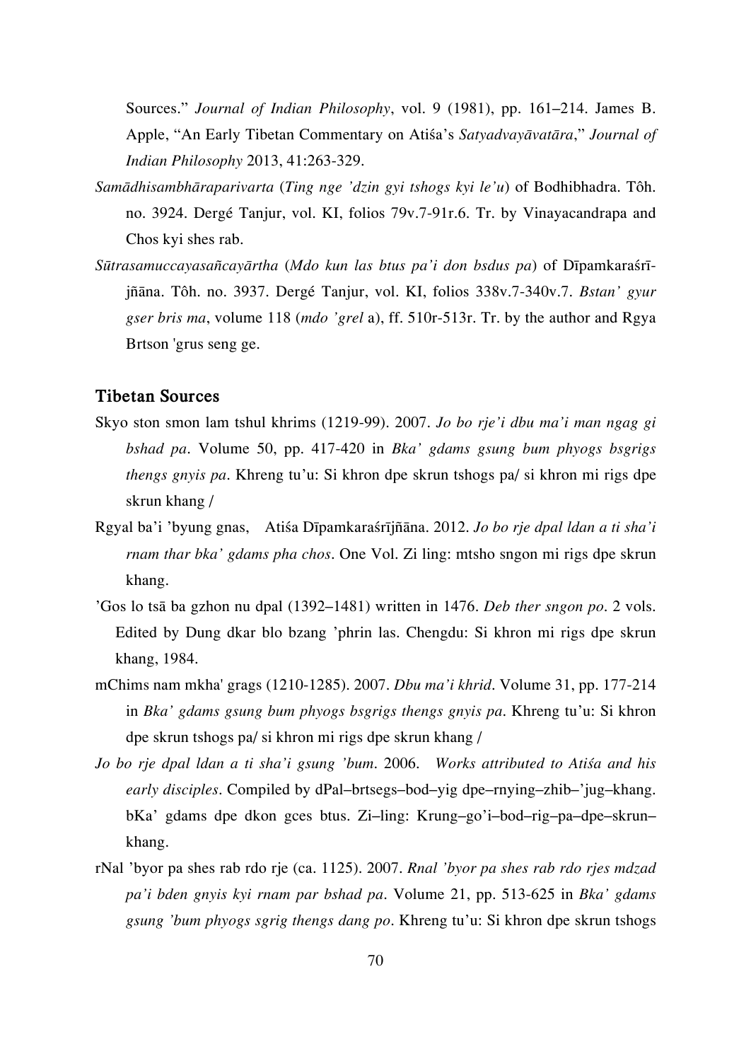Sources." *Journal of Indian Philosophy*, vol. 9 (1981), pp. 161–214. James B. Apple, "An Early Tibetan Commentary on Atiśa's *Satyadvayāvatāra*," *Journal of Indian Philosophy* 2013, 41:263-329.

*Samādhisambhāraparivarta* (*Ting nge 'dzin gyi tshogs kyi le'u*) of Bodhibhadra. Tôh. no. 3924. Dergé Tanjur, vol. KI, folios 79v.7-91r.6. Tr. by Vinayacandrapa and Chos kyi shes rab.

*Sūtrasamuccayasañcayārtha* (*Mdo kun las btus pa'i don bsdus pa*) of Dīpamkaraśrījñāna. Tôh. no. 3937. Dergé Tanjur, vol. KI, folios 338v.7-340v.7. *Bstan' gyur gser bris ma*, volume 118 (*mdo 'grel* a), ff. 510r-513r. Tr. by the author and Rgya Brtson 'grus seng ge.

## Tibetan Sources

Skyo ston smon lam tshul khrims (1219-99). 2007. *Jo bo rje'i dbu ma'i man ngag gi bshad pa*. Volume 50, pp. 417-420 in *Bka' gdams gsung bum phyogs bsgrigs thengs gnyis pa*. Khreng tu'u: Si khron dpe skrun tshogs pa/ si khron mi rigs dpe skrun khang /

Rgyal ba'i 'byung gnas, Atiśa Dīpamkaraśrījñāna. 2012. *Jo bo rje dpal ldan a ti sha'i rnam thar bka' gdams pha chos*. One Vol. Zi ling: mtsho sngon mi rigs dpe skrun khang.

'Gos lo tsā ba gzhon nu dpal (1392–1481) written in 1476. *Deb ther sngon po*. 2 vols. Edited by Dung dkar blo bzang 'phrin las. Chengdu: Si khron mi rigs dpe skrun khang, 1984.

mChims nam mkha' grags (1210-1285). 2007. *Dbu ma'i khrid*. Volume 31, pp. 177-214 in *Bka' gdams gsung bum phyogs bsgrigs thengs gnyis pa*. Khreng tu'u: Si khron dpe skrun tshogs pa/ si khron mi rigs dpe skrun khang /

*Jo bo rje dpal ldan a ti sha'i gsung 'bum*. 2006. *Works attributed to Atiśa and his early disciples*. Compiled by dPal–brtsegs–bod–yig dpe–rnying–zhib–'jug–khang. bKa' gdams dpe dkon gces btus. Zi–ling: Krung–go'i–bod–rig–pa–dpe–skrun–khang.

rNal 'byor pa shes rab rdo rje (ca. 1125). 2007. *Rnal 'byor pa shes rab rdo rjes mdzad pa'i bden gnyis kyi rnam par bshad pa*. Volume 21, pp. 513-625 in *Bka' gdams gsung 'bum phyogs sgrig thengs dang po*. Khreng tu'u: Si khron dpe skrun tshogs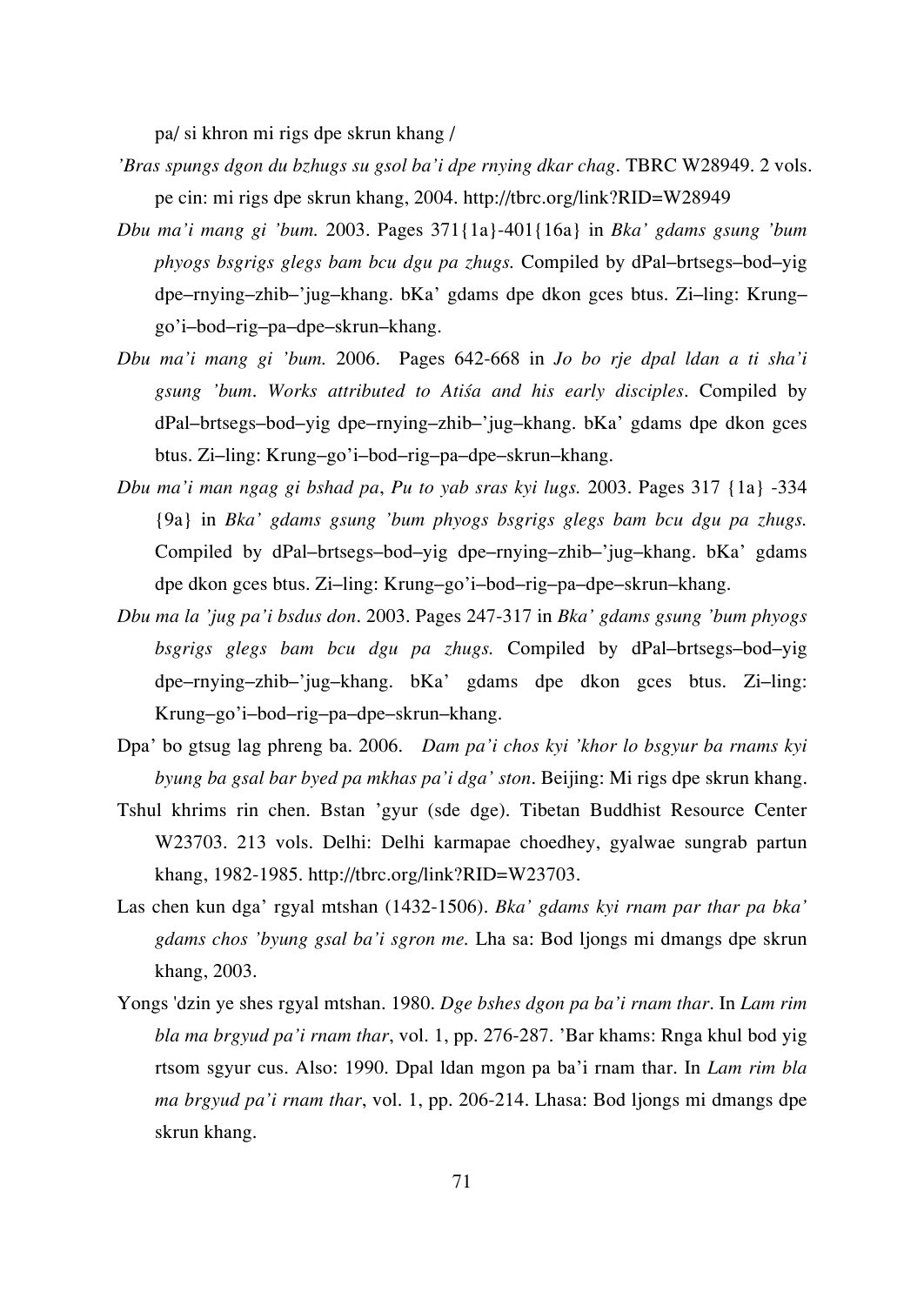pa/ si khron mi rigs dpe skrun khang /

*'Bras spungs dgon du bzhugs su gsol ba'i dpe rnying dkar chag*. TBRC W28949. 2 vols. pe cin: mi rigs dpe skrun khang, 2004. http://tbrc.org/link?RID=W28949

*Dbu ma'i mang gi 'bum.* 2003. Pages 371{1a}-401{16a} in *Bka' gdams gsung 'bum phyogs bsgrigs glegs bam bcu dgu pa zhugs.* Compiled by dPal–brtsegs–bod–yig dpe–rnying–zhib–'jug–khang. bKa' gdams dpe dkon gces btus. Zi–ling: Krung–go'i–bod–rig–pa–dpe–skrun–khang.

*Dbu ma'i mang gi 'bum.* 2006. Pages 642-668 in *Jo bo rje dpal ldan a ti sha'i gsung 'bum*. *Works attributed to Atiśa and his early disciples*. Compiled by dPal–brtsegs–bod–yig dpe–rnying–zhib–'jug–khang. bKa' gdams dpe dkon gces btus. Zi–ling: Krung–go'i–bod–rig–pa–dpe–skrun–khang.

*Dbu ma'i man ngag gi bshad pa*, *Pu to yab sras kyi lugs.* 2003. Pages 317 {1a} -334 {9a} in *Bka' gdams gsung 'bum phyogs bsgrigs glegs bam bcu dgu pa zhugs.* Compiled by dPal–brtsegs–bod–yig dpe–rnying–zhib–'jug–khang. bKa' gdams dpe dkon gces btus. Zi–ling: Krung–go'i–bod–rig–pa–dpe–skrun–khang.

*Dbu ma la 'jug pa'i bsdus don*. 2003. Pages 247-317 in *Bka' gdams gsung 'bum phyogs bsgrigs glegs bam bcu dgu pa zhugs.* Compiled by dPal–brtsegs–bod–yig dpe–rnying–zhib–'jug–khang. bKa' gdams dpe dkon gces btus. Zi–ling: Krung–go'i–bod–rig–pa–dpe–skrun–khang.

Dpa' bo gtsug lag phreng ba. 2006. *Dam pa'i chos kyi 'khor lo bsgyur ba rnams kyi byung ba gsal bar byed pa mkhas pa'i dga' ston*. Beijing: Mi rigs dpe skrun khang.

Tshul khrims rin chen. Bstan 'gyur (sde dge). Tibetan Buddhist Resource Center W23703. 213 vols. Delhi: Delhi karmapae choedhey, gyalwae sungrab partun khang, 1982-1985. http://tbrc.org/link?RID=W23703.

Las chen kun dga' rgyal mtshan (1432-1506). *Bka' gdams kyi rnam par thar pa bka' gdams chos 'byung gsal ba'i sgron me.* Lha sa: Bod ljongs mi dmangs dpe skrun khang, 2003.

Yongs 'dzin ye shes rgyal mtshan. 1980. *Dge bshes dgon pa ba'i rnam thar*. In *Lam rim bla ma brgyud pa'i rnam thar*, vol. 1, pp. 276-287. 'Bar khams: Rnga khul bod yig rtsom sgyur cus. Also: 1990. Dpal ldan mgon pa ba'i rnam thar. In *Lam rim bla ma brgyud pa'i rnam thar*, vol. 1, pp. 206-214. Lhasa: Bod ljongs mi dmangs dpe skrun khang.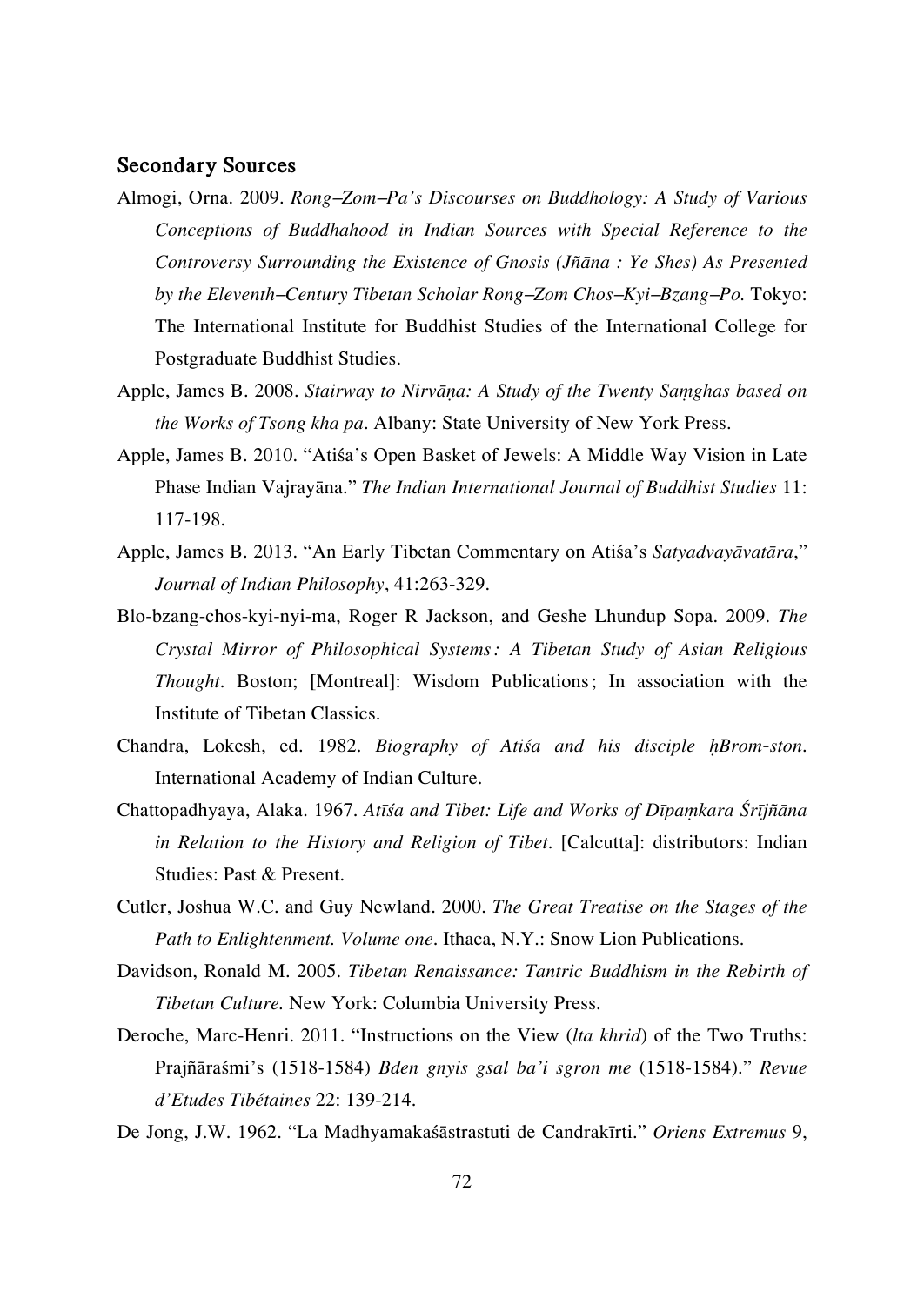## Secondary Sources

Almogi, Orna. 2009. *Rong–Zom–Pa's Discourses on Buddhology: A Study of Various Conceptions of Buddhahood in Indian Sources with Special Reference to the Controversy Surrounding the Existence of Gnosis (Jñāna : Ye Shes) As Presented by the Eleventh–Century Tibetan Scholar Rong–Zom Chos–Kyi–Bzang–Po.* Tokyo: The International Institute for Buddhist Studies of the International College for Postgraduate Buddhist Studies.

Apple, James B. 2008. *Stairway to Nirvāṇa: A Study of the Twenty Saṃghas based on the Works of Tsong kha pa*. Albany: State University of New York Press.

Apple, James B. 2010. "Atiśa's Open Basket of Jewels: A Middle Way Vision in Late Phase Indian Vajrayāna." *The Indian International Journal of Buddhist Studies* 11: 117-198.

Apple, James B. 2013. "An Early Tibetan Commentary on Atiśa's *Satyadvayāvatāra*," *Journal of Indian Philosophy*, 41:263-329.

Blo-bzang-chos-kyi-nyi-ma, Roger R Jackson, and Geshe Lhundup Sopa. 2009. *The Crystal Mirror of Philosophical Systems : A Tibetan Study of Asian Religious Thought*. Boston; [Montreal]: Wisdom Publications ; In association with the Institute of Tibetan Classics.

Chandra, Lokesh, ed. 1982. *Biography of Atiśa and his disciple ḥBrom-ston*. International Academy of Indian Culture.

Chattopadhyaya, Alaka. 1967. *Atīśa and Tibet: Life and Works of Dīpaṃkara Śrījñāna in Relation to the History and Religion of Tibet*. [Calcutta]: distributors: Indian Studies: Past & Present.

Cutler, Joshua W.C. and Guy Newland. 2000. *The Great Treatise on the Stages of the Path to Enlightenment. Volume one*. Ithaca, N.Y.: Snow Lion Publications.

Davidson, Ronald M. 2005. *Tibetan Renaissance: Tantric Buddhism in the Rebirth of Tibetan Culture.* New York: Columbia University Press.

Deroche, Marc-Henri. 2011. "Instructions on the View (*lta khrid*) of the Two Truths: Prajñāraśmi's (1518-1584) *Bden gnyis gsal ba'i sgron me* (1518-1584)." *Revue d'Etudes Tibétaines* 22: 139-214.

De Jong, J.W. 1962. "La Madhyamakaśāstrastuti de Candrakīrti." *Oriens Extremus* 9,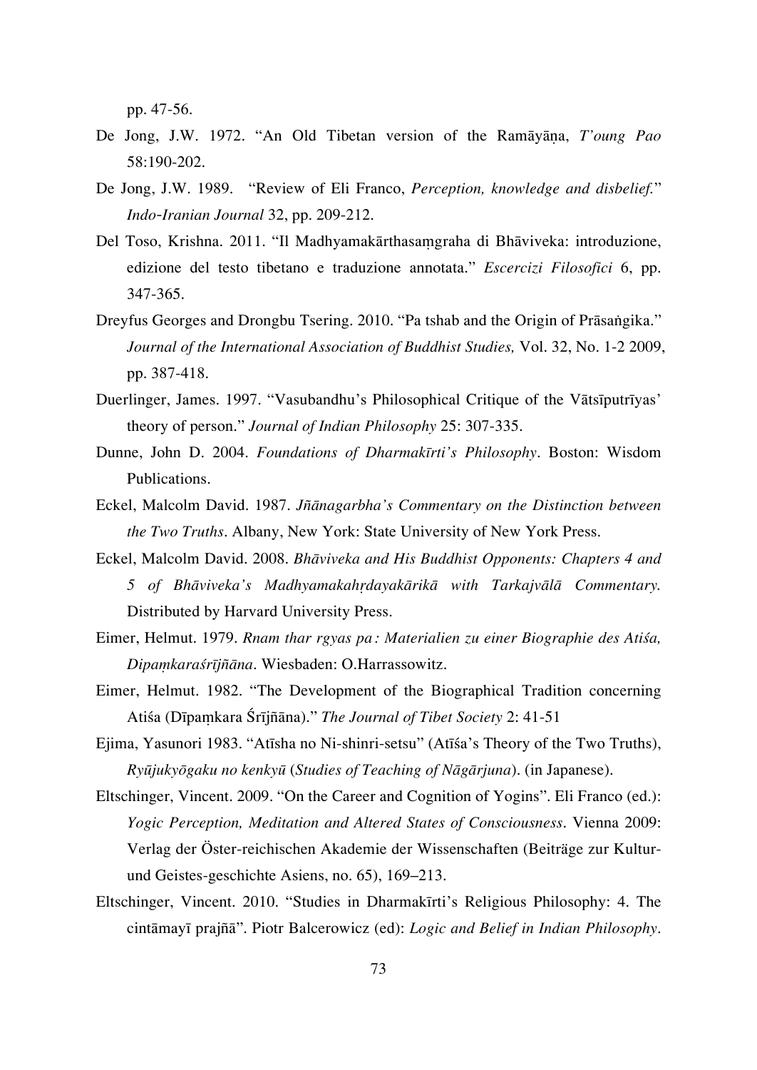pp. 47-56.

De Jong, J.W. 1972. "An Old Tibetan version of the Ramāyāṇa, *T'oung Pao* 58:190-202.

De Jong, J.W. 1989. "Review of Eli Franco, *Perception, knowledge and disbelief.*" *Indo-Iranian Journal* 32, pp. 209-212.

Del Toso, Krishna. 2011. "Il Madhyamakārthasaṃgraha di Bhāviveka: introduzione, edizione del testo tibetano e traduzione annotata." *Escercizi Filosofici* 6, pp. 347-365.

Dreyfus Georges and Drongbu Tsering. 2010. "Pa tshab and the Origin of Prāsaṅgika." *Journal of the International Association of Buddhist Studies,* Vol. 32, No. 1-2 2009, pp. 387-418.

Duerlinger, James. 1997. "Vasubandhu's Philosophical Critique of the Vātsīputrīyas' theory of person." *Journal of Indian Philosophy* 25: 307-335.

Dunne, John D. 2004. *Foundations of Dharmakīrti's Philosophy*. Boston: Wisdom Publications.

Eckel, Malcolm David. 1987. *Jñānagarbha's Commentary on the Distinction between the Two Truths*. Albany, New York: State University of New York Press.

Eckel, Malcolm David. 2008. *Bhāviveka and His Buddhist Opponents: Chapters 4 and 5 of Bhāviveka's Madhyamakahṛdayakārikā with Tarkajvālā Commentary.* Distributed by Harvard University Press.

Eimer, Helmut. 1979. *Rnam thar rgyas pa : Materialien zu einer Biographie des Atiśa, Dipaṃkaraśrījñāna*. Wiesbaden: O.Harrassowitz.

Eimer, Helmut. 1982. "The Development of the Biographical Tradition concerning Atiśa (Dīpaṃkara Śrījñāna)." *The Journal of Tibet Society* 2: 41-51

Ejima, Yasunori 1983. "Atīsha no Ni-shinri-setsu" (Atīśa's Theory of the Two Truths), *Ryūjukyōgaku no kenkyū* (*Studies of Teaching of Nāgārjuna*). (in Japanese).

Eltschinger, Vincent. 2009. "On the Career and Cognition of Yogins". Eli Franco (ed.): *Yogic Perception, Meditation and Altered States of Consciousness*. Vienna 2009: Verlag der Öster-reichischen Akademie der Wissenschaften (Beiträge zur Kultur- und Geistes-geschichte Asiens, no. 65), 169–213.

Eltschinger, Vincent. 2010. "Studies in Dharmakīrti's Religious Philosophy: 4. The cintāmayī prajñā". Piotr Balcerowicz (ed): *Logic and Belief in Indian Philosophy*.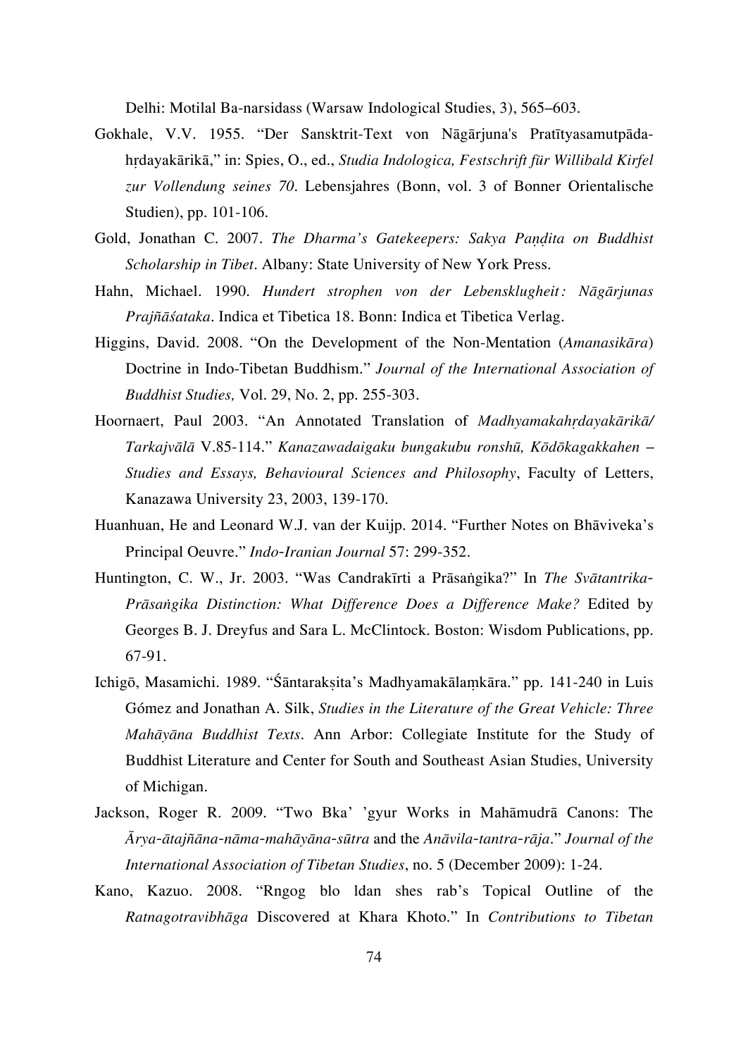Delhi: Motilal Ba-narsidass (Warsaw Indological Studies, 3), 565–603.

Gokhale, V.V. 1955. "Der Sanskrit-Text von Nāgārjuna's Pratītyasamutpāda-hṛdayakārikā," in: Spies, O., ed., *Studia Indologica, Festschrift für Willibald Kirfel zur Vollendung seines 70*. Lebensjahres (Bonn, vol. 3 of Bonner Orientalische Studien), pp. 101-106.

Gold, Jonathan C. 2007. *The Dharma's Gatekeepers: Sakya Paṇḍita on Buddhist Scholarship in Tibet*. Albany: State University of New York Press.

Hahn, Michael. 1990. *Hundert strophen von der Lebensklugheit: Nāgārjunas Prajñāśataka*. Indica et Tibetica 18. Bonn: Indica et Tibetica Verlag.

Higgins, David. 2008. "On the Development of the Non-Mentation (*Amanasikāra*) Doctrine in Indo-Tibetan Buddhism." *Journal of the International Association of Buddhist Studies,* Vol. 29, No. 2, pp. 255-303.

Hoornaert, Paul 2003. "An Annotated Translation of *Madhyamakahṛdayakārikā/ Tarkajvālā* V.85-114." *Kanazawadaigaku bungakubu ronshū, Kōdōkagakkahen – Studies and Essays, Behavioural Sciences and Philosophy*, Faculty of Letters, Kanazawa University 23, 2003, 139-170.

Huanhuan, He and Leonard W.J. van der Kuijp. 2014. "Further Notes on Bhāviveka's Principal Oeuvre." *Indo-Iranian Journal* 57: 299-352.

Huntington, C. W., Jr. 2003. "Was Candrakīrti a Prāsaṅgika?" In *The Svātantrika-Prāsaṅgika Distinction: What Difference Does a Difference Make?* Edited by Georges B. J. Dreyfus and Sara L. McClintock. Boston: Wisdom Publications, pp. 67-91.

Ichigō, Masamichi. 1989. "Śāntarakṣita's Madhyamakālaṃkāra." pp. 141-240 in Luis Gómez and Jonathan A. Silk, *Studies in the Literature of the Great Vehicle: Three Mahāyāna Buddhist Texts*. Ann Arbor: Collegiate Institute for the Study of Buddhist Literature and Center for South and Southeast Asian Studies, University of Michigan.

Jackson, Roger R. 2009. "Two Bka' 'gyur Works in Mahāmudrā Canons: The *Ārya-ātajñāna-nāma-mahāyāna-sūtra* and the *Anāvila-tantra-rāja*." *Journal of the International Association of Tibetan Studies*, no. 5 (December 2009): 1-24.

Kano, Kazuo. 2008. "Rngog blo ldan shes rab's Topical Outline of the *Ratnagotravibhāga* Discovered at Khara Khoto." In *Contributions to Tibetan*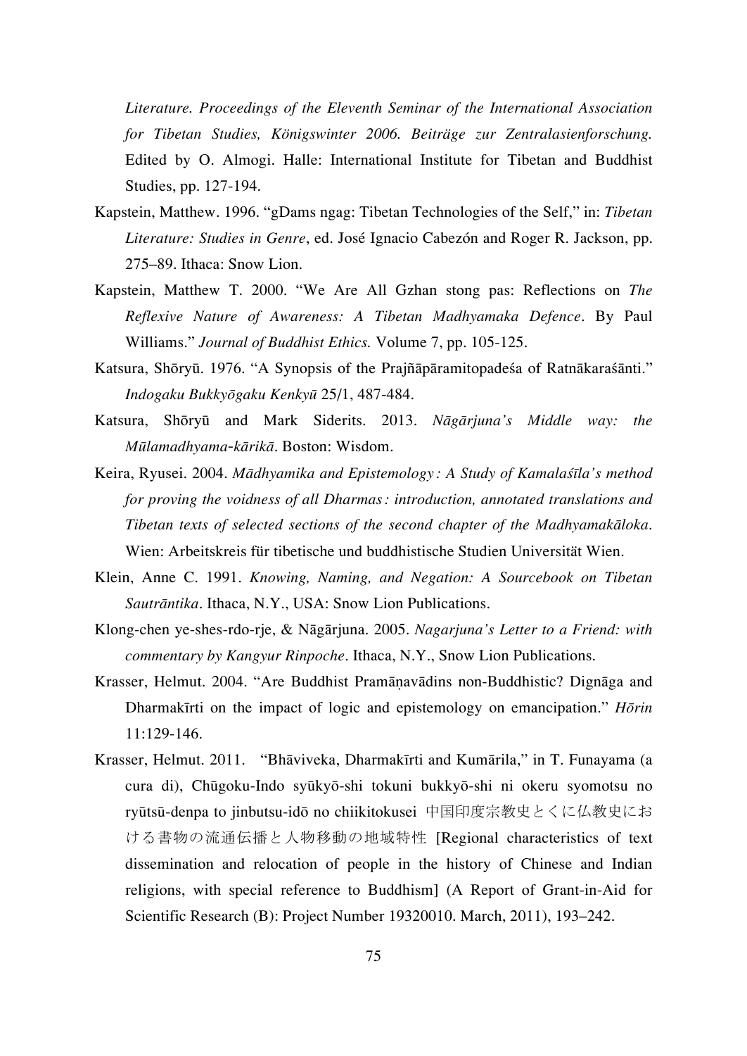*Literature. Proceedings of the Eleventh Seminar of the International Association for Tibetan Studies, Königswinter 2006. Beiträge zur Zentralasienforschung.* Edited by O. Almogi. Halle: International Institute for Tibetan and Buddhist Studies, pp. 127-194.

Kapstein, Matthew. 1996. "gDams ngag: Tibetan Technologies of the Self," in: *Tibetan Literature: Studies in Genre*, ed. José Ignacio Cabezón and Roger R. Jackson, pp. 275–89. Ithaca: Snow Lion.

Kapstein, Matthew T. 2000. "We Are All Gzhan stong pas: Reflections on *The Reflexive Nature of Awareness: A Tibetan Madhyamaka Defence*. By Paul Williams." *Journal of Buddhist Ethics.* Volume 7, pp. 105-125.

Katsura, Shōryū. 1976. "A Synopsis of the Prajñāpāramitopadeśa of Ratnākaraśānti." *Indogaku Bukkyōgaku Kenkyū* 25/1, 487-484.

Katsura, Shōryū and Mark Siderits. 2013. *Nāgārjuna's Middle way: the Mūlamadhyama-kārikā*. Boston: Wisdom.

Keira, Ryusei. 2004. *Mādhyamika and Epistemology : A Study of Kamalaśīla's method for proving the voidness of all Dharmas : introduction, annotated translations and Tibetan texts of selected sections of the second chapter of the Madhyamakāloka*. Wien: Arbeitskreis für tibetische und buddhistische Studien Universität Wien.

Klein, Anne C. 1991. *Knowing, Naming, and Negation: A Sourcebook on Tibetan Sautrāntika*. Ithaca, N.Y., USA: Snow Lion Publications.

Klong-chen ye-shes-rdo-rje, & Nāgārjuna. 2005. *Nagarjuna's Letter to a Friend: with commentary by Kangyur Rinpoche*. Ithaca, N.Y., Snow Lion Publications.

Krasser, Helmut. 2004. "Are Buddhist Pramāṇavādins non-Buddhistic? Dignāga and Dharmakīrti on the impact of logic and epistemology on emancipation." *Hōrin* 11:129-146.

Krasser, Helmut. 2011. "Bhāviveka, Dharmakīrti and Kumārila," in T. Funayama (a cura di), Chūgoku-Indo syūkyō-shi tokuni bukkyō-shi ni okeru syomotsu no ryūtsū-denpa to jinbutsu-idō no chiikitokusei 中国印度宗教史とくに仏教史における書物の流通伝播と人物移動の地域特性 [Regional characteristics of text dissemination and relocation of people in the history of Chinese and Indian religions, with special reference to Buddhism] (A Report of Grant-in-Aid for Scientific Research (B): Project Number 19320010. March, 2011), 193–242.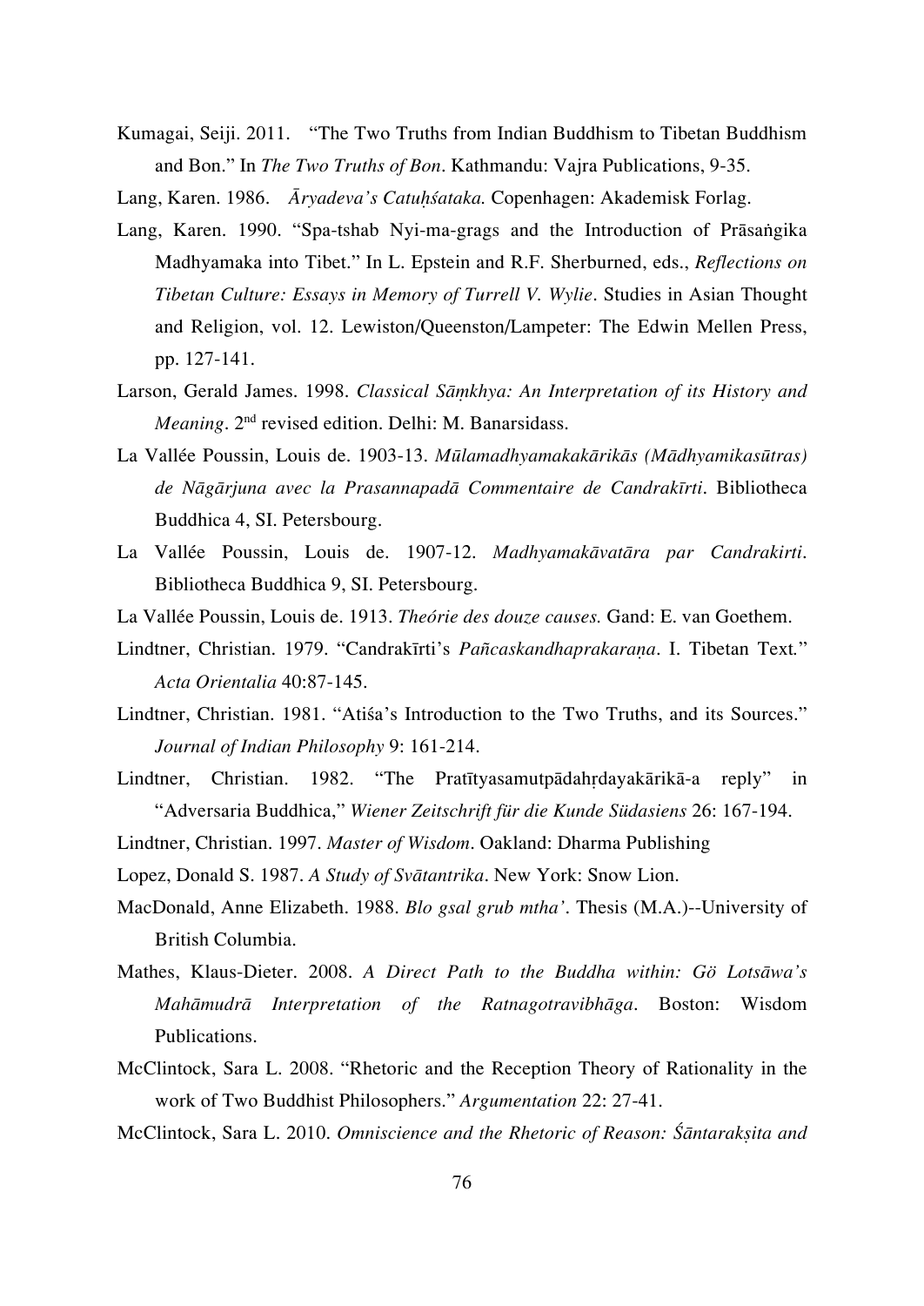Kumagai, Seiji. 2011. "The Two Truths from Indian Buddhism to Tibetan Buddhism and Bon." In *The Two Truths of Bon*. Kathmandu: Vajra Publications, 9-35.

Lang, Karen. 1986. *Āryadeva's Catuḥśataka.* Copenhagen: Akademisk Forlag.

Lang, Karen. 1990. "Spa-tshab Nyi-ma-grags and the Introduction of Prāsaṅgika Madhyamaka into Tibet." In L. Epstein and R.F. Sherburned, eds., *Reflections on Tibetan Culture: Essays in Memory of Turrell V. Wylie*. Studies in Asian Thought and Religion, vol. 12. Lewiston/Queenston/Lampeter: The Edwin Mellen Press, pp. 127-141.

Larson, Gerald James. 1998. *Classical Sāṃkhya: An Interpretation of its History and Meaning*. 2nd revised edition. Delhi: M. Banarsidass.

La Vallée Poussin, Louis de. 1903-13. *Mūlamadhyamakakārikās (Mādhyamikasūtras) de Nāgārjuna avec la Prasannapadā Commentaire de Candrakīrti*. Bibliotheca Buddhica 4, SI. Petersbourg.

La Vallée Poussin, Louis de. 1907-12. *Madhyamakāvatāra par Candrakirti*. Bibliotheca Buddhica 9, SI. Petersbourg.

La Vallée Poussin, Louis de. 1913. *Theórie des douze causes.* Gand: E. van Goethem.

Lindtner, Christian. 1979. "Candrakīrti's *Pañcaskandhaprakaraṇa*. I. Tibetan Text." *Acta Orientalia* 40:87-145.

Lindtner, Christian. 1981. "Atiśa's Introduction to the Two Truths, and its Sources." *Journal of Indian Philosophy* 9: 161-214.

Lindtner, Christian. 1982. "The Pratītyasamutpādahṛdayakārikā-a reply" in "Adversaria Buddhica," *Wiener Zeitschrift für die Kunde Südasiens* 26: 167-194.

Lindtner, Christian. 1997. *Master of Wisdom*. Oakland: Dharma Publishing

Lopez, Donald S. 1987. *A Study of Svātantrika*. New York: Snow Lion.

MacDonald, Anne Elizabeth. 1988. *Blo gsal grub mtha'*. Thesis (M.A.)--University of British Columbia.

Mathes, Klaus-Dieter. 2008. *A Direct Path to the Buddha within: Gö Lotsāwa's Mahāmudrā Interpretation of the Ratnagotravibhāga*. Boston: Wisdom Publications.

McClintock, Sara L. 2008. "Rhetoric and the Reception Theory of Rationality in the work of Two Buddhist Philosophers." *Argumentation* 22: 27-41.

McClintock, Sara L. 2010. *Omniscience and the Rhetoric of Reason: Śāntarakṣita and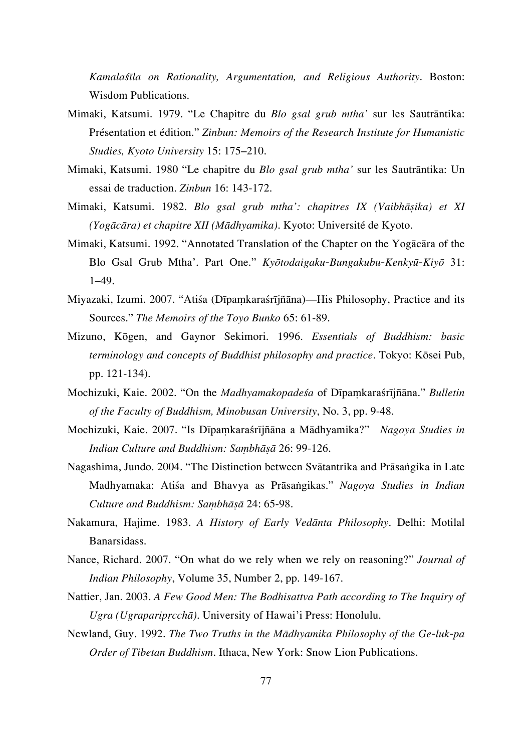*Kamalaśīla on Rationality, Argumentation, and Religious Authority*. Boston: Wisdom Publications.

Mimaki, Katsumi. 1979. "Le Chapitre du *Blo gsal grub mtha'* sur les Sautrāntika: Présentation et édition." *Zinbun: Memoirs of the Research Institute for Humanistic Studies, Kyoto University* 15: 175–210.

Mimaki, Katsumi. 1980 "Le chapitre du *Blo gsal grub mtha'* sur les Sautrāntika: Un essai de traduction. *Zinbun* 16: 143-172.

Mimaki, Katsumi. 1982. *Blo gsal grub mtha': chapitres IX (Vaibhāṣika) et XI (Yogācāra) et chapitre XII (Mādhyamika)*. Kyoto: Université de Kyoto.

Mimaki, Katsumi. 1992. "Annotated Translation of the Chapter on the Yogācāra of the Blo Gsal Grub Mtha'. Part One." *Kyōtodaigaku-Bungakubu-Kenkyū-Kiyō* 31: 1–49.

Miyazaki, Izumi. 2007. "Atiśa (Dīpaṃkaraśrījñāna)—His Philosophy, Practice and its Sources." *The Memoirs of the Toyo Bunko* 65: 61-89.

Mizuno, Kōgen, and Gaynor Sekimori. 1996. *Essentials of Buddhism: basic terminology and concepts of Buddhist philosophy and practice*. Tokyo: Kōsei Pub, pp. 121-134).

Mochizuki, Kaie. 2002. "On the *Madhyamakopadeśa* of Dīpaṃkaraśrījñāna." *Bulletin of the Faculty of Buddhism, Minobusan University*, No. 3, pp. 9-48.

Mochizuki, Kaie. 2007. "Is Dīpaṃkaraśrījñāna a Mādhyamika?" *Nagoya Studies in Indian Culture and Buddhism: Saṃbhāṣā* 26: 99-126.

Nagashima, Jundo. 2004. "The Distinction between Svātantrika and Prāsaṅgika in Late Madhyamaka: Atiśa and Bhavya as Prāsaṅgikas." *Nagoya Studies in Indian Culture and Buddhism: Saṃbhāṣā* 24: 65-98.

Nakamura, Hajime. 1983. *A History of Early Vedānta Philosophy*. Delhi: Motilal Banarsidass.

Nance, Richard. 2007. "On what do we rely when we rely on reasoning?" *Journal of Indian Philosophy*, Volume 35, Number 2, pp. 149-167.

Nattier, Jan. 2003. *A Few Good Men: The Bodhisattva Path according to The Inquiry of Ugra (Ugraparipṛcchā)*. University of Hawai'i Press: Honolulu.

Newland, Guy. 1992. *The Two Truths in the Mādhyamika Philosophy of the Ge-luk-pa Order of Tibetan Buddhism*. Ithaca, New York: Snow Lion Publications.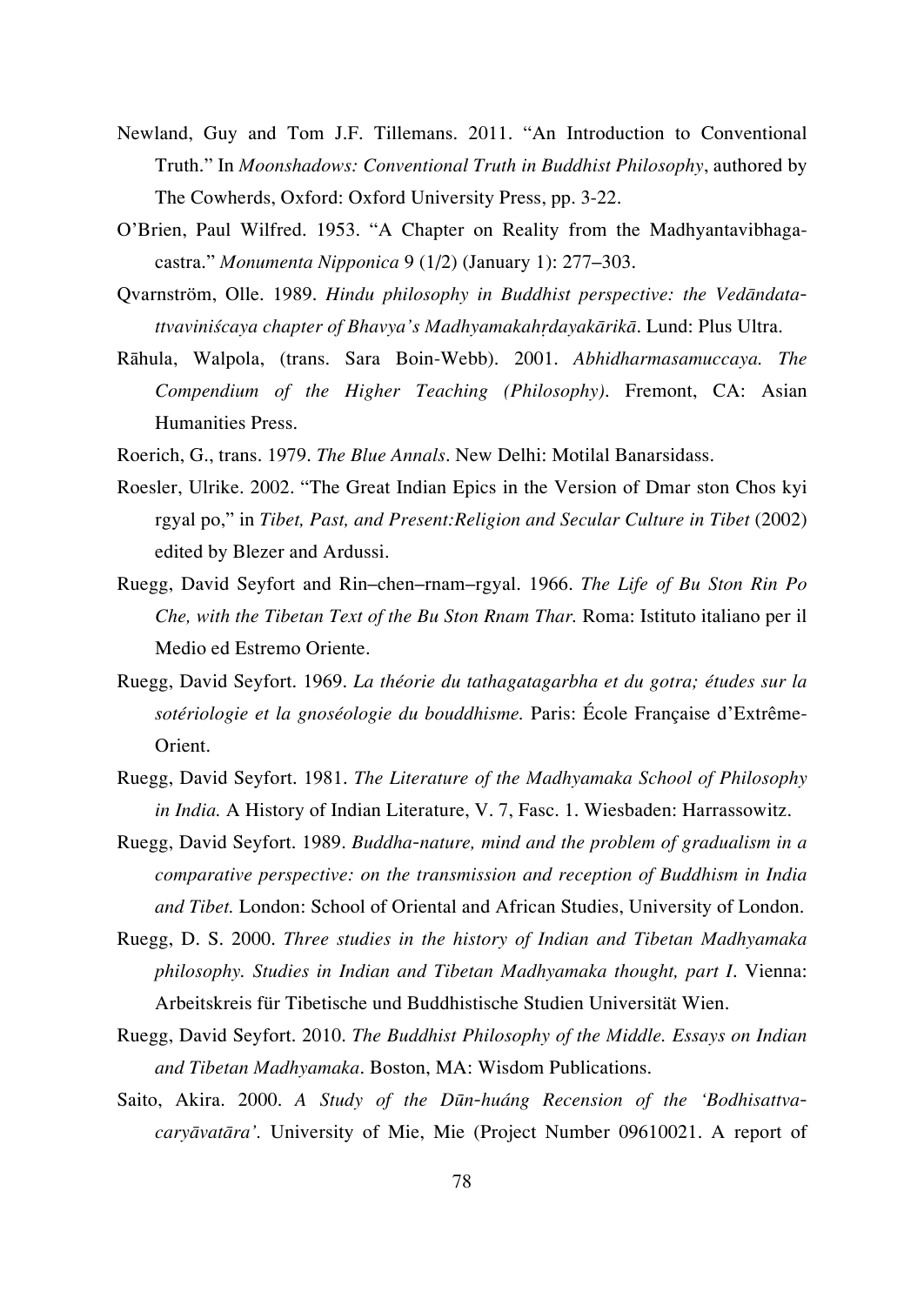Newland, Guy and Tom J.F. Tillemans. 2011. "An Introduction to Conventional Truth." In *Moonshadows: Conventional Truth in Buddhist Philosophy*, authored by The Cowherds, Oxford: Oxford University Press, pp. 3-22.

O'Brien, Paul Wilfred. 1953. "A Chapter on Reality from the Madhyantavibhagacastra." *Monumenta Nipponica* 9 (1/2) (January 1): 277–303.

Qvarnström, Olle. 1989. *Hindu philosophy in Buddhist perspective: the Vedāndatattvaviniśсaya chapter of Bhavya's Madhyamakahṛdayakārikā*. Lund: Plus Ultra.

Rāhula, Walpola, (trans. Sara Boin-Webb). 2001. *Abhidharmasamuccaya. The Compendium of the Higher Teaching (Philosophy)*. Fremont, CA: Asian Humanities Press.

Roerich, G., trans. 1979. *The Blue Annals*. New Delhi: Motilal Banarsidass.

Roesler, Ulrike. 2002. "The Great Indian Epics in the Version of Dmar ston Chos kyi rgyal po," in *Tibet, Past, and Present:Religion and Secular Culture in Tibet* (2002) edited by Blezer and Ardussi.

Ruegg, David Seyfort and Rin–chen–rnam–rgyal. 1966. *The Life of Bu Ston Rin Po Che, with the Tibetan Text of the Bu Ston Rnam Thar.* Roma: Istituto italiano per il Medio ed Estremo Oriente.

Ruegg, David Seyfort. 1969. *La théorie du tathagatagarbha et du gotra; études sur la sotériologie et la gnoséologie du bouddhisme.* Paris: École Française d'Extrême-Orient.

Ruegg, David Seyfort. 1981. *The Literature of the Madhyamaka School of Philosophy in India.* A History of Indian Literature, V. 7, Fasc. 1. Wiesbaden: Harrassowitz.

Ruegg, David Seyfort. 1989. *Buddha-nature, mind and the problem of gradualism in a comparative perspective: on the transmission and reception of Buddhism in India and Tibet.* London: School of Oriental and African Studies, University of London.

Ruegg, D. S. 2000. *Three studies in the history of Indian and Tibetan Madhyamaka philosophy. Studies in Indian and Tibetan Madhyamaka thought, part I*. Vienna: Arbeitskreis für Tibetische und Buddhistische Studien Universität Wien.

Ruegg, David Seyfort. 2010. *The Buddhist Philosophy of the Middle. Essays on Indian and Tibetan Madhyamaka*. Boston, MA: Wisdom Publications.

Saito, Akira. 2000. *A Study of the Dūn-huáng Recension of the 'Bodhisattvacaryāvatāra'*. University of Mie, Mie (Project Number 09610021. A report of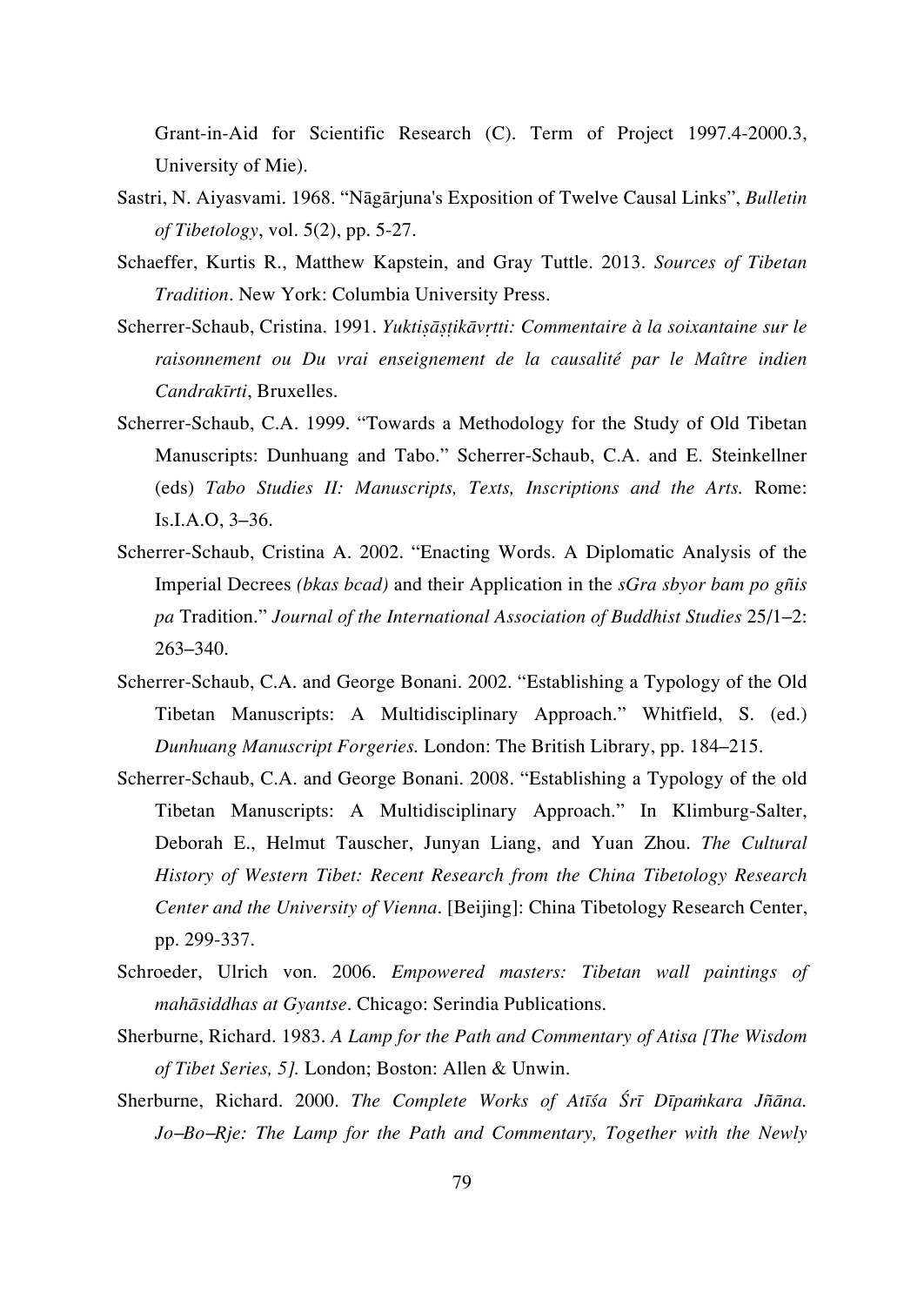Grant-in-Aid for Scientific Research (C). Term of Project 1997.4-2000.3, University of Mie).

Sastri, N. Aiyasvami. 1968. "Nāgārjuna's Exposition of Twelve Causal Links", *Bulletin of Tibetology*, vol. 5(2), pp. 5-27.

Schaeffer, Kurtis R., Matthew Kapstein, and Gray Tuttle. 2013. *Sources of Tibetan Tradition*. New York: Columbia University Press.

Scherrer-Schaub, Cristina. 1991. *Yuktiṣāṣṭikāvṛtti: Commentaire à la soixantaine sur le raisonnement ou Du vrai enseignement de la causalité par le Maître indien Candrakīrti*, Bruxelles.

Scherrer-Schaub, C.A. 1999. "Towards a Methodology for the Study of Old Tibetan Manuscripts: Dunhuang and Tabo." Scherrer-Schaub, C.A. and E. Steinkellner (eds) *Tabo Studies II: Manuscripts, Texts, Inscriptions and the Arts.* Rome: Is.I.A.O, 3–36.

Scherrer-Schaub, Cristina A. 2002. "Enacting Words. A Diplomatic Analysis of the Imperial Decrees *(bkas bcad)* and their Application in the *sGra sbyor bam po gñis pa* Tradition." *Journal of the International Association of Buddhist Studies* 25/1–2: 263–340.

Scherrer-Schaub, C.A. and George Bonani. 2002. "Establishing a Typology of the Old Tibetan Manuscripts: A Multidisciplinary Approach." Whitfield, S. (ed.) *Dunhuang Manuscript Forgeries.* London: The British Library, pp. 184–215.

Scherrer-Schaub, C.A. and George Bonani. 2008. "Establishing a Typology of the old Tibetan Manuscripts: A Multidisciplinary Approach." In Klimburg-Salter, Deborah E., Helmut Tauscher, Junyan Liang, and Yuan Zhou. *The Cultural History of Western Tibet: Recent Research from the China Tibetology Research Center and the University of Vienna*. [Beijing]: China Tibetology Research Center, pp. 299-337.

Schroeder, Ulrich von. 2006. *Empowered masters: Tibetan wall paintings of mahāsiddhas at Gyantse*. Chicago: Serindia Publications.

Sherburne, Richard. 1983. *A Lamp for the Path and Commentary of Atisa [The Wisdom of Tibet Series, 5].* London; Boston: Allen & Unwin.

Sherburne, Richard. 2000. *The Complete Works of Atīśa Śrī Dīpaṁkara Jñāna. Jo–Bo–Rje: The Lamp for the Path and Commentary, Together with the Newly*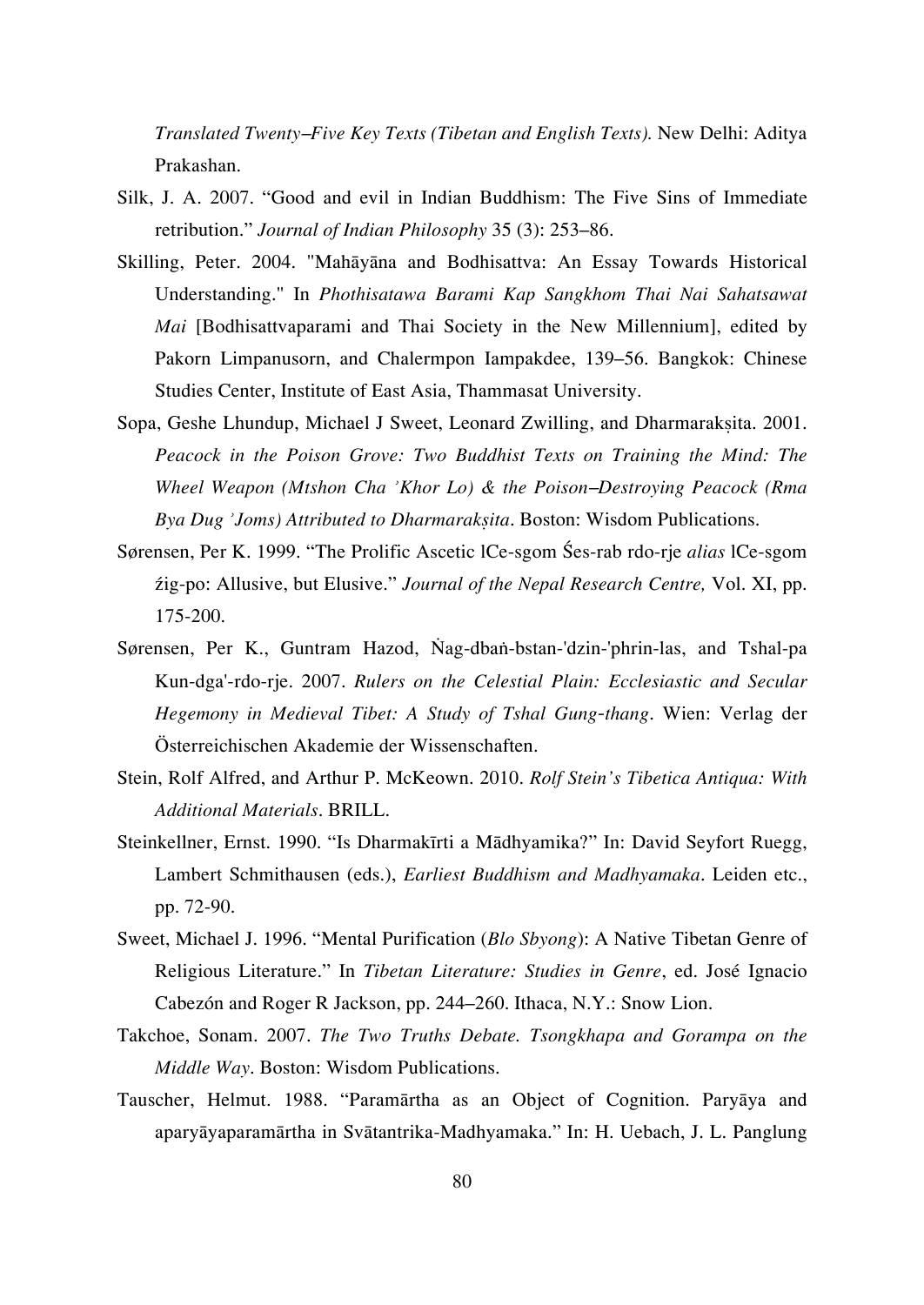*Translated Twenty–Five Key Texts (Tibetan and English Texts).* New Delhi: Aditya Prakashan.

Silk, J. A. 2007. "Good and evil in Indian Buddhism: The Five Sins of Immediate retribution." *Journal of Indian Philosophy* 35 (3): 253–86.

Skilling, Peter. 2004. "Mahāyāna and Bodhisattva: An Essay Towards Historical Understanding." In *Phothisatawa Barami Kap Sangkhom Thai Nai Sahatsawat Mai* [Bodhisattvaparami and Thai Society in the New Millennium], edited by Pakorn Limpanusorn, and Chalermpon Iampakdee, 139–56. Bangkok: Chinese Studies Center, Institute of East Asia, Thammasat University.

Sopa, Geshe Lhundup, Michael J Sweet, Leonard Zwilling, and Dharmarakṣita. 2001. *Peacock in the Poison Grove: Two Buddhist Texts on Training the Mind: The Wheel Weapon (Mtshon Cha 'Khor Lo) & the Poison–Destroying Peacock (Rma Bya Dug 'Joms) Attributed to Dharmarakṣita*. Boston: Wisdom Publications.

Sørensen, Per K. 1999. "The Prolific Ascetic lCe-sgom Śes-rab rdo-rje *alias* lCe-sgom źig-po: Allusive, but Elusive." *Journal of the Nepal Research Centre,* Vol. XI, pp. 175-200.

Sørensen, Per K., Guntram Hazod, Ṅag-dbaṅ-bstan-'dzin-'phrin-las, and Tshal-pa Kun-dga'-rdo-rje. 2007. *Rulers on the Celestial Plain: Ecclesiastic and Secular Hegemony in Medieval Tibet: A Study of Tshal Gung-thang*. Wien: Verlag der Österreichischen Akademie der Wissenschaften.

Stein, Rolf Alfred, and Arthur P. McKeown. 2010. *Rolf Stein's Tibetica Antiqua: With Additional Materials*. BRILL.

Steinkellner, Ernst. 1990. "Is Dharmakīrti a Mādhyamika?" In: David Seyfort Ruegg, Lambert Schmithausen (eds.), *Earliest Buddhism and Madhyamaka*. Leiden etc., pp. 72-90.

Sweet, Michael J. 1996. "Mental Purification (*Blo Sbyong*): A Native Tibetan Genre of Religious Literature." In *Tibetan Literature: Studies in Genre*, ed. José Ignacio Cabezón and Roger R Jackson, pp. 244–260. Ithaca, N.Y.: Snow Lion.

Takchoe, Sonam. 2007. *The Two Truths Debate. Tsongkhapa and Gorampa on the Middle Way*. Boston: Wisdom Publications.

Tauscher, Helmut. 1988. "Paramārtha as an Object of Cognition. Paryāya and aparyāyaparamārtha in Svātantrika-Madhyamaka." In: H. Uebach, J. L. Panglung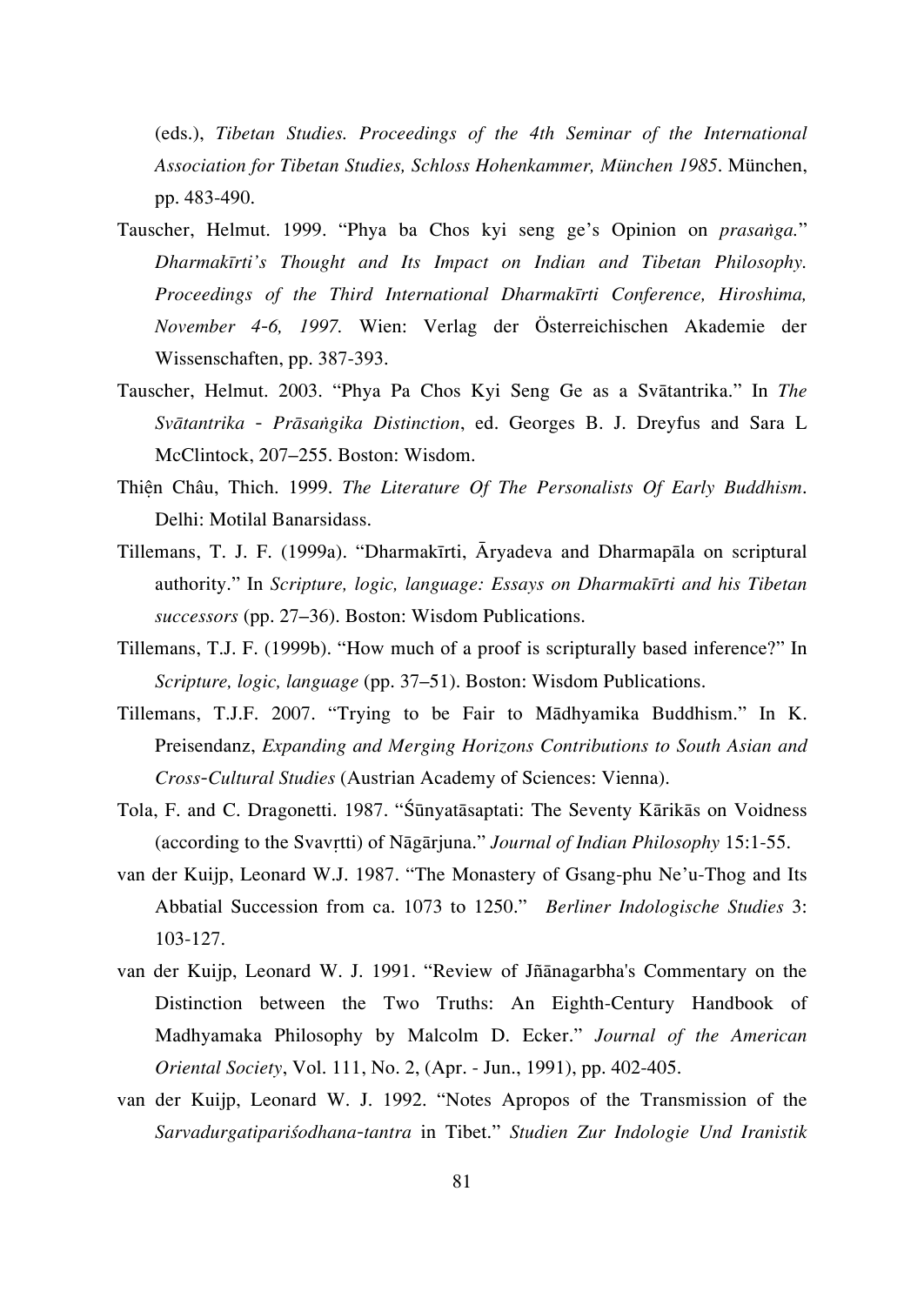(eds.), *Tibetan Studies. Proceedings of the 4th Seminar of the International Association for Tibetan Studies, Schloss Hohenkammer, München 1985*. München, pp. 483-490.

Tauscher, Helmut. 1999. "Phya ba Chos kyi seng ge's Opinion on *prasaṅga.*" *Dharmakīrti's Thought and Its Impact on Indian and Tibetan Philosophy. Proceedings of the Third International Dharmakīrti Conference, Hiroshima, November 4-6, 1997.* Wien: Verlag der Österreichischen Akademie der Wissenschaften, pp. 387-393.

Tauscher, Helmut. 2003. "Phya Pa Chos Kyi Seng Ge as a Svātantrika." In *The Svātantrika - Prāsaṅgika Distinction*, ed. Georges B. J. Dreyfus and Sara L McClintock, 207–255. Boston: Wisdom.

Thiện Châu, Thich. 1999. *The Literature Of The Personalists Of Early Buddhism*. Delhi: Motilal Banarsidass.

Tillemans, T. J. F. (1999a). "Dharmakīrti, Āryadeva and Dharmapāla on scriptural authority." In *Scripture, logic, language: Essays on Dharmakīrti and his Tibetan successors* (pp. 27–36). Boston: Wisdom Publications.

Tillemans, T.J. F. (1999b). "How much of a proof is scripturally based inference?" In *Scripture, logic, language* (pp. 37–51). Boston: Wisdom Publications.

Tillemans, T.J.F. 2007. "Trying to be Fair to Mādhyamika Buddhism." In K. Preisendanz, *Expanding and Merging Horizons Contributions to South Asian and Cross-Cultural Studies* (Austrian Academy of Sciences: Vienna).

Tola, F. and C. Dragonetti. 1987. "Śūnyatāsaptati: The Seventy Kārikās on Voidness (according to the Svavṛtti) of Nāgārjuna." *Journal of Indian Philosophy* 15:1-55.

van der Kuijp, Leonard W.J. 1987. "The Monastery of Gsang-phu Ne'u-Thog and Its Abbatial Succession from ca. 1073 to 1250." *Berliner Indologische Studies* 3: 103-127.

van der Kuijp, Leonard W. J. 1991. "Review of Jñānagarbha's Commentary on the Distinction between the Two Truths: An Eighth-Century Handbook of Madhyamaka Philosophy by Malcolm D. Ecker." *Journal of the American Oriental Society*, Vol. 111, No. 2, (Apr. - Jun., 1991), pp. 402-405.

van der Kuijp, Leonard W. J. 1992. "Notes Apropos of the Transmission of the *Sarvadurgatipariśodhana-tantra* in Tibet." *Studien Zur Indologie Und Iranistik*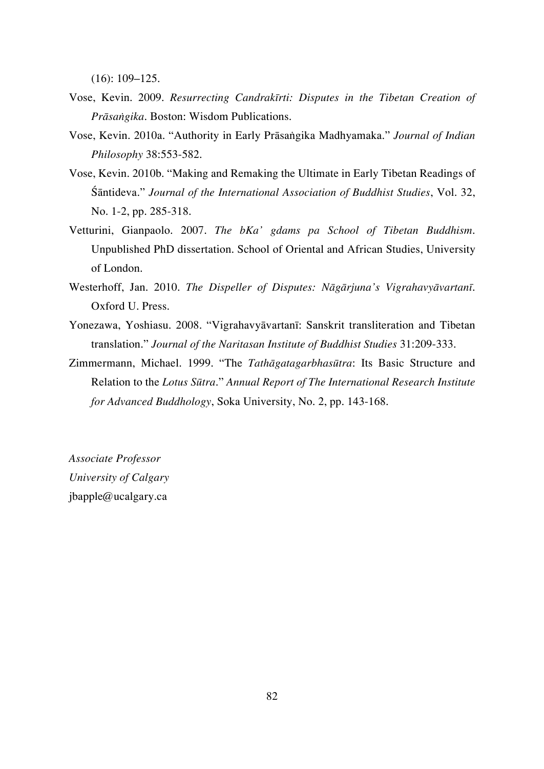(16): 109–125.

Vose, Kevin. 2009. *Resurrecting Candrakīrti: Disputes in the Tibetan Creation of Prāsaṅgika*. Boston: Wisdom Publications.

Vose, Kevin. 2010a. "Authority in Early Prāsaṅgika Madhyamaka." *Journal of Indian Philosophy* 38:553-582.

Vose, Kevin. 2010b. "Making and Remaking the Ultimate in Early Tibetan Readings of Śāntideva." *Journal of the International Association of Buddhist Studies*, Vol. 32, No. 1-2, pp. 285-318.

Vetturini, Gianpaolo. 2007. *The bKa' gdams pa School of Tibetan Buddhism*. Unpublished PhD dissertation. School of Oriental and African Studies, University of London.

Westerhoff, Jan. 2010. *The Dispeller of Disputes: Nāgārjuna's Vigrahavyāvartanī*. Oxford U. Press.

Yonezawa, Yoshiasu. 2008. "Vigrahavyāvartanī: Sanskrit transliteration and Tibetan translation." *Journal of the Naritasan Institute of Buddhist Studies* 31:209-333.

Zimmermann, Michael. 1999. "The *Tathāgatagarbhasūtra*: Its Basic Structure and Relation to the *Lotus Sūtra*." *Annual Report of The International Research Institute for Advanced Buddhology*, Soka University, No. 2, pp. 143-168.

*Associate Professor*
*University of Calgary*
jbapple@ucalgary.ca